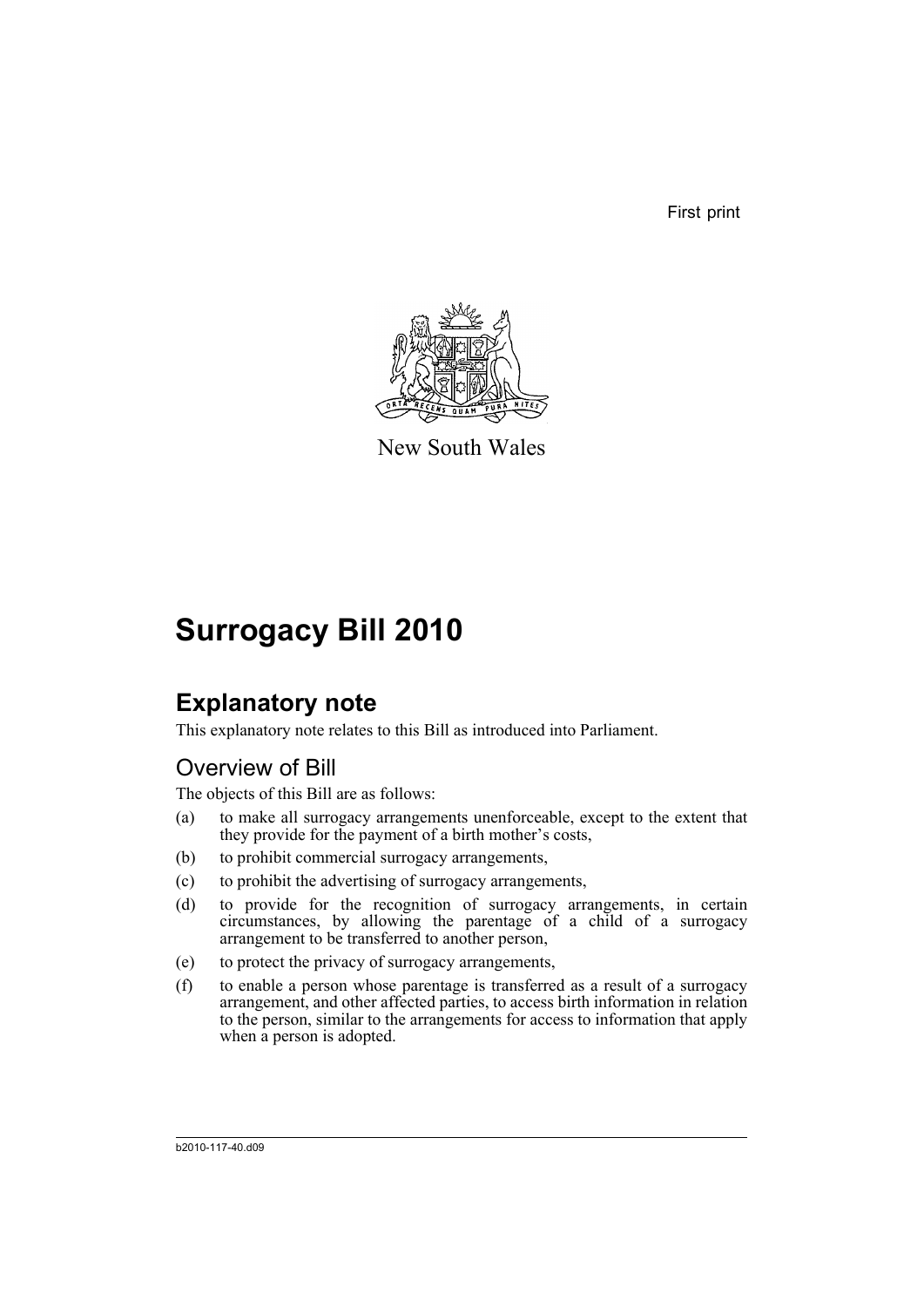First print

New South Wales

# Surrogacy Bill 2010

## Explanatory note

This explanatory note relates to this Bill as introduced into Parliament.

### Overview of Bill

The objects of this Bill are as follows:

(a) to make all surrogacy arrangements unenforceable, except to the extent that they provide for the payment of a birth mother's costs,

(b) to prohibit commercial surrogacy arrangements,

(c) to prohibit the advertising of surrogacy arrangements,

(d) to provide for the recognition of surrogacy arrangements, in certain circumstances, by allowing the parentage of a child of a surrogacy arrangement to be transferred to another person,

(e) to protect the privacy of surrogacy arrangements,

(f) to enable a person whose parentage is transferred as a result of a surrogacy arrangement, and other affected parties, to access birth information in relation to the person, similar to the arrangements for access to information that apply when a person is adopted.

b2010-117-40.d09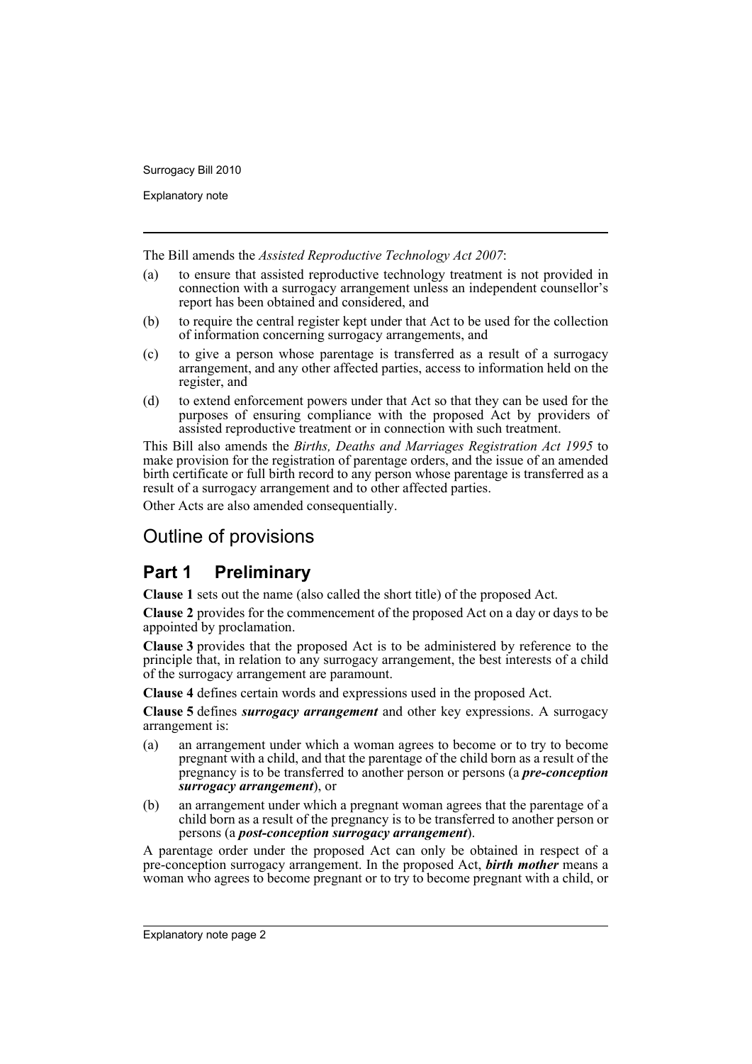The Bill amends the *Assisted Reproductive Technology Act 2007*:

(a) to ensure that assisted reproductive technology treatment is not provided in connection with a surrogacy arrangement unless an independent counsellor's report has been obtained and considered, and

(b) to require the central register kept under that Act to be used for the collection of information concerning surrogacy arrangements, and

(c) to give a person whose parentage is transferred as a result of a surrogacy arrangement, and any other affected parties, access to information held on the register, and

(d) to extend enforcement powers under that Act so that they can be used for the purposes of ensuring compliance with the proposed Act by providers of assisted reproductive treatment or in connection with such treatment.

This Bill also amends the *Births, Deaths and Marriages Registration Act 1995* to make provision for the registration of parentage orders, and the issue of an amended birth certificate or full birth record to any person whose parentage is transferred as a result of a surrogacy arrangement and to other affected parties.

Other Acts are also amended consequentially.

## Outline of provisions

### Part 1 Preliminary

**Clause 1** sets out the name (also called the short title) of the proposed Act.

**Clause 2** provides for the commencement of the proposed Act on a day or days to be appointed by proclamation.

**Clause 3** provides that the proposed Act is to be administered by reference to the principle that, in relation to any surrogacy arrangement, the best interests of a child of the surrogacy arrangement are paramount.

**Clause 4** defines certain words and expressions used in the proposed Act.

**Clause 5** defines ***surrogacy arrangement*** and other key expressions. A surrogacy arrangement is:

(a) an arrangement under which a woman agrees to become or to try to become pregnant with a child, and that the parentage of the child born as a result of the pregnancy is to be transferred to another person or persons (a ***pre-conception surrogacy arrangement***), or

(b) an arrangement under which a pregnant woman agrees that the parentage of a child born as a result of the pregnancy is to be transferred to another person or persons (a ***post-conception surrogacy arrangement***).

A parentage order under the proposed Act can only be obtained in respect of a pre-conception surrogacy arrangement. In the proposed Act, ***birth mother*** means a woman who agrees to become pregnant or to try to become pregnant with a child, or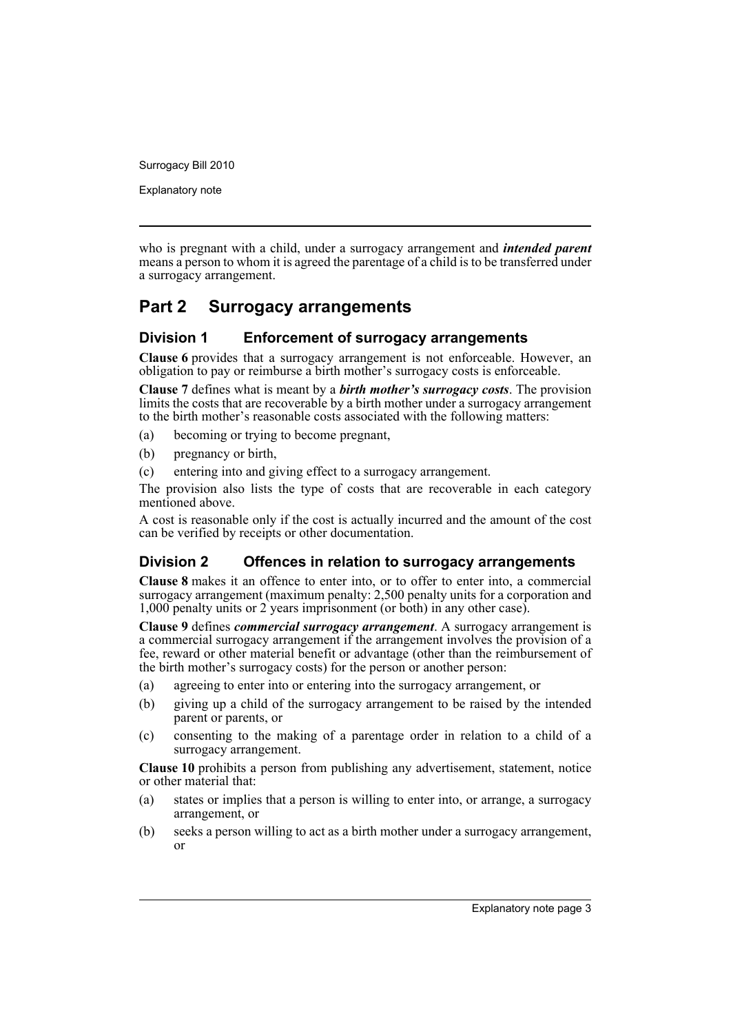who is pregnant with a child, under a surrogacy arrangement and ***intended parent*** means a person to whom it is agreed the parentage of a child is to be transferred under a surrogacy arrangement.

## Part 2 Surrogacy arrangements

### Division 1 Enforcement of surrogacy arrangements

**Clause 6** provides that a surrogacy arrangement is not enforceable. However, an obligation to pay or reimburse a birth mother's surrogacy costs is enforceable.

**Clause 7** defines what is meant by a ***birth mother's surrogacy costs***. The provision limits the costs that are recoverable by a birth mother under a surrogacy arrangement to the birth mother's reasonable costs associated with the following matters:

(a) becoming or trying to become pregnant,

(b) pregnancy or birth,

(c) entering into and giving effect to a surrogacy arrangement.

The provision also lists the type of costs that are recoverable in each category mentioned above.

A cost is reasonable only if the cost is actually incurred and the amount of the cost can be verified by receipts or other documentation.

### Division 2 Offences in relation to surrogacy arrangements

**Clause 8** makes it an offence to enter into, or to offer to enter into, a commercial surrogacy arrangement (maximum penalty: 2,500 penalty units for a corporation and 1,000 penalty units or 2 years imprisonment (or both) in any other case).

**Clause 9** defines ***commercial surrogacy arrangement***. A surrogacy arrangement is a commercial surrogacy arrangement if the arrangement involves the provision of a fee, reward or other material benefit or advantage (other than the reimbursement of the birth mother's surrogacy costs) for the person or another person:

(a) agreeing to enter into or entering into the surrogacy arrangement, or

(b) giving up a child of the surrogacy arrangement to be raised by the intended parent or parents, or

(c) consenting to the making of a parentage order in relation to a child of a surrogacy arrangement.

**Clause 10** prohibits a person from publishing any advertisement, statement, notice or other material that:

(a) states or implies that a person is willing to enter into, or arrange, a surrogacy arrangement, or

(b) seeks a person willing to act as a birth mother under a surrogacy arrangement, or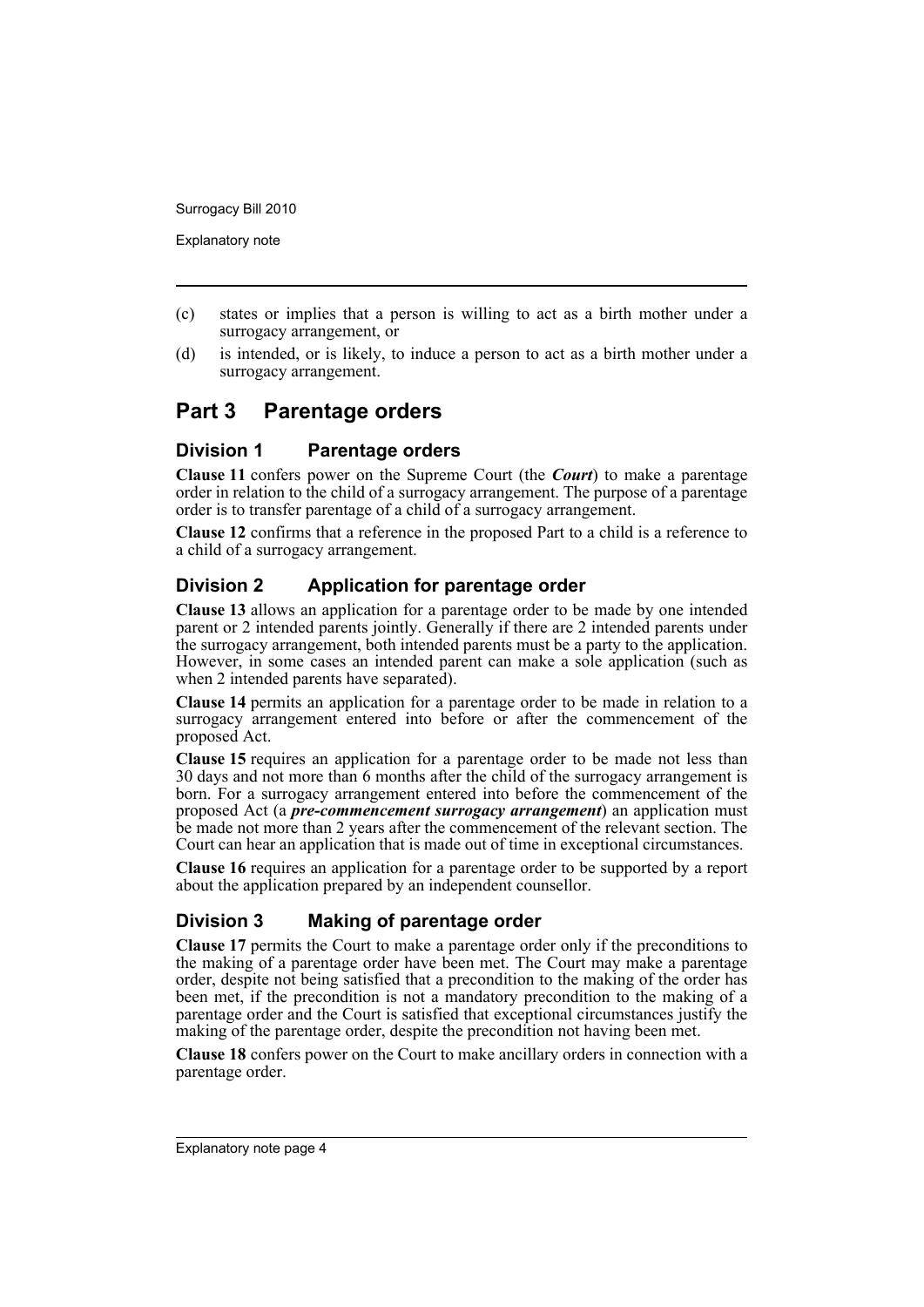(c) states or implies that a person is willing to act as a birth mother under a surrogacy arrangement, or

(d) is intended, or is likely, to induce a person to act as a birth mother under a surrogacy arrangement.

## Part 3 Parentage orders

### Division 1 Parentage orders

**Clause 11** confers power on the Supreme Court (the ***Court***) to make a parentage order in relation to the child of a surrogacy arrangement. The purpose of a parentage order is to transfer parentage of a child of a surrogacy arrangement.

**Clause 12** confirms that a reference in the proposed Part to a child is a reference to a child of a surrogacy arrangement.

### Division 2 Application for parentage order

**Clause 13** allows an application for a parentage order to be made by one intended parent or 2 intended parents jointly. Generally if there are 2 intended parents under the surrogacy arrangement, both intended parents must be a party to the application. However, in some cases an intended parent can make a sole application (such as when 2 intended parents have separated).

**Clause 14** permits an application for a parentage order to be made in relation to a surrogacy arrangement entered into before or after the commencement of the proposed Act.

**Clause 15** requires an application for a parentage order to be made not less than 30 days and not more than 6 months after the child of the surrogacy arrangement is born. For a surrogacy arrangement entered into before the commencement of the proposed Act (a ***pre-commencement surrogacy arrangement***) an application must be made not more than 2 years after the commencement of the relevant section. The Court can hear an application that is made out of time in exceptional circumstances.

**Clause 16** requires an application for a parentage order to be supported by a report about the application prepared by an independent counsellor.

### Division 3 Making of parentage order

**Clause 17** permits the Court to make a parentage order only if the preconditions to the making of a parentage order have been met. The Court may make a parentage order, despite not being satisfied that a precondition to the making of the order has been met, if the precondition is not a mandatory precondition to the making of a parentage order and the Court is satisfied that exceptional circumstances justify the making of the parentage order, despite the precondition not having been met.

**Clause 18** confers power on the Court to make ancillary orders in connection with a parentage order.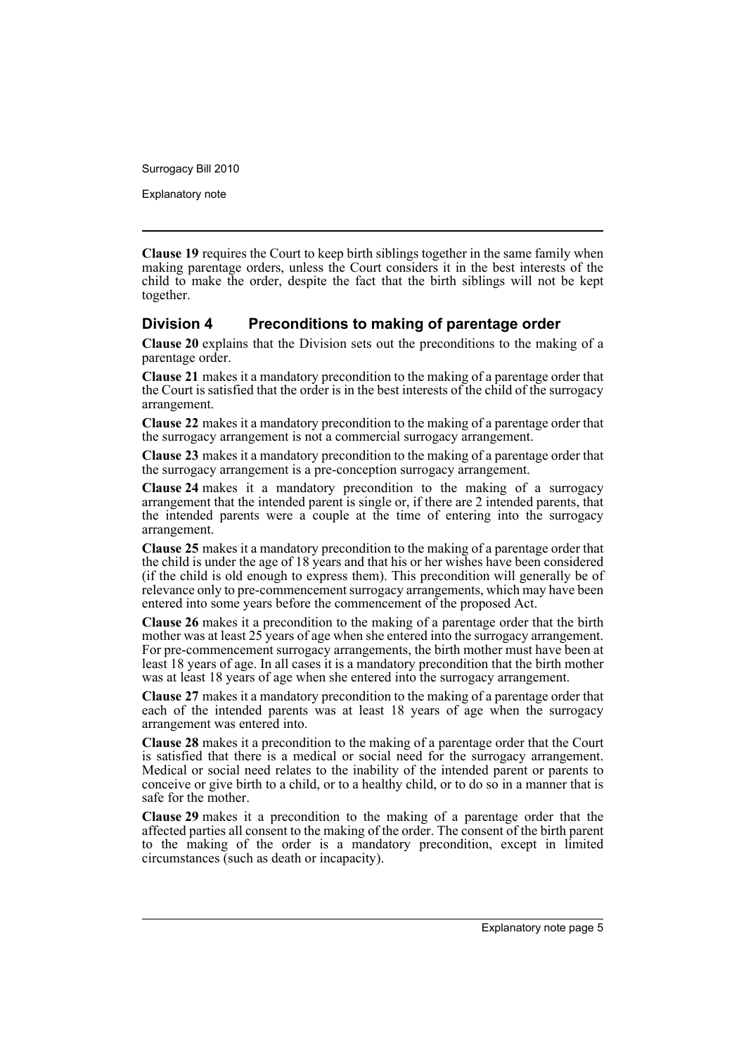**Clause 19** requires the Court to keep birth siblings together in the same family when making parentage orders, unless the Court considers it in the best interests of the child to make the order, despite the fact that the birth siblings will not be kept together.

## Division 4 Preconditions to making of parentage order

**Clause 20** explains that the Division sets out the preconditions to the making of a parentage order.

**Clause 21** makes it a mandatory precondition to the making of a parentage order that the Court is satisfied that the order is in the best interests of the child of the surrogacy arrangement.

**Clause 22** makes it a mandatory precondition to the making of a parentage order that the surrogacy arrangement is not a commercial surrogacy arrangement.

**Clause 23** makes it a mandatory precondition to the making of a parentage order that the surrogacy arrangement is a pre-conception surrogacy arrangement.

**Clause 24** makes it a mandatory precondition to the making of a surrogacy arrangement that the intended parent is single or, if there are 2 intended parents, that the intended parents were a couple at the time of entering into the surrogacy arrangement.

**Clause 25** makes it a mandatory precondition to the making of a parentage order that the child is under the age of 18 years and that his or her wishes have been considered (if the child is old enough to express them). This precondition will generally be of relevance only to pre-commencement surrogacy arrangements, which may have been entered into some years before the commencement of the proposed Act.

**Clause 26** makes it a precondition to the making of a parentage order that the birth mother was at least 25 years of age when she entered into the surrogacy arrangement. For pre-commencement surrogacy arrangements, the birth mother must have been at least 18 years of age. In all cases it is a mandatory precondition that the birth mother was at least 18 years of age when she entered into the surrogacy arrangement.

**Clause 27** makes it a mandatory precondition to the making of a parentage order that each of the intended parents was at least 18 years of age when the surrogacy arrangement was entered into.

**Clause 28** makes it a precondition to the making of a parentage order that the Court is satisfied that there is a medical or social need for the surrogacy arrangement. Medical or social need relates to the inability of the intended parent or parents to conceive or give birth to a child, or to a healthy child, or to do so in a manner that is safe for the mother.

**Clause 29** makes it a precondition to the making of a parentage order that the affected parties all consent to the making of the order. The consent of the birth parent to the making of the order is a mandatory precondition, except in limited circumstances (such as death or incapacity).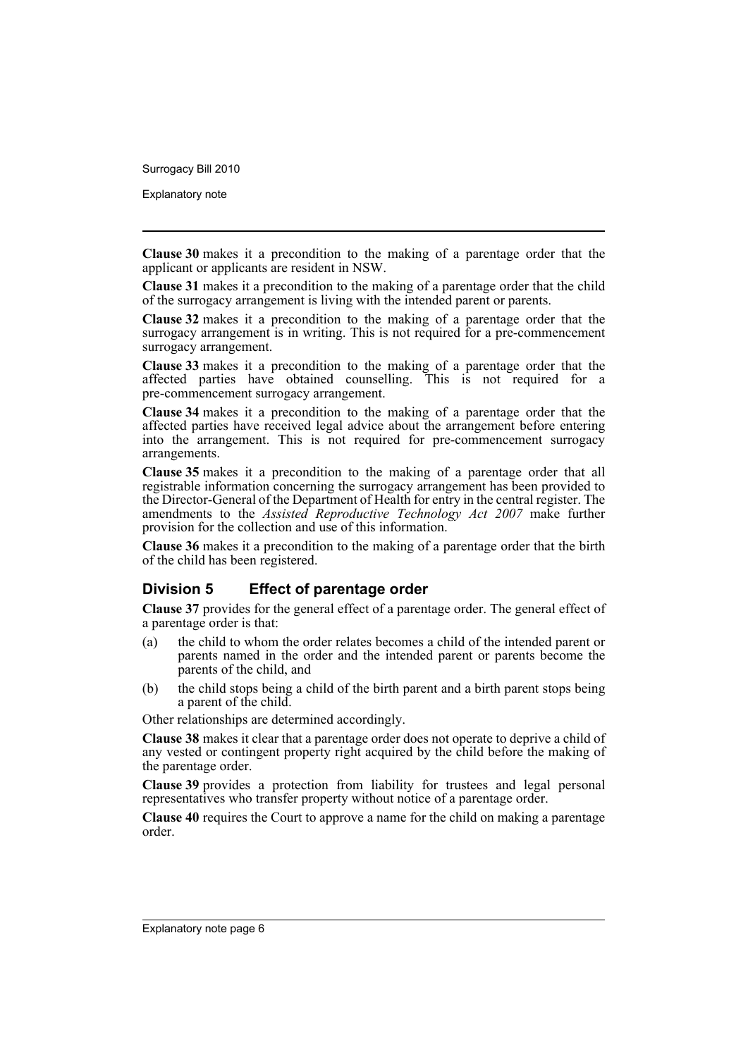**Clause 30** makes it a precondition to the making of a parentage order that the applicant or applicants are resident in NSW.

**Clause 31** makes it a precondition to the making of a parentage order that the child of the surrogacy arrangement is living with the intended parent or parents.

**Clause 32** makes it a precondition to the making of a parentage order that the surrogacy arrangement is in writing. This is not required for a pre-commencement surrogacy arrangement.

**Clause 33** makes it a precondition to the making of a parentage order that the affected parties have obtained counselling. This is not required for a pre-commencement surrogacy arrangement.

**Clause 34** makes it a precondition to the making of a parentage order that the affected parties have received legal advice about the arrangement before entering into the arrangement. This is not required for pre-commencement surrogacy arrangements.

**Clause 35** makes it a precondition to the making of a parentage order that all registrable information concerning the surrogacy arrangement has been provided to the Director-General of the Department of Health for entry in the central register. The amendments to the *Assisted Reproductive Technology Act 2007* make further provision for the collection and use of this information.

**Clause 36** makes it a precondition to the making of a parentage order that the birth of the child has been registered.

## Division 5 Effect of parentage order

**Clause 37** provides for the general effect of a parentage order. The general effect of a parentage order is that:

(a) the child to whom the order relates becomes a child of the intended parent or parents named in the order and the intended parent or parents become the parents of the child, and

(b) the child stops being a child of the birth parent and a birth parent stops being a parent of the child.

Other relationships are determined accordingly.

**Clause 38** makes it clear that a parentage order does not operate to deprive a child of any vested or contingent property right acquired by the child before the making of the parentage order.

**Clause 39** provides a protection from liability for trustees and legal personal representatives who transfer property without notice of a parentage order.

**Clause 40** requires the Court to approve a name for the child on making a parentage order.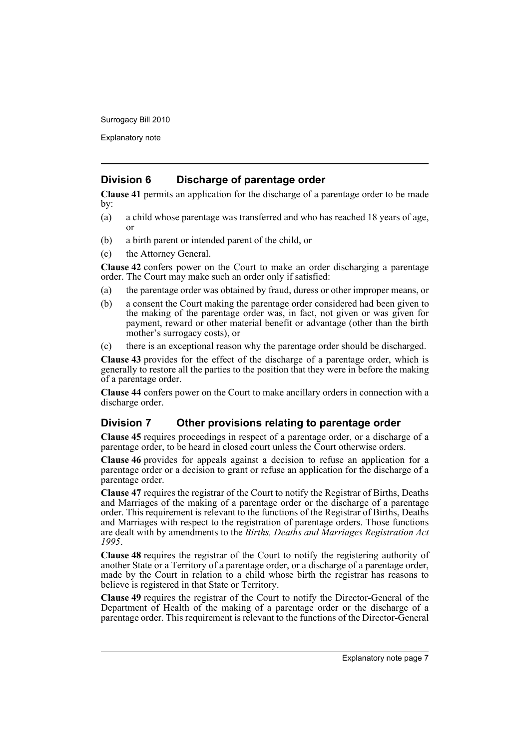## Division 6 Discharge of parentage order

**Clause 41** permits an application for the discharge of a parentage order to be made by:

(a) a child whose parentage was transferred and who has reached 18 years of age, or

(b) a birth parent or intended parent of the child, or

(c) the Attorney General.

**Clause 42** confers power on the Court to make an order discharging a parentage order. The Court may make such an order only if satisfied:

(a) the parentage order was obtained by fraud, duress or other improper means, or

(b) a consent the Court making the parentage order considered had been given to the making of the parentage order was, in fact, not given or was given for payment, reward or other material benefit or advantage (other than the birth mother's surrogacy costs), or

(c) there is an exceptional reason why the parentage order should be discharged.

**Clause 43** provides for the effect of the discharge of a parentage order, which is generally to restore all the parties to the position that they were in before the making of a parentage order.

**Clause 44** confers power on the Court to make ancillary orders in connection with a discharge order.

## Division 7 Other provisions relating to parentage order

**Clause 45** requires proceedings in respect of a parentage order, or a discharge of a parentage order, to be heard in closed court unless the Court otherwise orders.

**Clause 46** provides for appeals against a decision to refuse an application for a parentage order or a decision to grant or refuse an application for the discharge of a parentage order.

**Clause 47** requires the registrar of the Court to notify the Registrar of Births, Deaths and Marriages of the making of a parentage order or the discharge of a parentage order. This requirement is relevant to the functions of the Registrar of Births, Deaths and Marriages with respect to the registration of parentage orders. Those functions are dealt with by amendments to the *Births, Deaths and Marriages Registration Act 1995*.

**Clause 48** requires the registrar of the Court to notify the registering authority of another State or a Territory of a parentage order, or a discharge of a parentage order, made by the Court in relation to a child whose birth the registrar has reasons to believe is registered in that State or Territory.

**Clause 49** requires the registrar of the Court to notify the Director-General of the Department of Health of the making of a parentage order or the discharge of a parentage order. This requirement is relevant to the functions of the Director-General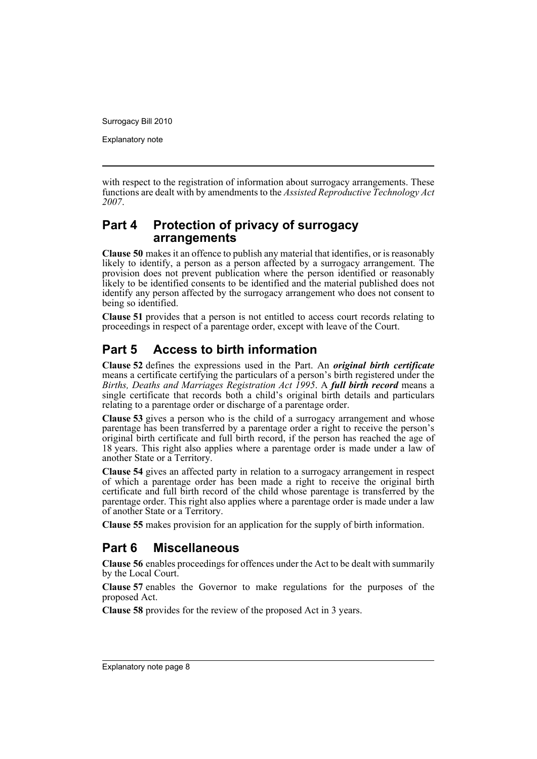with respect to the registration of information about surrogacy arrangements. These functions are dealt with by amendments to the *Assisted Reproductive Technology Act 2007*.

## Part 4 Protection of privacy of surrogacy arrangements

**Clause 50** makes it an offence to publish any material that identifies, or is reasonably likely to identify, a person as a person affected by a surrogacy arrangement. The provision does not prevent publication where the person identified or reasonably likely to be identified consents to be identified and the material published does not identify any person affected by the surrogacy arrangement who does not consent to being so identified.

**Clause 51** provides that a person is not entitled to access court records relating to proceedings in respect of a parentage order, except with leave of the Court.

## Part 5 Access to birth information

**Clause 52** defines the expressions used in the Part. An ***original birth certificate*** means a certificate certifying the particulars of a person's birth registered under the *Births, Deaths and Marriages Registration Act 1995*. A ***full birth record*** means a single certificate that records both a child's original birth details and particulars relating to a parentage order or discharge of a parentage order.

**Clause 53** gives a person who is the child of a surrogacy arrangement and whose parentage has been transferred by a parentage order a right to receive the person's original birth certificate and full birth record, if the person has reached the age of 18 years. This right also applies where a parentage order is made under a law of another State or a Territory.

**Clause 54** gives an affected party in relation to a surrogacy arrangement in respect of which a parentage order has been made a right to receive the original birth certificate and full birth record of the child whose parentage is transferred by the parentage order. This right also applies where a parentage order is made under a law of another State or a Territory.

**Clause 55** makes provision for an application for the supply of birth information.

## Part 6 Miscellaneous

**Clause 56** enables proceedings for offences under the Act to be dealt with summarily by the Local Court.

**Clause 57** enables the Governor to make regulations for the purposes of the proposed Act.

**Clause 58** provides for the review of the proposed Act in 3 years.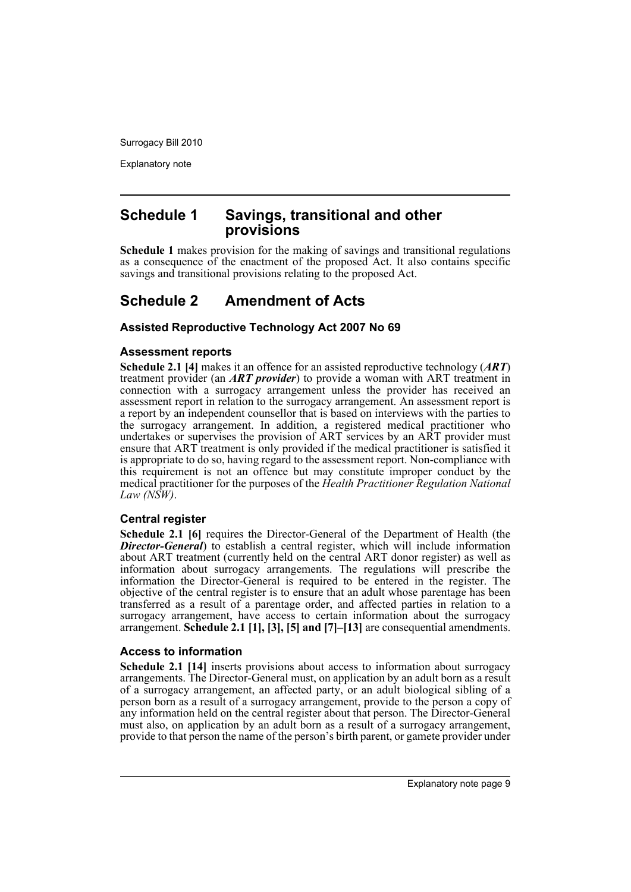## Schedule 1 Savings, transitional and other provisions

**Schedule 1** makes provision for the making of savings and transitional regulations as a consequence of the enactment of the proposed Act. It also contains specific savings and transitional provisions relating to the proposed Act.

## Schedule 2 Amendment of Acts

### Assisted Reproductive Technology Act 2007 No 69

#### Assessment reports

**Schedule 2.1 [4]** makes it an offence for an assisted reproductive technology (***ART***) treatment provider (an ***ART provider***) to provide a woman with ART treatment in connection with a surrogacy arrangement unless the provider has received an assessment report in relation to the surrogacy arrangement. An assessment report is a report by an independent counsellor that is based on interviews with the parties to the surrogacy arrangement. In addition, a registered medical practitioner who undertakes or supervises the provision of ART services by an ART provider must ensure that ART treatment is only provided if the medical practitioner is satisfied it is appropriate to do so, having regard to the assessment report. Non-compliance with this requirement is not an offence but may constitute improper conduct by the medical practitioner for the purposes of the *Health Practitioner Regulation National Law (NSW)*.

#### Central register

**Schedule 2.1 [6]** requires the Director-General of the Department of Health (the ***Director-General***) to establish a central register, which will include information about ART treatment (currently held on the central ART donor register) as well as information about surrogacy arrangements. The regulations will prescribe the information the Director-General is required to be entered in the register. The objective of the central register is to ensure that an adult whose parentage has been transferred as a result of a parentage order, and affected parties in relation to a surrogacy arrangement, have access to certain information about the surrogacy arrangement. **Schedule 2.1 [1], [3], [5] and [7]–[13]** are consequential amendments.

#### Access to information

**Schedule 2.1 [14]** inserts provisions about access to information about surrogacy arrangements. The Director-General must, on application by an adult born as a result of a surrogacy arrangement, an affected party, or an adult biological sibling of a person born as a result of a surrogacy arrangement, provide to the person a copy of any information held on the central register about that person. The Director-General must also, on application by an adult born as a result of a surrogacy arrangement, provide to that person the name of the person's birth parent, or gamete provider under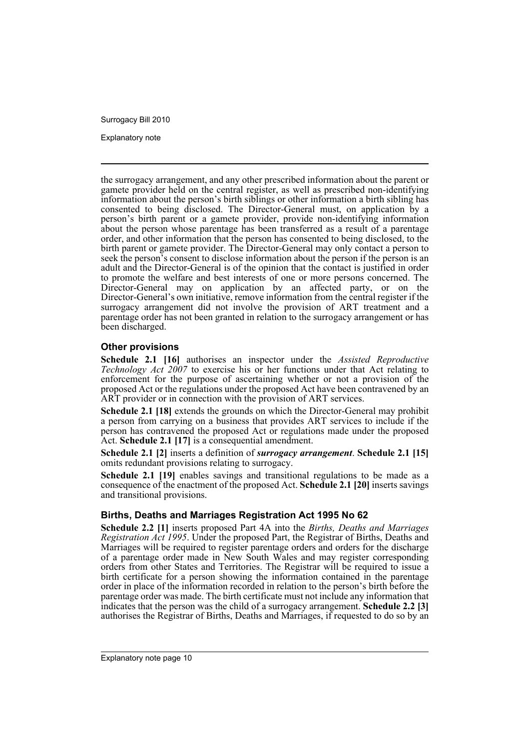the surrogacy arrangement, and any other prescribed information about the parent or gamete provider held on the central register, as well as prescribed non-identifying information about the person's birth siblings or other information a birth sibling has consented to being disclosed. The Director-General must, on application by a person's birth parent or a gamete provider, provide non-identifying information about the person whose parentage has been transferred as a result of a parentage order, and other information that the person has consented to being disclosed, to the birth parent or gamete provider. The Director-General may only contact a person to seek the person's consent to disclose information about the person if the person is an adult and the Director-General is of the opinion that the contact is justified in order to promote the welfare and best interests of one or more persons concerned. The Director-General may on application by an affected party, or on the Director-General's own initiative, remove information from the central register if the surrogacy arrangement did not involve the provision of ART treatment and a parentage order has not been granted in relation to the surrogacy arrangement or has been discharged.

### Other provisions

**Schedule 2.1 [16]** authorises an inspector under the *Assisted Reproductive Technology Act 2007* to exercise his or her functions under that Act relating to enforcement for the purpose of ascertaining whether or not a provision of the proposed Act or the regulations under the proposed Act have been contravened by an ART provider or in connection with the provision of ART services.

**Schedule 2.1 [18]** extends the grounds on which the Director-General may prohibit a person from carrying on a business that provides ART services to include if the person has contravened the proposed Act or regulations made under the proposed Act. **Schedule 2.1 [17]** is a consequential amendment.

**Schedule 2.1 [2]** inserts a definition of ***surrogacy arrangement***. **Schedule 2.1 [15]** omits redundant provisions relating to surrogacy.

**Schedule 2.1 [19]** enables savings and transitional regulations to be made as a consequence of the enactment of the proposed Act. **Schedule 2.1 [20]** inserts savings and transitional provisions.

### Births, Deaths and Marriages Registration Act 1995 No 62

**Schedule 2.2 [1]** inserts proposed Part 4A into the *Births, Deaths and Marriages Registration Act 1995*. Under the proposed Part, the Registrar of Births, Deaths and Marriages will be required to register parentage orders and orders for the discharge of a parentage order made in New South Wales and may register corresponding orders from other States and Territories. The Registrar will be required to issue a birth certificate for a person showing the information contained in the parentage order in place of the information recorded in relation to the person's birth before the parentage order was made. The birth certificate must not include any information that indicates that the person was the child of a surrogacy arrangement. **Schedule 2.2 [3]** authorises the Registrar of Births, Deaths and Marriages, if requested to do so by an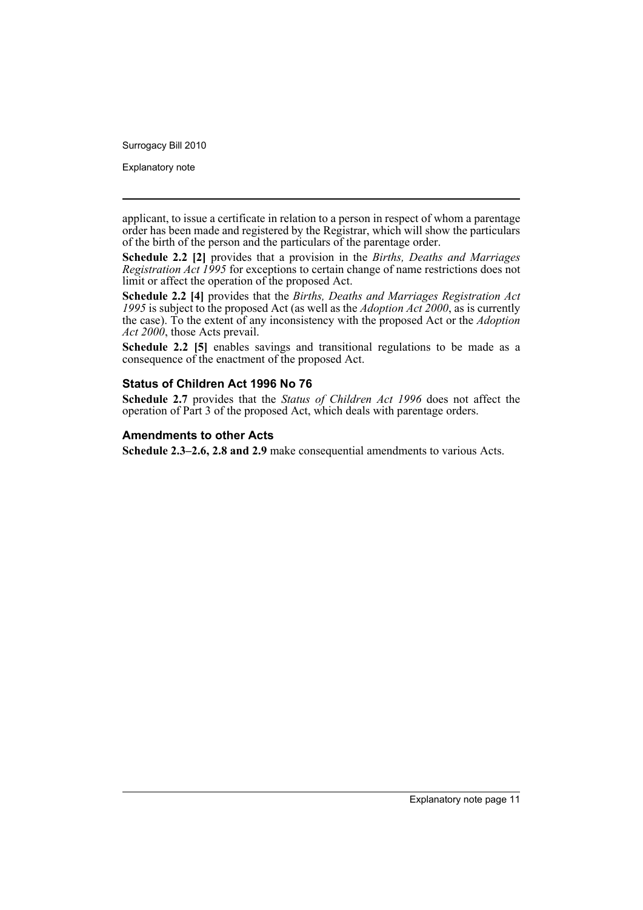applicant, to issue a certificate in relation to a person in respect of whom a parentage order has been made and registered by the Registrar, which will show the particulars of the birth of the person and the particulars of the parentage order.

**Schedule 2.2 [2]** provides that a provision in the *Births, Deaths and Marriages Registration Act 1995* for exceptions to certain change of name restrictions does not limit or affect the operation of the proposed Act.

**Schedule 2.2 [4]** provides that the *Births, Deaths and Marriages Registration Act 1995* is subject to the proposed Act (as well as the *Adoption Act 2000*, as is currently the case). To the extent of any inconsistency with the proposed Act or the *Adoption Act 2000*, those Acts prevail.

**Schedule 2.2 [5]** enables savings and transitional regulations to be made as a consequence of the enactment of the proposed Act.

### Status of Children Act 1996 No 76

**Schedule 2.7** provides that the *Status of Children Act 1996* does not affect the operation of Part 3 of the proposed Act, which deals with parentage orders.

### Amendments to other Acts

**Schedule 2.3–2.6, 2.8 and 2.9** make consequential amendments to various Acts.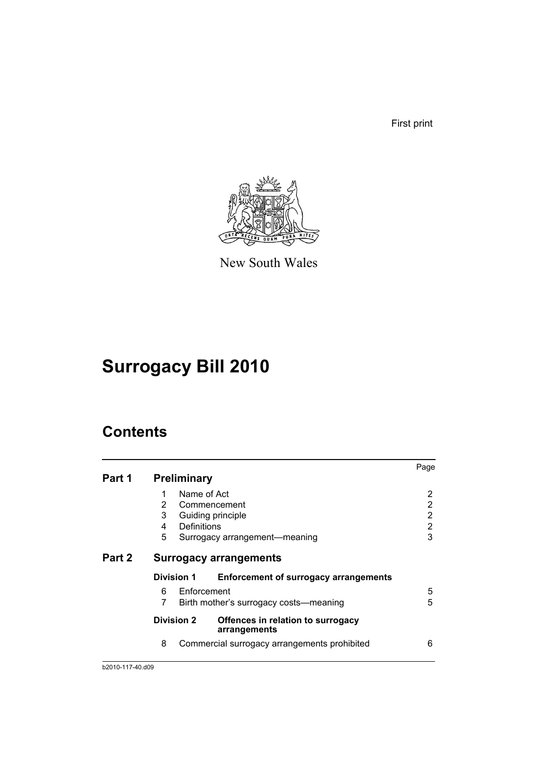First print

New South Wales

# Surrogacy Bill 2010

## Contents

| | | | Page |
|---|---|---|---|
| **Part 1** | **Preliminary** | | |
| | 1 | Name of Act | 2 |
| | 2 | Commencement | 2 |
| | 3 | Guiding principle | 2 |
| | 4 | Definitions | 2 |
| | 5 | Surrogacy arrangement—meaning | 3 |
| **Part 2** | **Surrogacy arrangements** | | |
| | **Division 1** | **Enforcement of surrogacy arrangements** | |
| | 6 | Enforcement | 5 |
| | 7 | Birth mother's surrogacy costs—meaning | 5 |
| | **Division 2** | **Offences in relation to surrogacy arrangements** | |
| | 8 | Commercial surrogacy arrangements prohibited | 6 |

b2010-117-40.d09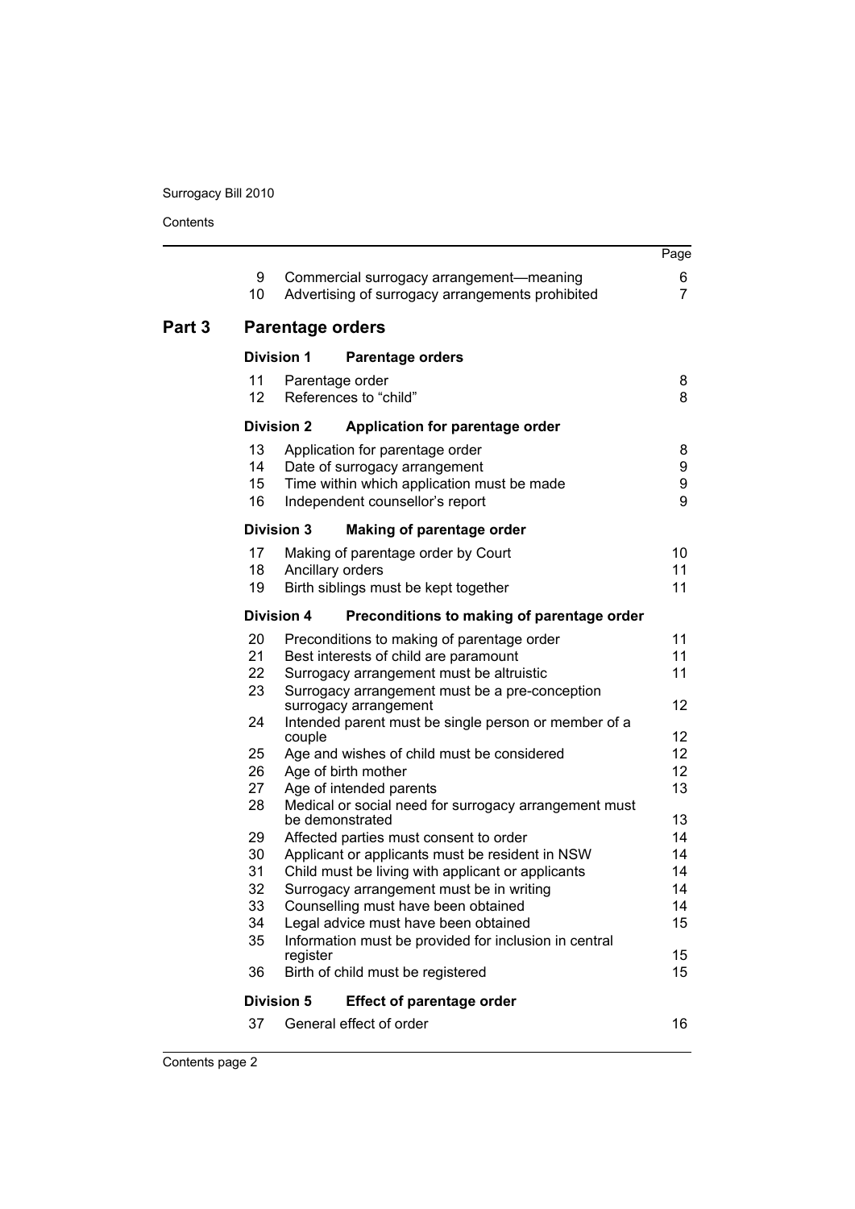| | | | Page |
|---|---|---|---|
| | 9 | Commercial surrogacy arrangement—meaning | 6 |
| | 10 | Advertising of surrogacy arrangements prohibited | 7 |
| **Part 3** | | **Parentage orders** | |
| | **Division 1** | **Parentage orders** | |
| | 11 | Parentage order | 8 |
| | 12 | References to "child" | 8 |
| | **Division 2** | **Application for parentage order** | |
| | 13 | Application for parentage order | 8 |
| | 14 | Date of surrogacy arrangement | 9 |
| | 15 | Time within which application must be made | 9 |
| | 16 | Independent counsellor's report | 9 |
| | **Division 3** | **Making of parentage order** | |
| | 17 | Making of parentage order by Court | 10 |
| | 18 | Ancillary orders | 11 |
| | 19 | Birth siblings must be kept together | 11 |
| | **Division 4** | **Preconditions to making of parentage order** | |
| | 20 | Preconditions to making of parentage order | 11 |
| | 21 | Best interests of child are paramount | 11 |
| | 22 | Surrogacy arrangement must be altruistic | 11 |
| | 23 | Surrogacy arrangement must be a pre-conception surrogacy arrangement | 12 |
| | 24 | Intended parent must be single person or member of a couple | 12 |
| | 25 | Age and wishes of child must be considered | 12 |
| | 26 | Age of birth mother | 12 |
| | 27 | Age of intended parents | 13 |
| | 28 | Medical or social need for surrogacy arrangement must be demonstrated | 13 |
| | 29 | Affected parties must consent to order | 14 |
| | 30 | Applicant or applicants must be resident in NSW | 14 |
| | 31 | Child must be living with applicant or applicants | 14 |
| | 32 | Surrogacy arrangement must be in writing | 14 |
| | 33 | Counselling must have been obtained | 14 |
| | 34 | Legal advice must have been obtained | 15 |
| | 35 | Information must be provided for inclusion in central register | 15 |
| | 36 | Birth of child must be registered | 15 |
| | **Division 5** | **Effect of parentage order** | |
| | 37 | General effect of order | 16 |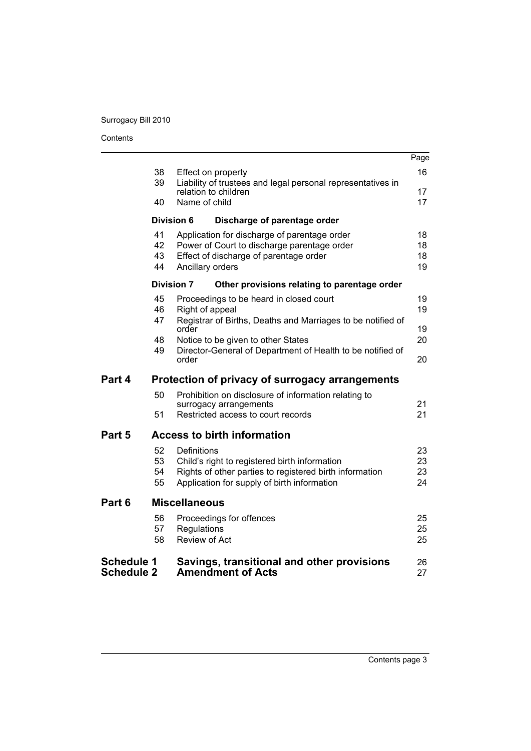| | | | Page |
|---|---|---|---|
| | 38 | Effect on property | 16 |
| | 39 | Liability of trustees and legal personal representatives in relation to children | 17 |
| | 40 | Name of child | 17 |
| | **Division 6** | **Discharge of parentage order** | |
| | 41 | Application for discharge of parentage order | 18 |
| | 42 | Power of Court to discharge parentage order | 18 |
| | 43 | Effect of discharge of parentage order | 18 |
| | 44 | Ancillary orders | 19 |
| | **Division 7** | **Other provisions relating to parentage order** | |
| | 45 | Proceedings to be heard in closed court | 19 |
| | 46 | Right of appeal | 19 |
| | 47 | Registrar of Births, Deaths and Marriages to be notified of order | 19 |
| | 48 | Notice to be given to other States | 20 |
| | 49 | Director-General of Department of Health to be notified of order | 20 |
| **Part 4** | | **Protection of privacy of surrogacy arrangements** | |
| | 50 | Prohibition on disclosure of information relating to surrogacy arrangements | 21 |
| | 51 | Restricted access to court records | 21 |
| **Part 5** | | **Access to birth information** | |
| | 52 | Definitions | 23 |
| | 53 | Child's right to registered birth information | 23 |
| | 54 | Rights of other parties to registered birth information | 23 |
| | 55 | Application for supply of birth information | 24 |
| **Part 6** | | **Miscellaneous** | |
| | 56 | Proceedings for offences | 25 |
| | 57 | Regulations | 25 |
| | 58 | Review of Act | 25 |
| **Schedule 1** | | **Savings, transitional and other provisions** | 26 |
| **Schedule 2** | | **Amendment of Acts** | 27 |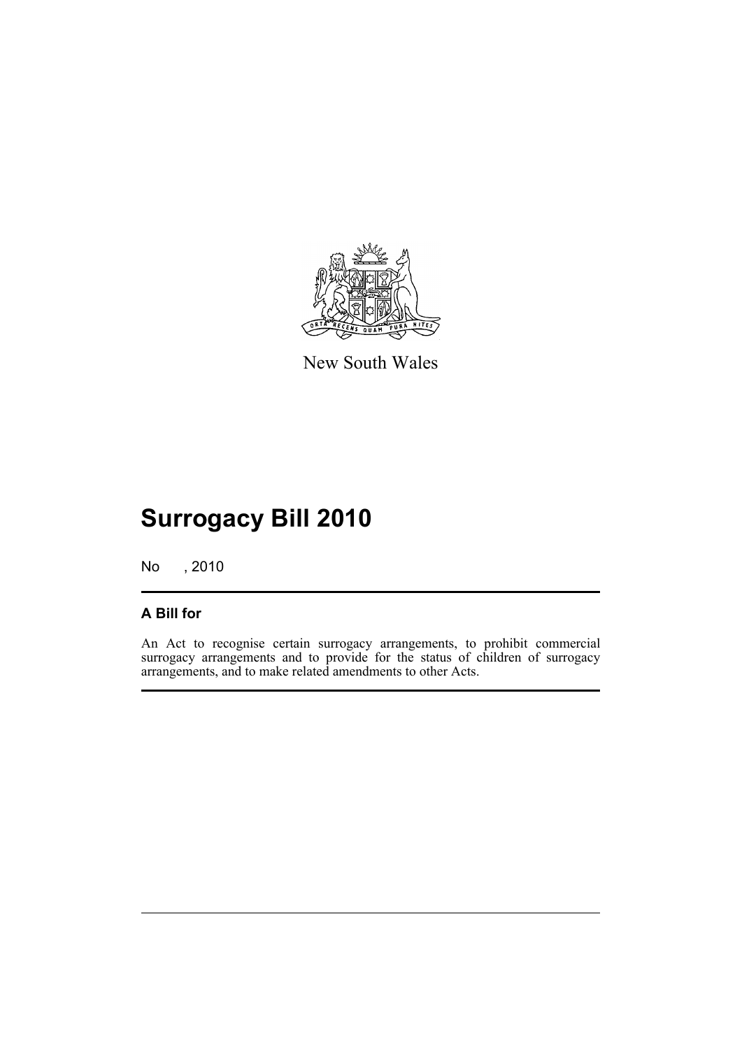New South Wales

# Surrogacy Bill 2010

No , 2010

## A Bill for

An Act to recognise certain surrogacy arrangements, to prohibit commercial surrogacy arrangements and to provide for the status of children of surrogacy arrangements, and to make related amendments to other Acts.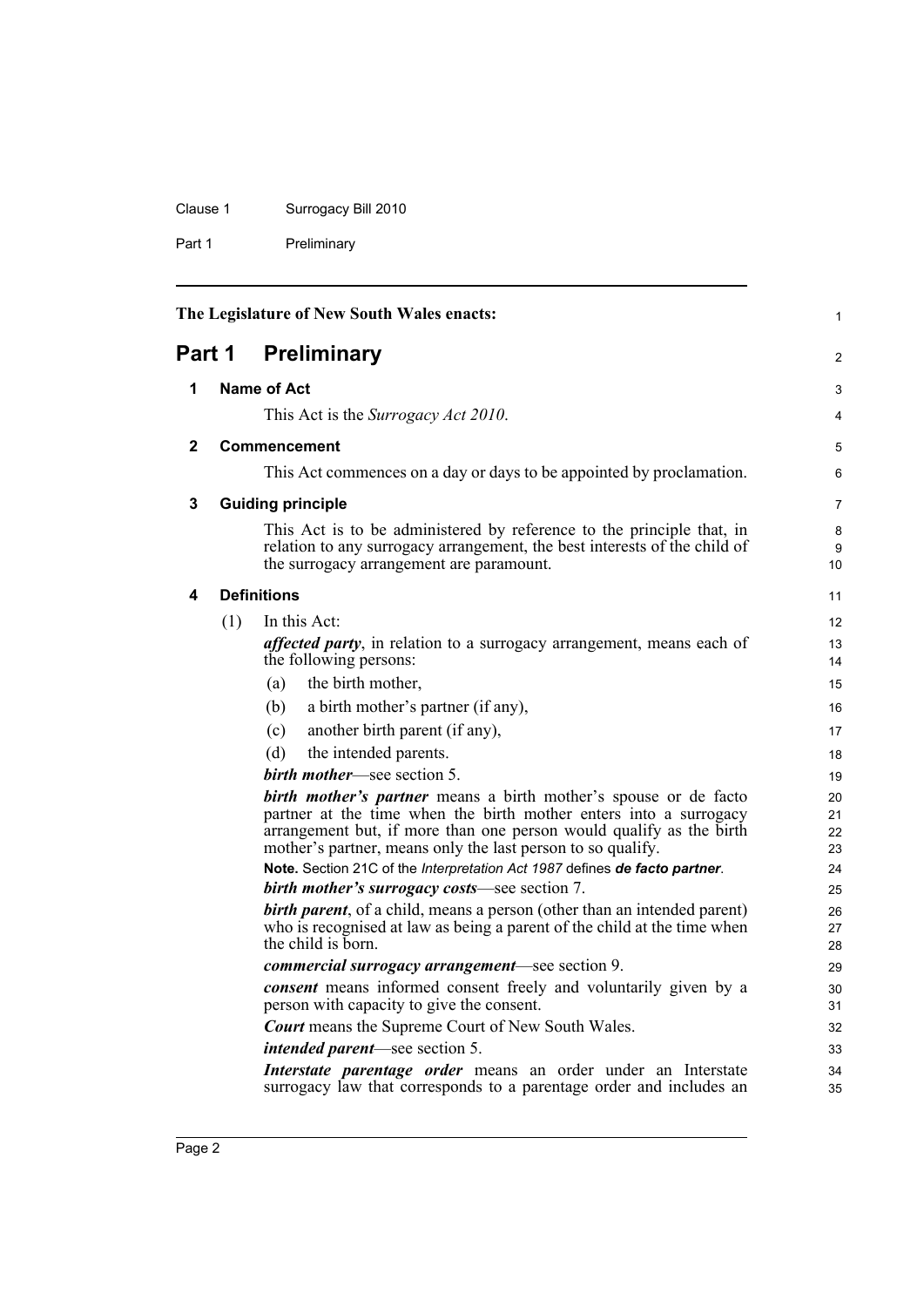The Legislature of New South Wales enacts:

# Part 1 Preliminary

## 1 Name of Act

This Act is the *Surrogacy Act 2010*.

## 2 Commencement

This Act commences on a day or days to be appointed by proclamation.

## 3 Guiding principle

This Act is to be administered by reference to the principle that, in relation to any surrogacy arrangement, the best interests of the child of the surrogacy arrangement are paramount.

## 4 Definitions

(1) In this Act:

***affected party***, in relation to a surrogacy arrangement, means each of the following persons:

(a) the birth mother,

(b) a birth mother's partner (if any),

(c) another birth parent (if any),

(d) the intended parents.

***birth mother***—see section 5.

***birth mother's partner*** means a birth mother's spouse or de facto partner at the time when the birth mother enters into a surrogacy arrangement but, if more than one person would qualify as the birth mother's partner, means only the last person to so qualify.

**Note.** Section 21C of the *Interpretation Act 1987* defines ***de facto partner***.

***birth mother's surrogacy costs***—see section 7.

***birth parent***, of a child, means a person (other than an intended parent) who is recognised at law as being a parent of the child at the time when the child is born.

***commercial surrogacy arrangement***—see section 9.

***consent*** means informed consent freely and voluntarily given by a person with capacity to give the consent.

***Court*** means the Supreme Court of New South Wales.

***intended parent***—see section 5.

***Interstate parentage order*** means an order under an Interstate surrogacy law that corresponds to a parentage order and includes an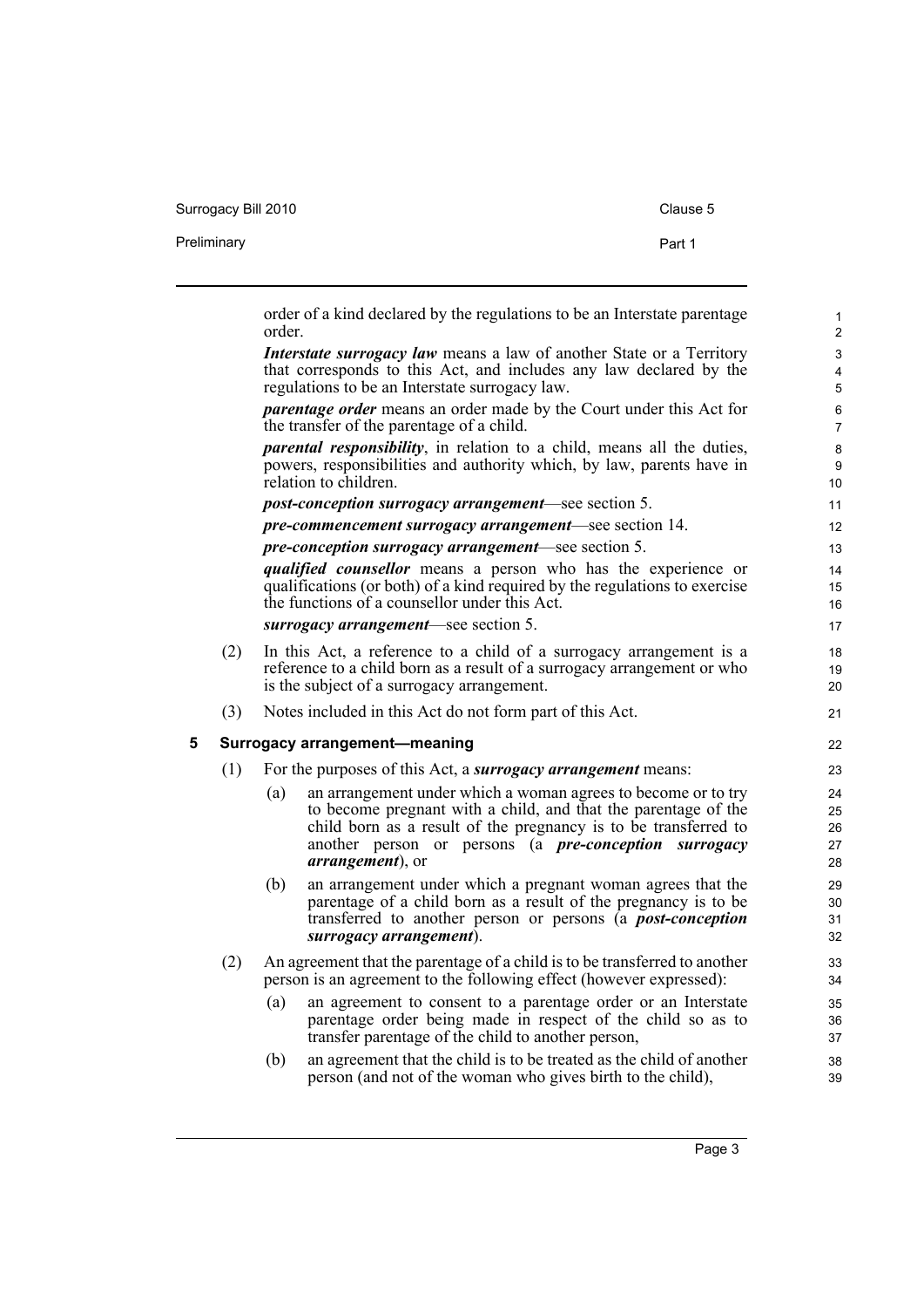order of a kind declared by the regulations to be an Interstate parentage order.

***Interstate surrogacy law*** means a law of another State or a Territory that corresponds to this Act, and includes any law declared by the regulations to be an Interstate surrogacy law.

***parentage order*** means an order made by the Court under this Act for the transfer of the parentage of a child.

***parental responsibility***, in relation to a child, means all the duties, powers, responsibilities and authority which, by law, parents have in relation to children.

***post-conception surrogacy arrangement***—see section 5.

***pre-commencement surrogacy arrangement***—see section 14.

***pre-conception surrogacy arrangement***—see section 5.

***qualified counsellor*** means a person who has the experience or qualifications (or both) of a kind required by the regulations to exercise the functions of a counsellor under this Act.

***surrogacy arrangement***—see section 5.

(2) In this Act, a reference to a child of a surrogacy arrangement is a reference to a child born as a result of a surrogacy arrangement or who is the subject of a surrogacy arrangement.

(3) Notes included in this Act do not form part of this Act.

### 5 Surrogacy arrangement—meaning

(1) For the purposes of this Act, a ***surrogacy arrangement*** means:

(a) an arrangement under which a woman agrees to become or to try to become pregnant with a child, and that the parentage of the child born as a result of the pregnancy is to be transferred to another person or persons (a ***pre-conception surrogacy arrangement***), or

(b) an arrangement under which a pregnant woman agrees that the parentage of a child born as a result of the pregnancy is to be transferred to another person or persons (a ***post-conception surrogacy arrangement***).

(2) An agreement that the parentage of a child is to be transferred to another person is an agreement to the following effect (however expressed):

(a) an agreement to consent to a parentage order or an Interstate parentage order being made in respect of the child so as to transfer parentage of the child to another person,

(b) an agreement that the child is to be treated as the child of another person (and not of the woman who gives birth to the child),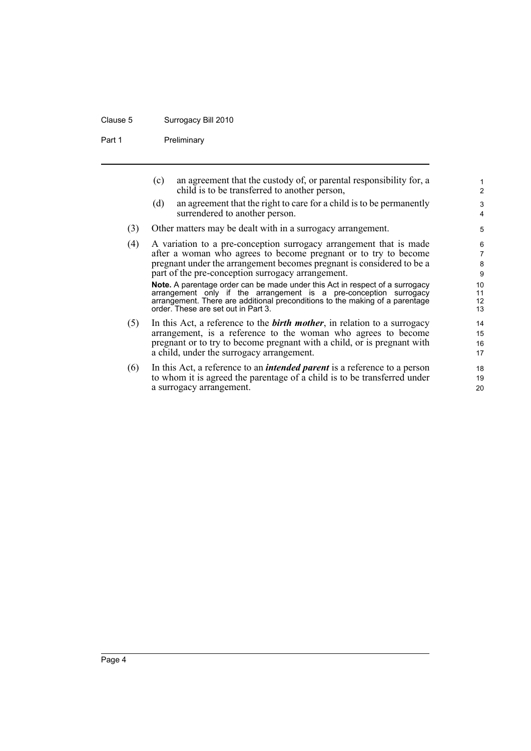(c) an agreement that the custody of, or parental responsibility for, a child is to be transferred to another person,

(d) an agreement that the right to care for a child is to be permanently surrendered to another person.

(3) Other matters may be dealt with in a surrogacy arrangement.

(4) A variation to a pre-conception surrogacy arrangement that is made after a woman who agrees to become pregnant or to try to become pregnant under the arrangement becomes pregnant is considered to be a part of the pre-conception surrogacy arrangement.

**Note.** A parentage order can be made under this Act in respect of a surrogacy arrangement only if the arrangement is a pre-conception surrogacy arrangement. There are additional preconditions to the making of a parentage order. These are set out in Part 3.

(5) In this Act, a reference to the ***birth mother***, in relation to a surrogacy arrangement, is a reference to the woman who agrees to become pregnant or to try to become pregnant with a child, or is pregnant with a child, under the surrogacy arrangement.

(6) In this Act, a reference to an ***intended parent*** is a reference to a person to whom it is agreed the parentage of a child is to be transferred under a surrogacy arrangement.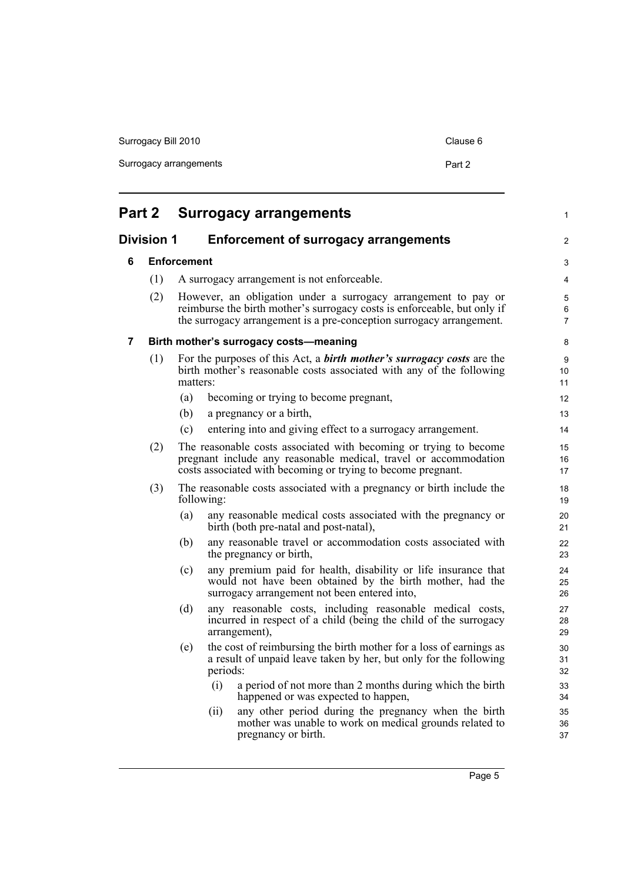# Part 2 Surrogacy arrangements

## Division 1 Enforcement of surrogacy arrangements

### 6 Enforcement

(1) A surrogacy arrangement is not enforceable.

(2) However, an obligation under a surrogacy arrangement to pay or reimburse the birth mother's surrogacy costs is enforceable, but only if the surrogacy arrangement is a pre-conception surrogacy arrangement.

### 7 Birth mother's surrogacy costs—meaning

(1) For the purposes of this Act, a ***birth mother's surrogacy costs*** are the birth mother's reasonable costs associated with any of the following matters:

- (a) becoming or trying to become pregnant,
- (b) a pregnancy or a birth,
- (c) entering into and giving effect to a surrogacy arrangement.

(2) The reasonable costs associated with becoming or trying to become pregnant include any reasonable medical, travel or accommodation costs associated with becoming or trying to become pregnant.

(3) The reasonable costs associated with a pregnancy or birth include the following:

- (a) any reasonable medical costs associated with the pregnancy or birth (both pre-natal and post-natal),
- (b) any reasonable travel or accommodation costs associated with the pregnancy or birth,
- (c) any premium paid for health, disability or life insurance that would not have been obtained by the birth mother, had the surrogacy arrangement not been entered into,
- (d) any reasonable costs, including reasonable medical costs, incurred in respect of a child (being the child of the surrogacy arrangement),
- (e) the cost of reimbursing the birth mother for a loss of earnings as a result of unpaid leave taken by her, but only for the following periods:
  - (i) a period of not more than 2 months during which the birth happened or was expected to happen,
  - (ii) any other period during the pregnancy when the birth mother was unable to work on medical grounds related to pregnancy or birth.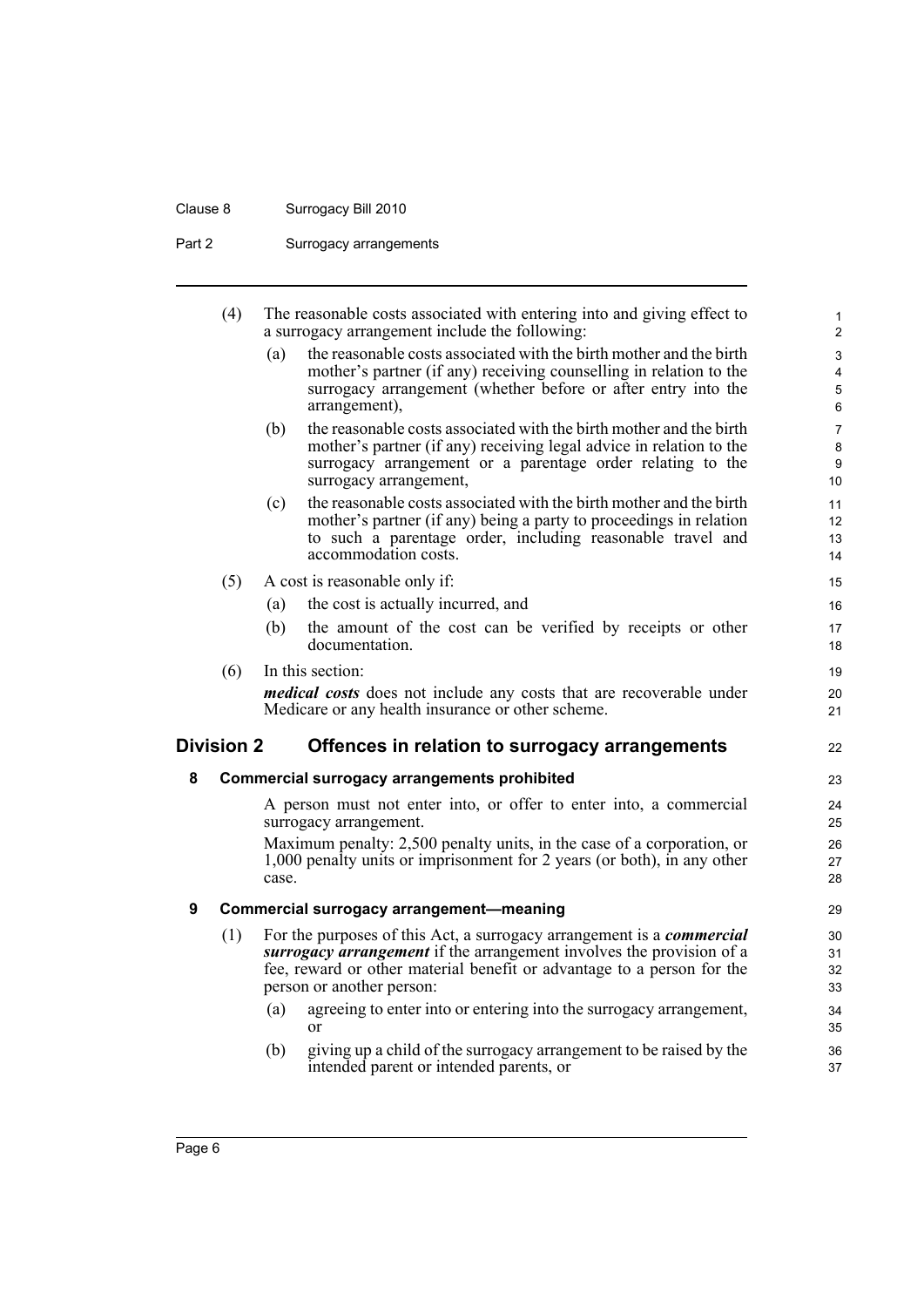(4) The reasonable costs associated with entering into and giving effect to a surrogacy arrangement include the following:

(a) the reasonable costs associated with the birth mother and the birth mother's partner (if any) receiving counselling in relation to the surrogacy arrangement (whether before or after entry into the arrangement),

(b) the reasonable costs associated with the birth mother and the birth mother's partner (if any) receiving legal advice in relation to the surrogacy arrangement or a parentage order relating to the surrogacy arrangement,

(c) the reasonable costs associated with the birth mother and the birth mother's partner (if any) being a party to proceedings in relation to such a parentage order, including reasonable travel and accommodation costs.

(5) A cost is reasonable only if:

(a) the cost is actually incurred, and

(b) the amount of the cost can be verified by receipts or other documentation.

(6) In this section:

***medical costs*** does not include any costs that are recoverable under Medicare or any health insurance or other scheme.

## Division 2 Offences in relation to surrogacy arrangements

### 8 Commercial surrogacy arrangements prohibited

A person must not enter into, or offer to enter into, a commercial surrogacy arrangement.

Maximum penalty: 2,500 penalty units, in the case of a corporation, or 1,000 penalty units or imprisonment for 2 years (or both), in any other case.

### 9 Commercial surrogacy arrangement—meaning

(1) For the purposes of this Act, a surrogacy arrangement is a ***commercial surrogacy arrangement*** if the arrangement involves the provision of a fee, reward or other material benefit or advantage to a person for the person or another person:

(a) agreeing to enter into or entering into the surrogacy arrangement, or

(b) giving up a child of the surrogacy arrangement to be raised by the intended parent or intended parents, or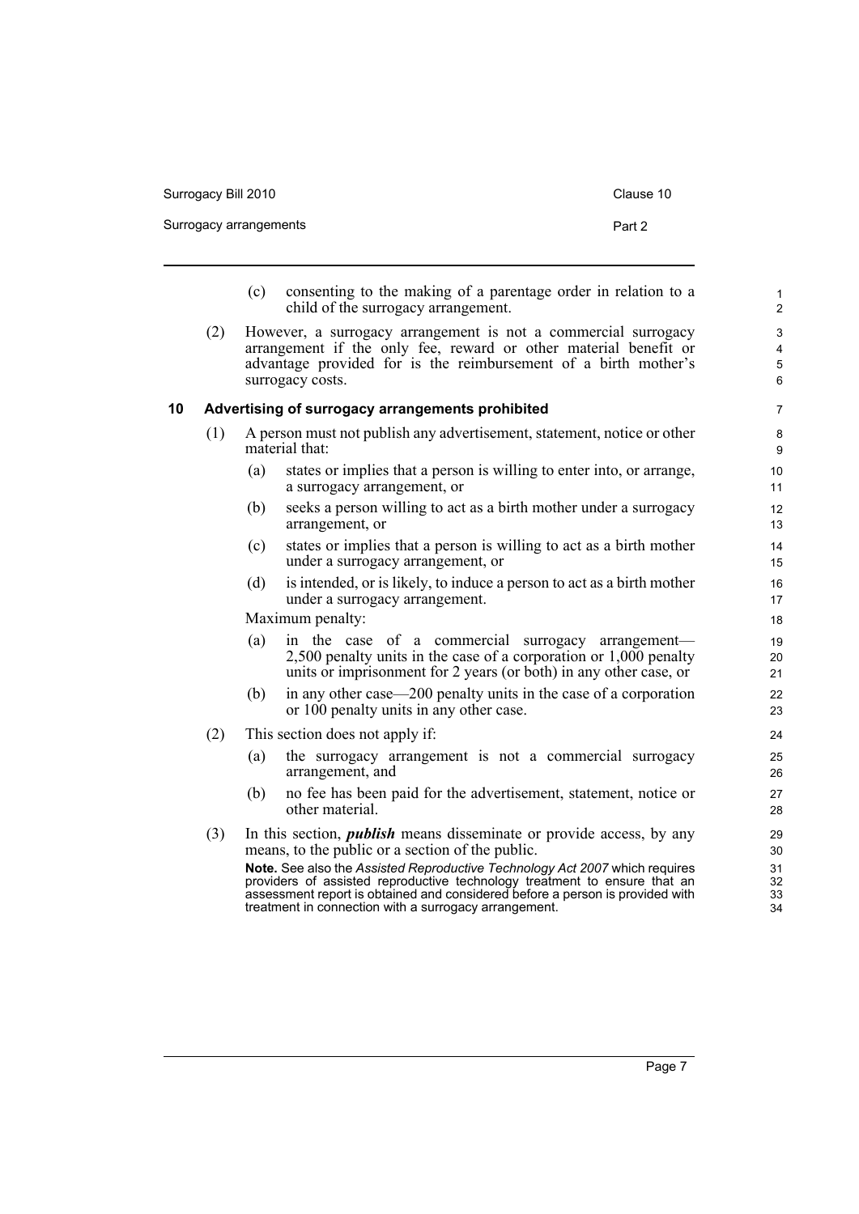(c) consenting to the making of a parentage order in relation to a child of the surrogacy arrangement.

(2) However, a surrogacy arrangement is not a commercial surrogacy arrangement if the only fee, reward or other material benefit or advantage provided for is the reimbursement of a birth mother's surrogacy costs.

## 10 Advertising of surrogacy arrangements prohibited

(1) A person must not publish any advertisement, statement, notice or other material that:

(a) states or implies that a person is willing to enter into, or arrange, a surrogacy arrangement, or

(b) seeks a person willing to act as a birth mother under a surrogacy arrangement, or

(c) states or implies that a person is willing to act as a birth mother under a surrogacy arrangement, or

(d) is intended, or is likely, to induce a person to act as a birth mother under a surrogacy arrangement.

Maximum penalty:

(a) in the case of a commercial surrogacy arrangement—2,500 penalty units in the case of a corporation or 1,000 penalty units or imprisonment for 2 years (or both) in any other case, or

(b) in any other case—200 penalty units in the case of a corporation or 100 penalty units in any other case.

(2) This section does not apply if:

(a) the surrogacy arrangement is not a commercial surrogacy arrangement, and

(b) no fee has been paid for the advertisement, statement, notice or other material.

(3) In this section, ***publish*** means disseminate or provide access, by any means, to the public or a section of the public.

**Note.** See also the *Assisted Reproductive Technology Act 2007* which requires providers of assisted reproductive technology treatment to ensure that an assessment report is obtained and considered before a person is provided with treatment in connection with a surrogacy arrangement.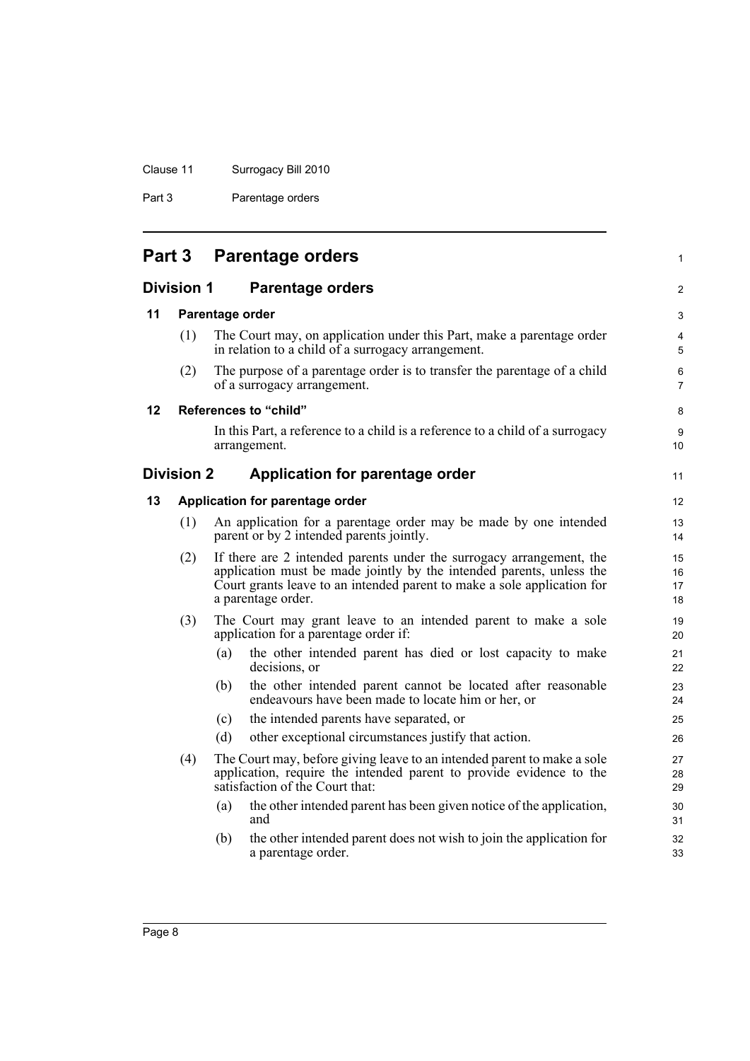# Part 3 Parentage orders

## Division 1 Parentage orders

### 11 Parentage order

(1) The Court may, on application under this Part, make a parentage order in relation to a child of a surrogacy arrangement.

(2) The purpose of a parentage order is to transfer the parentage of a child of a surrogacy arrangement.

### 12 References to "child"

In this Part, a reference to a child is a reference to a child of a surrogacy arrangement.

## Division 2 Application for parentage order

### 13 Application for parentage order

(1) An application for a parentage order may be made by one intended parent or by 2 intended parents jointly.

(2) If there are 2 intended parents under the surrogacy arrangement, the application must be made jointly by the intended parents, unless the Court grants leave to an intended parent to make a sole application for a parentage order.

(3) The Court may grant leave to an intended parent to make a sole application for a parentage order if:

- (a) the other intended parent has died or lost capacity to make decisions, or
- (b) the other intended parent cannot be located after reasonable endeavours have been made to locate him or her, or
- (c) the intended parents have separated, or
- (d) other exceptional circumstances justify that action.

(4) The Court may, before giving leave to an intended parent to make a sole application, require the intended parent to provide evidence to the satisfaction of the Court that:

- (a) the other intended parent has been given notice of the application, and
- (b) the other intended parent does not wish to join the application for a parentage order.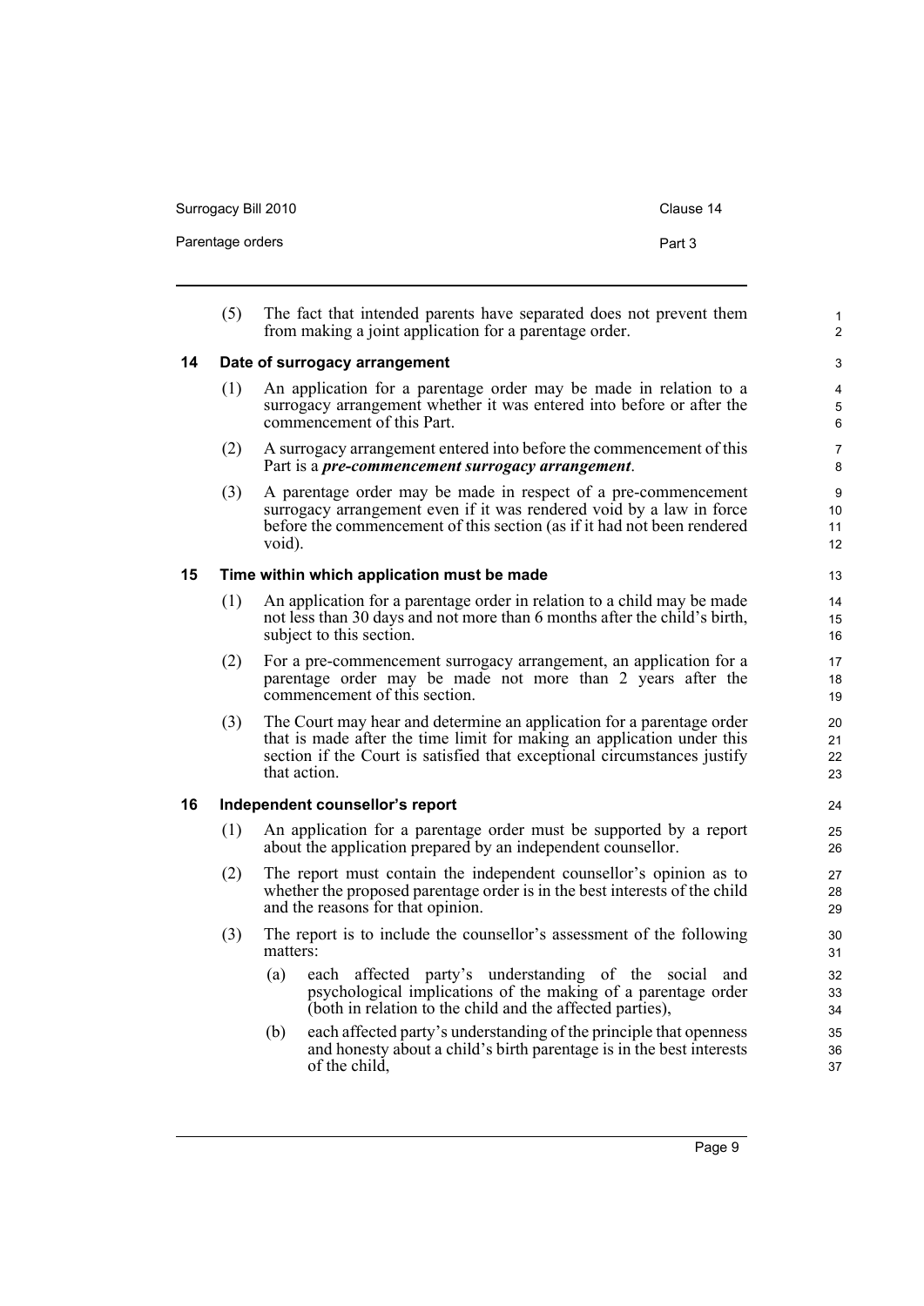(5) The fact that intended parents have separated does not prevent them from making a joint application for a parentage order.

### 14 Date of surrogacy arrangement

(1) An application for a parentage order may be made in relation to a surrogacy arrangement whether it was entered into before or after the commencement of this Part.

(2) A surrogacy arrangement entered into before the commencement of this Part is a ***pre-commencement surrogacy arrangement***.

(3) A parentage order may be made in respect of a pre-commencement surrogacy arrangement even if it was rendered void by a law in force before the commencement of this section (as if it had not been rendered void).

### 15 Time within which application must be made

(1) An application for a parentage order in relation to a child may be made not less than 30 days and not more than 6 months after the child's birth, subject to this section.

(2) For a pre-commencement surrogacy arrangement, an application for a parentage order may be made not more than 2 years after the commencement of this section.

(3) The Court may hear and determine an application for a parentage order that is made after the time limit for making an application under this section if the Court is satisfied that exceptional circumstances justify that action.

### 16 Independent counsellor's report

(1) An application for a parentage order must be supported by a report about the application prepared by an independent counsellor.

(2) The report must contain the independent counsellor's opinion as to whether the proposed parentage order is in the best interests of the child and the reasons for that opinion.

(3) The report is to include the counsellor's assessment of the following matters:

(a) each affected party's understanding of the social and psychological implications of the making of a parentage order (both in relation to the child and the affected parties),

(b) each affected party's understanding of the principle that openness and honesty about a child's birth parentage is in the best interests of the child,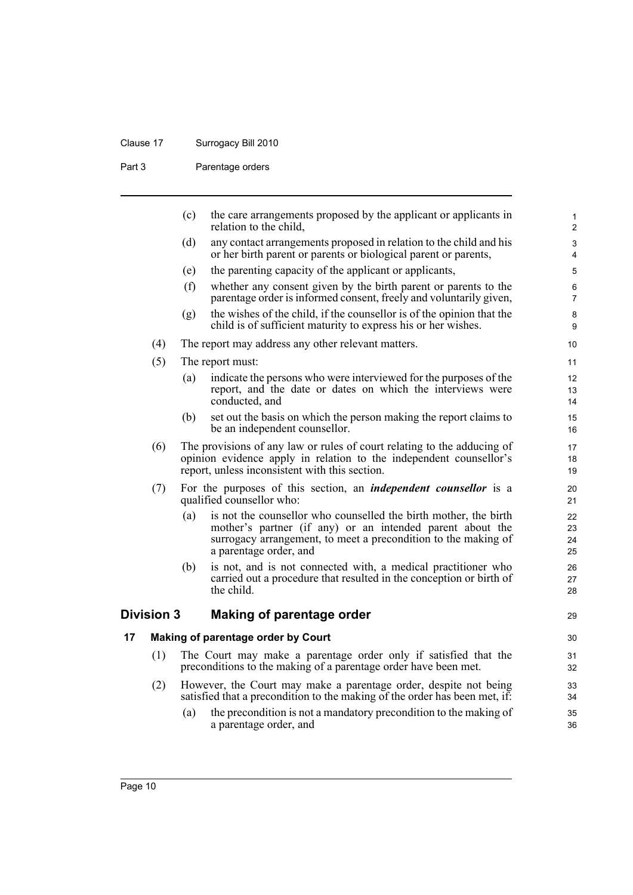(c) the care arrangements proposed by the applicant or applicants in relation to the child,

(d) any contact arrangements proposed in relation to the child and his or her birth parent or parents or biological parent or parents,

(e) the parenting capacity of the applicant or applicants,

(f) whether any consent given by the birth parent or parents to the parentage order is informed consent, freely and voluntarily given,

(g) the wishes of the child, if the counsellor is of the opinion that the child is of sufficient maturity to express his or her wishes.

(4) The report may address any other relevant matters.

(5) The report must:

(a) indicate the persons who were interviewed for the purposes of the report, and the date or dates on which the interviews were conducted, and

(b) set out the basis on which the person making the report claims to be an independent counsellor.

(6) The provisions of any law or rules of court relating to the adducing of opinion evidence apply in relation to the independent counsellor's report, unless inconsistent with this section.

(7) For the purposes of this section, an ***independent counsellor*** is a qualified counsellor who:

(a) is not the counsellor who counselled the birth mother, the birth mother's partner (if any) or an intended parent about the surrogacy arrangement, to meet a precondition to the making of a parentage order, and

(b) is not, and is not connected with, a medical practitioner who carried out a procedure that resulted in the conception or birth of the child.

## Division 3 Making of parentage order

### 17 Making of parentage order by Court

(1) The Court may make a parentage order only if satisfied that the preconditions to the making of a parentage order have been met.

(2) However, the Court may make a parentage order, despite not being satisfied that a precondition to the making of the order has been met, if:

(a) the precondition is not a mandatory precondition to the making of a parentage order, and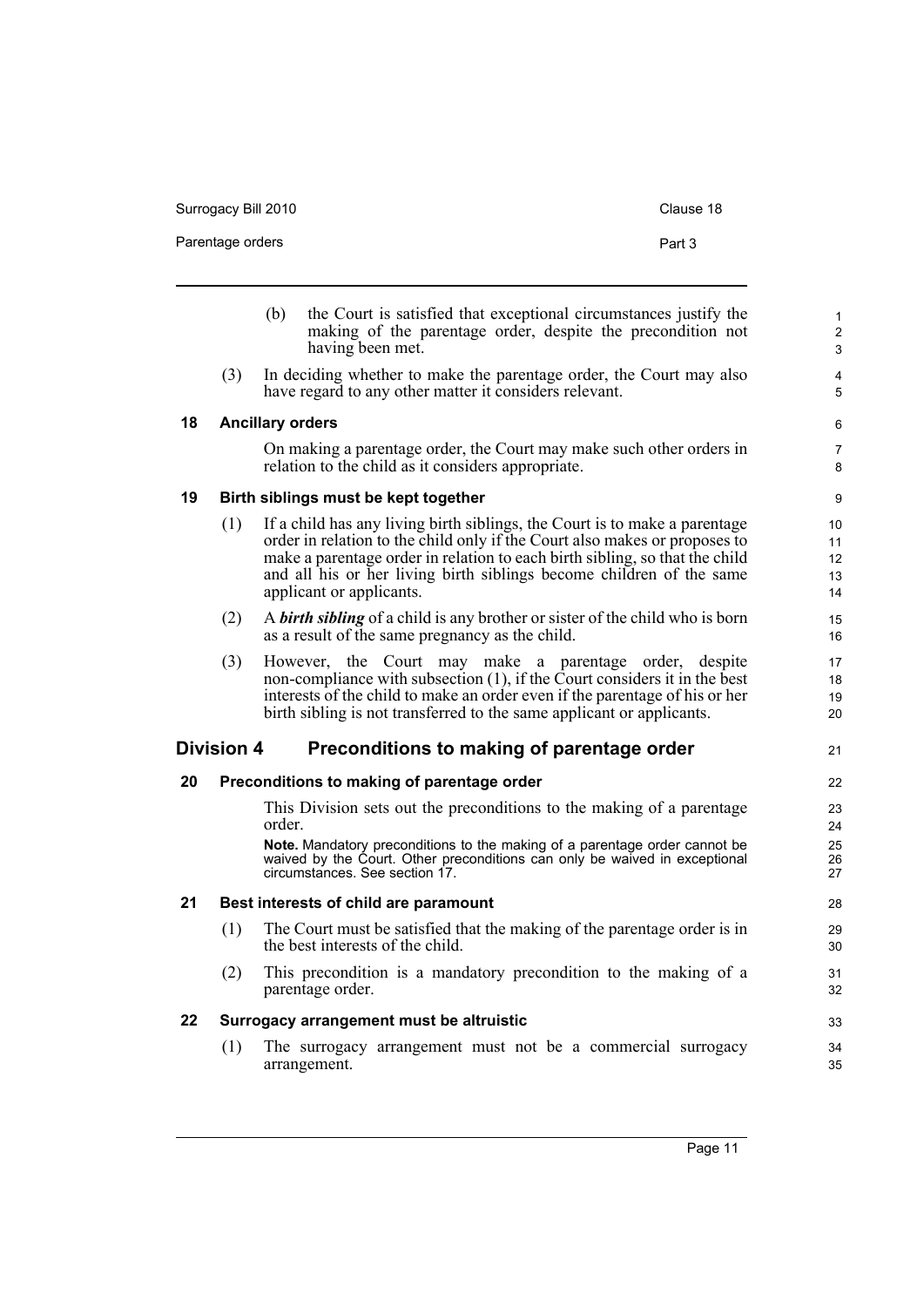(b) the Court is satisfied that exceptional circumstances justify the making of the parentage order, despite the precondition not having been met.

(3) In deciding whether to make the parentage order, the Court may also have regard to any other matter it considers relevant.

### 18 Ancillary orders

On making a parentage order, the Court may make such other orders in relation to the child as it considers appropriate.

### 19 Birth siblings must be kept together

(1) If a child has any living birth siblings, the Court is to make a parentage order in relation to the child only if the Court also makes or proposes to make a parentage order in relation to each birth sibling, so that the child and all his or her living birth siblings become children of the same applicant or applicants.

(2) A ***birth sibling*** of a child is any brother or sister of the child who is born as a result of the same pregnancy as the child.

(3) However, the Court may make a parentage order, despite non-compliance with subsection (1), if the Court considers it in the best interests of the child to make an order even if the parentage of his or her birth sibling is not transferred to the same applicant or applicants.

## Division 4 Preconditions to making of parentage order

### 20 Preconditions to making of parentage order

This Division sets out the preconditions to the making of a parentage order.

**Note.** Mandatory preconditions to the making of a parentage order cannot be waived by the Court. Other preconditions can only be waived in exceptional circumstances. See section 17.

### 21 Best interests of child are paramount

(1) The Court must be satisfied that the making of the parentage order is in the best interests of the child.

(2) This precondition is a mandatory precondition to the making of a parentage order.

### 22 Surrogacy arrangement must be altruistic

(1) The surrogacy arrangement must not be a commercial surrogacy arrangement.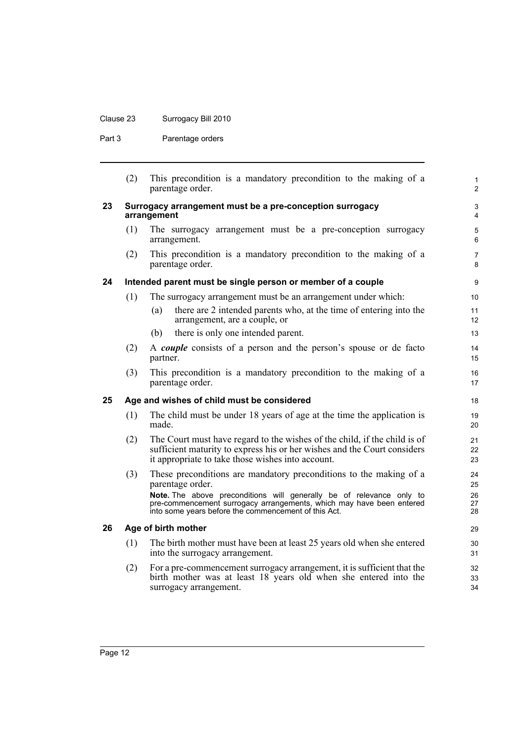(2) This precondition is a mandatory precondition to the making of a parentage order.

## 23 Surrogacy arrangement must be a pre-conception surrogacy arrangement

(1) The surrogacy arrangement must be a pre-conception surrogacy arrangement.

(2) This precondition is a mandatory precondition to the making of a parentage order.

## 24 Intended parent must be single person or member of a couple

(1) The surrogacy arrangement must be an arrangement under which:

- (a) there are 2 intended parents who, at the time of entering into the arrangement, are a couple, or
- (b) there is only one intended parent.

(2) A ***couple*** consists of a person and the person's spouse or de facto partner.

(3) This precondition is a mandatory precondition to the making of a parentage order.

## 25 Age and wishes of child must be considered

(1) The child must be under 18 years of age at the time the application is made.

(2) The Court must have regard to the wishes of the child, if the child is of sufficient maturity to express his or her wishes and the Court considers it appropriate to take those wishes into account.

(3) These preconditions are mandatory preconditions to the making of a parentage order.

**Note.** The above preconditions will generally be of relevance only to pre-commencement surrogacy arrangements, which may have been entered into some years before the commencement of this Act.

## 26 Age of birth mother

(1) The birth mother must have been at least 25 years old when she entered into the surrogacy arrangement.

(2) For a pre-commencement surrogacy arrangement, it is sufficient that the birth mother was at least 18 years old when she entered into the surrogacy arrangement.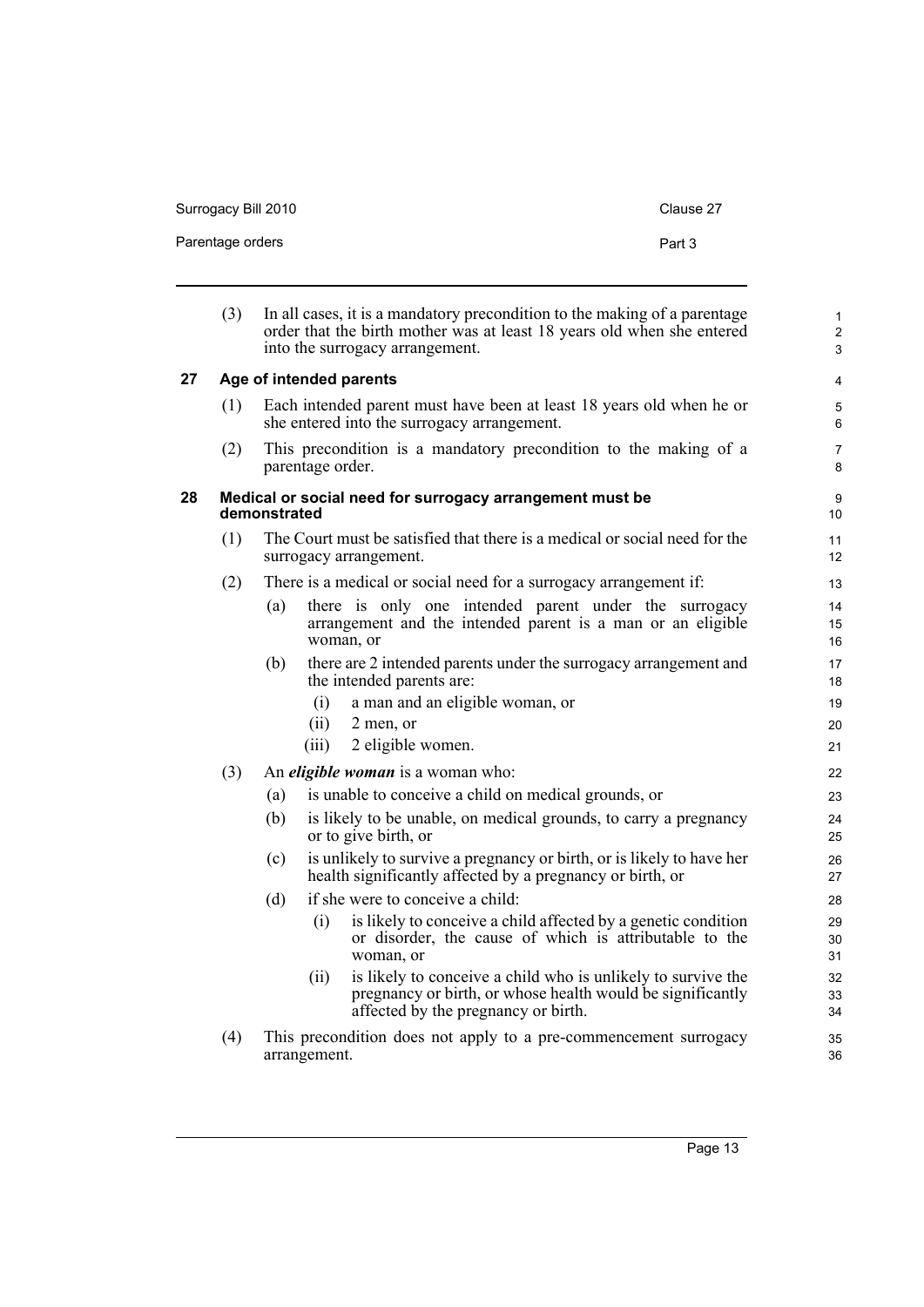(3) In all cases, it is a mandatory precondition to the making of a parentage order that the birth mother was at least 18 years old when she entered into the surrogacy arrangement.

## 27 Age of intended parents

(1) Each intended parent must have been at least 18 years old when he or she entered into the surrogacy arrangement.

(2) This precondition is a mandatory precondition to the making of a parentage order.

## 28 Medical or social need for surrogacy arrangement must be demonstrated

(1) The Court must be satisfied that there is a medical or social need for the surrogacy arrangement.

(2) There is a medical or social need for a surrogacy arrangement if:

- (a) there is only one intended parent under the surrogacy arrangement and the intended parent is a man or an eligible woman, or
- (b) there are 2 intended parents under the surrogacy arrangement and the intended parents are:
  - (i) a man and an eligible woman, or
  - (ii) 2 men, or
  - (iii) 2 eligible women.

(3) An ***eligible woman*** is a woman who:

- (a) is unable to conceive a child on medical grounds, or
- (b) is likely to be unable, on medical grounds, to carry a pregnancy or to give birth, or
- (c) is unlikely to survive a pregnancy or birth, or is likely to have her health significantly affected by a pregnancy or birth, or
- (d) if she were to conceive a child:
  - (i) is likely to conceive a child affected by a genetic condition or disorder, the cause of which is attributable to the woman, or
  - (ii) is likely to conceive a child who is unlikely to survive the pregnancy or birth, or whose health would be significantly affected by the pregnancy or birth.

(4) This precondition does not apply to a pre-commencement surrogacy arrangement.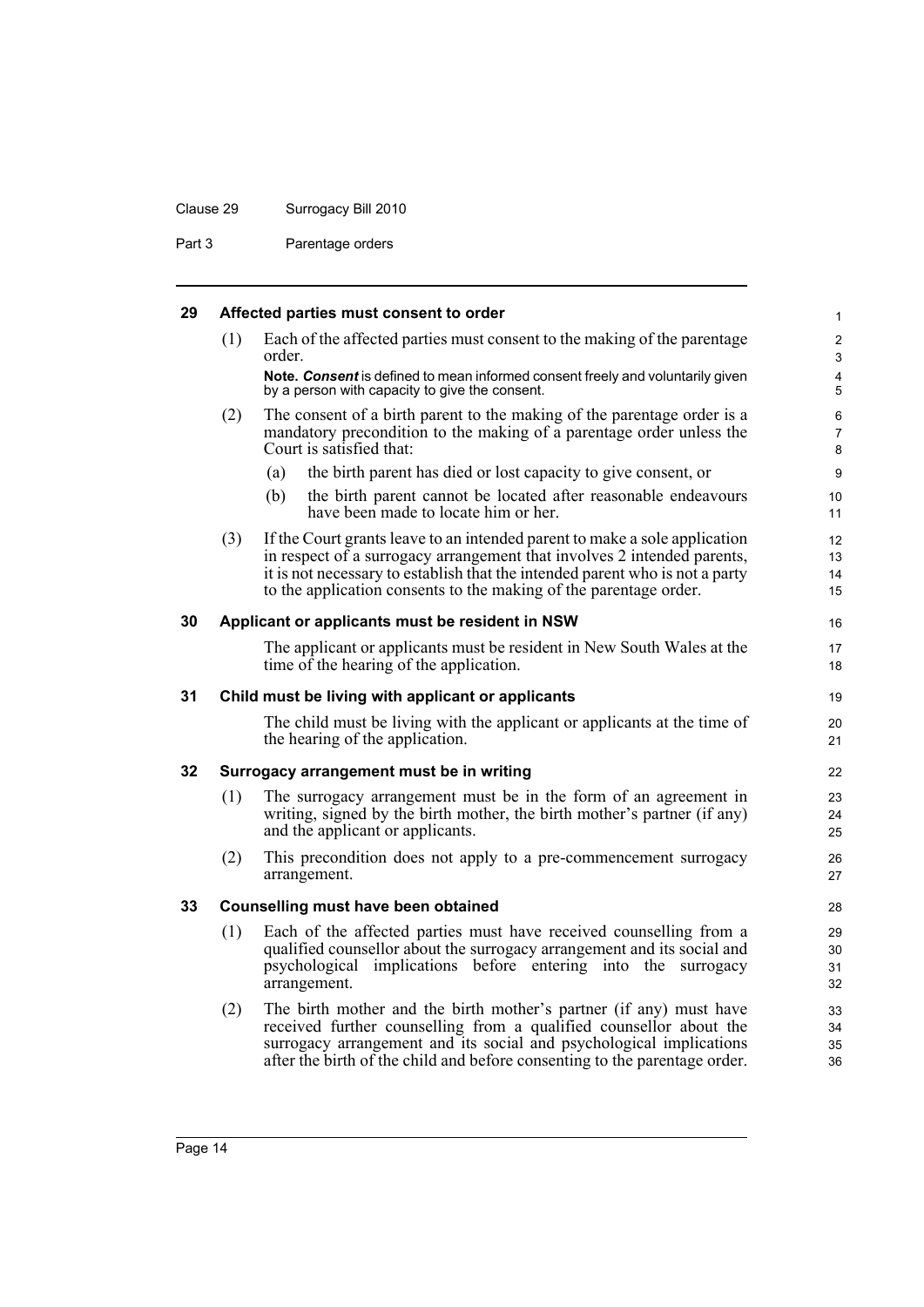### 29 Affected parties must consent to order

(1) Each of the affected parties must consent to the making of the parentage order.

**Note.** ***Consent*** is defined to mean informed consent freely and voluntarily given by a person with capacity to give the consent.

(2) The consent of a birth parent to the making of the parentage order is a mandatory precondition to the making of a parentage order unless the Court is satisfied that:

- (a) the birth parent has died or lost capacity to give consent, or
- (b) the birth parent cannot be located after reasonable endeavours have been made to locate him or her.

(3) If the Court grants leave to an intended parent to make a sole application in respect of a surrogacy arrangement that involves 2 intended parents, it is not necessary to establish that the intended parent who is not a party to the application consents to the making of the parentage order.

### 30 Applicant or applicants must be resident in NSW

The applicant or applicants must be resident in New South Wales at the time of the hearing of the application.

### 31 Child must be living with applicant or applicants

The child must be living with the applicant or applicants at the time of the hearing of the application.

### 32 Surrogacy arrangement must be in writing

(1) The surrogacy arrangement must be in the form of an agreement in writing, signed by the birth mother, the birth mother's partner (if any) and the applicant or applicants.

(2) This precondition does not apply to a pre-commencement surrogacy arrangement.

### 33 Counselling must have been obtained

(1) Each of the affected parties must have received counselling from a qualified counsellor about the surrogacy arrangement and its social and psychological implications before entering into the surrogacy arrangement.

(2) The birth mother and the birth mother's partner (if any) must have received further counselling from a qualified counsellor about the surrogacy arrangement and its social and psychological implications after the birth of the child and before consenting to the parentage order.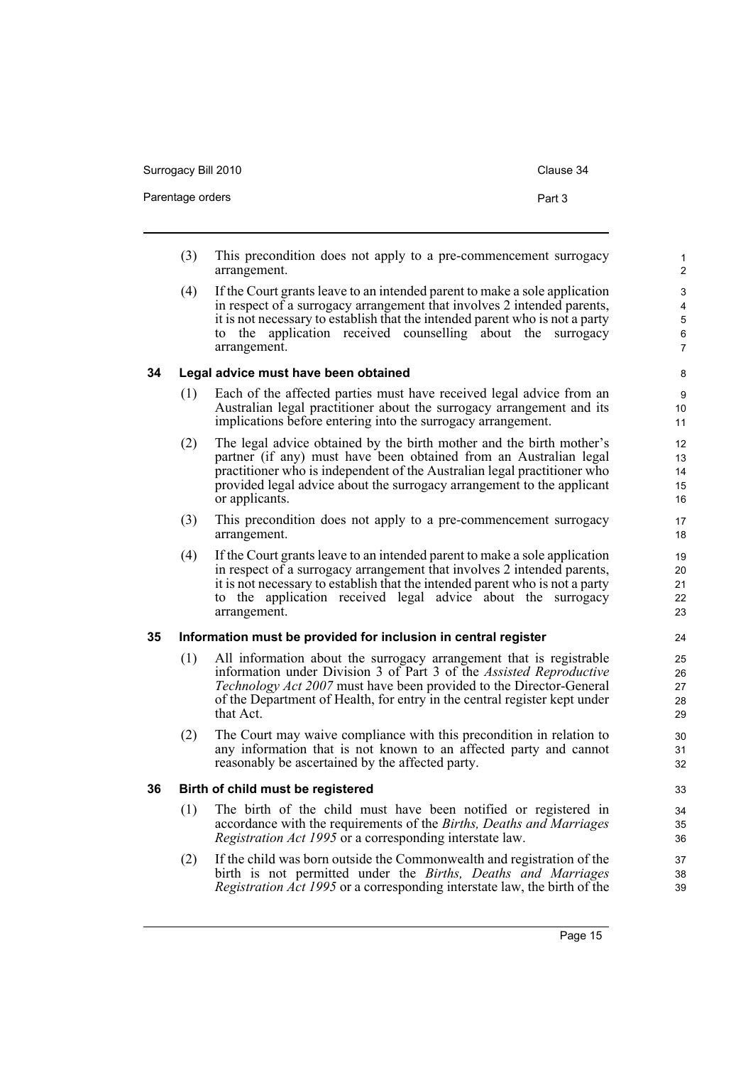(3) This precondition does not apply to a pre-commencement surrogacy arrangement.

(4) If the Court grants leave to an intended parent to make a sole application in respect of a surrogacy arrangement that involves 2 intended parents, it is not necessary to establish that the intended parent who is not a party to the application received counselling about the surrogacy arrangement.

## 34 Legal advice must have been obtained

(1) Each of the affected parties must have received legal advice from an Australian legal practitioner about the surrogacy arrangement and its implications before entering into the surrogacy arrangement.

(2) The legal advice obtained by the birth mother and the birth mother's partner (if any) must have been obtained from an Australian legal practitioner who is independent of the Australian legal practitioner who provided legal advice about the surrogacy arrangement to the applicant or applicants.

(3) This precondition does not apply to a pre-commencement surrogacy arrangement.

(4) If the Court grants leave to an intended parent to make a sole application in respect of a surrogacy arrangement that involves 2 intended parents, it is not necessary to establish that the intended parent who is not a party to the application received legal advice about the surrogacy arrangement.

## 35 Information must be provided for inclusion in central register

(1) All information about the surrogacy arrangement that is registrable information under Division 3 of Part 3 of the *Assisted Reproductive Technology Act 2007* must have been provided to the Director-General of the Department of Health, for entry in the central register kept under that Act.

(2) The Court may waive compliance with this precondition in relation to any information that is not known to an affected party and cannot reasonably be ascertained by the affected party.

## 36 Birth of child must be registered

(1) The birth of the child must have been notified or registered in accordance with the requirements of the *Births, Deaths and Marriages Registration Act 1995* or a corresponding interstate law.

(2) If the child was born outside the Commonwealth and registration of the birth is not permitted under the *Births, Deaths and Marriages Registration Act 1995* or a corresponding interstate law, the birth of the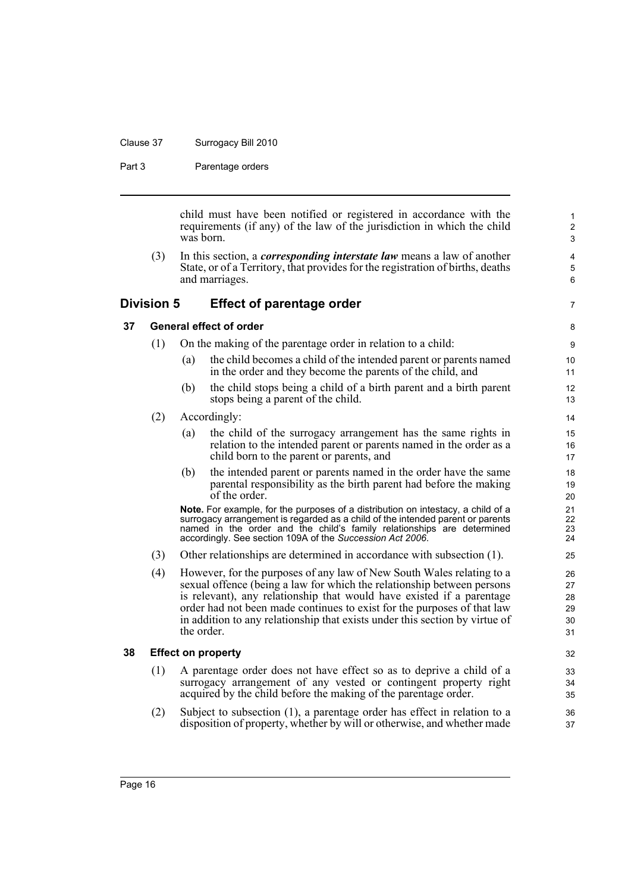child must have been notified or registered in accordance with the requirements (if any) of the law of the jurisdiction in which the child was born.

(3) In this section, a ***corresponding interstate law*** means a law of another State, or of a Territory, that provides for the registration of births, deaths and marriages.

## Division 5 Effect of parentage order

### 37 General effect of order

(1) On the making of the parentage order in relation to a child:

(a) the child becomes a child of the intended parent or parents named in the order and they become the parents of the child, and

(b) the child stops being a child of a birth parent and a birth parent stops being a parent of the child.

(2) Accordingly:

(a) the child of the surrogacy arrangement has the same rights in relation to the intended parent or parents named in the order as a child born to the parent or parents, and

(b) the intended parent or parents named in the order have the same parental responsibility as the birth parent had before the making of the order.

**Note.** For example, for the purposes of a distribution on intestacy, a child of a surrogacy arrangement is regarded as a child of the intended parent or parents named in the order and the child's family relationships are determined accordingly. See section 109A of the *Succession Act 2006*.

(3) Other relationships are determined in accordance with subsection (1).

(4) However, for the purposes of any law of New South Wales relating to a sexual offence (being a law for which the relationship between persons is relevant), any relationship that would have existed if a parentage order had not been made continues to exist for the purposes of that law in addition to any relationship that exists under this section by virtue of the order.

### 38 Effect on property

(1) A parentage order does not have effect so as to deprive a child of a surrogacy arrangement of any vested or contingent property right acquired by the child before the making of the parentage order.

(2) Subject to subsection (1), a parentage order has effect in relation to a disposition of property, whether by will or otherwise, and whether made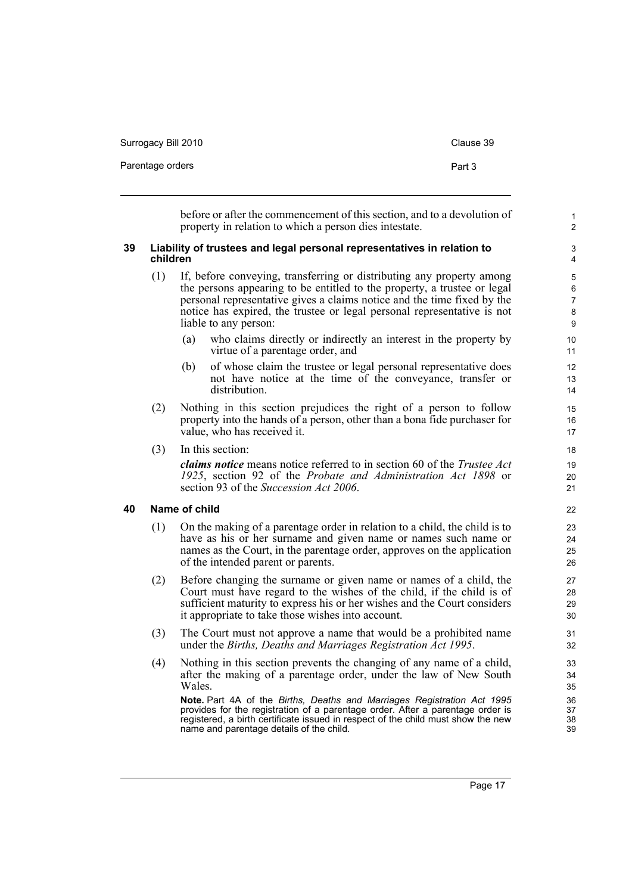before or after the commencement of this section, and to a devolution of property in relation to which a person dies intestate.

### 39 Liability of trustees and legal personal representatives in relation to children

(1) If, before conveying, transferring or distributing any property among the persons appearing to be entitled to the property, a trustee or legal personal representative gives a claims notice and the time fixed by the notice has expired, the trustee or legal personal representative is not liable to any person:

(a) who claims directly or indirectly an interest in the property by virtue of a parentage order, and

(b) of whose claim the trustee or legal personal representative does not have notice at the time of the conveyance, transfer or distribution.

(2) Nothing in this section prejudices the right of a person to follow property into the hands of a person, other than a bona fide purchaser for value, who has received it.

(3) In this section:

***claims notice*** means notice referred to in section 60 of the *Trustee Act 1925*, section 92 of the *Probate and Administration Act 1898* or section 93 of the *Succession Act 2006*.

### 40 Name of child

(1) On the making of a parentage order in relation to a child, the child is to have as his or her surname and given name or names such name or names as the Court, in the parentage order, approves on the application of the intended parent or parents.

(2) Before changing the surname or given name or names of a child, the Court must have regard to the wishes of the child, if the child is of sufficient maturity to express his or her wishes and the Court considers it appropriate to take those wishes into account.

(3) The Court must not approve a name that would be a prohibited name under the *Births, Deaths and Marriages Registration Act 1995*.

(4) Nothing in this section prevents the changing of any name of a child, after the making of a parentage order, under the law of New South Wales.

**Note.** Part 4A of the *Births, Deaths and Marriages Registration Act 1995* provides for the registration of a parentage order. After a parentage order is registered, a birth certificate issued in respect of the child must show the new name and parentage details of the child.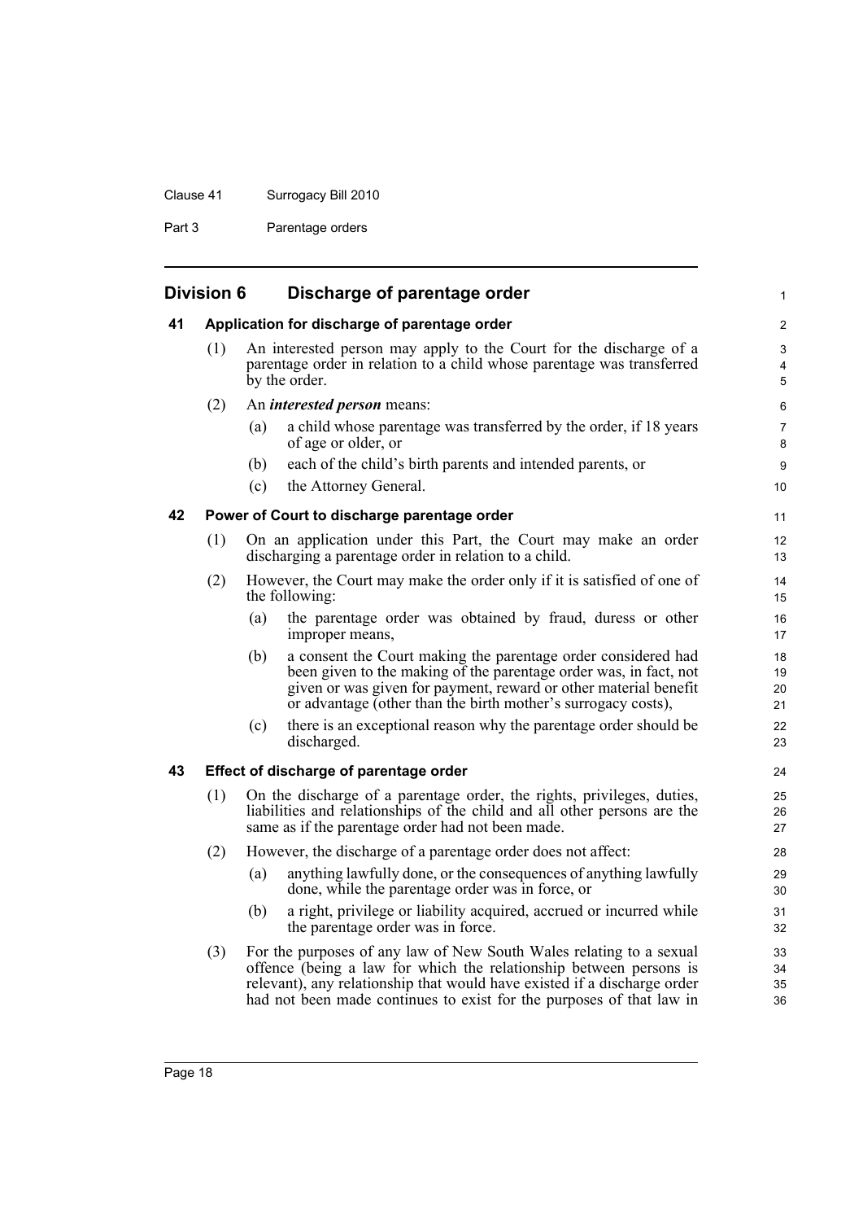## Division 6 Discharge of parentage order

### 41 Application for discharge of parentage order

(1) An interested person may apply to the Court for the discharge of a parentage order in relation to a child whose parentage was transferred by the order.

(2) An ***interested person*** means:

(a) a child whose parentage was transferred by the order, if 18 years of age or older, or

(b) each of the child's birth parents and intended parents, or

(c) the Attorney General.

### 42 Power of Court to discharge parentage order

(1) On an application under this Part, the Court may make an order discharging a parentage order in relation to a child.

(2) However, the Court may make the order only if it is satisfied of one of the following:

(a) the parentage order was obtained by fraud, duress or other improper means,

(b) a consent the Court making the parentage order considered had been given to the making of the parentage order was, in fact, not given or was given for payment, reward or other material benefit or advantage (other than the birth mother's surrogacy costs),

(c) there is an exceptional reason why the parentage order should be discharged.

### 43 Effect of discharge of parentage order

(1) On the discharge of a parentage order, the rights, privileges, duties, liabilities and relationships of the child and all other persons are the same as if the parentage order had not been made.

(2) However, the discharge of a parentage order does not affect:

(a) anything lawfully done, or the consequences of anything lawfully done, while the parentage order was in force, or

(b) a right, privilege or liability acquired, accrued or incurred while the parentage order was in force.

(3) For the purposes of any law of New South Wales relating to a sexual offence (being a law for which the relationship between persons is relevant), any relationship that would have existed if a discharge order had not been made continues to exist for the purposes of that law in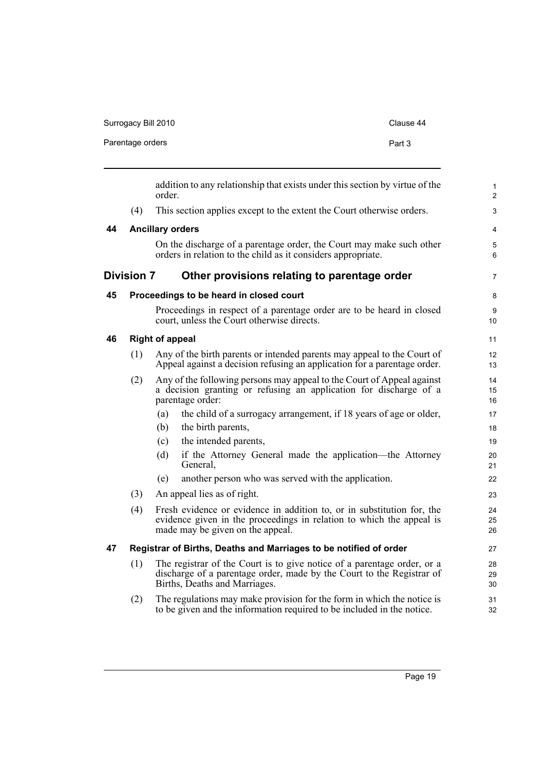addition to any relationship that exists under this section by virtue of the order.

(4) This section applies except to the extent the Court otherwise orders.

### 44 Ancillary orders

On the discharge of a parentage order, the Court may make such other orders in relation to the child as it considers appropriate.

## Division 7 Other provisions relating to parentage order

### 45 Proceedings to be heard in closed court

Proceedings in respect of a parentage order are to be heard in closed court, unless the Court otherwise directs.

### 46 Right of appeal

(1) Any of the birth parents or intended parents may appeal to the Court of Appeal against a decision refusing an application for a parentage order.

(2) Any of the following persons may appeal to the Court of Appeal against a decision granting or refusing an application for discharge of a parentage order:

- (a) the child of a surrogacy arrangement, if 18 years of age or older,
- (b) the birth parents,
- (c) the intended parents,
- (d) if the Attorney General made the application—the Attorney General,
- (e) another person who was served with the application.

(3) An appeal lies as of right.

(4) Fresh evidence or evidence in addition to, or in substitution for, the evidence given in the proceedings in relation to which the appeal is made may be given on the appeal.

### 47 Registrar of Births, Deaths and Marriages to be notified of order

(1) The registrar of the Court is to give notice of a parentage order, or a discharge of a parentage order, made by the Court to the Registrar of Births, Deaths and Marriages.

(2) The regulations may make provision for the form in which the notice is to be given and the information required to be included in the notice.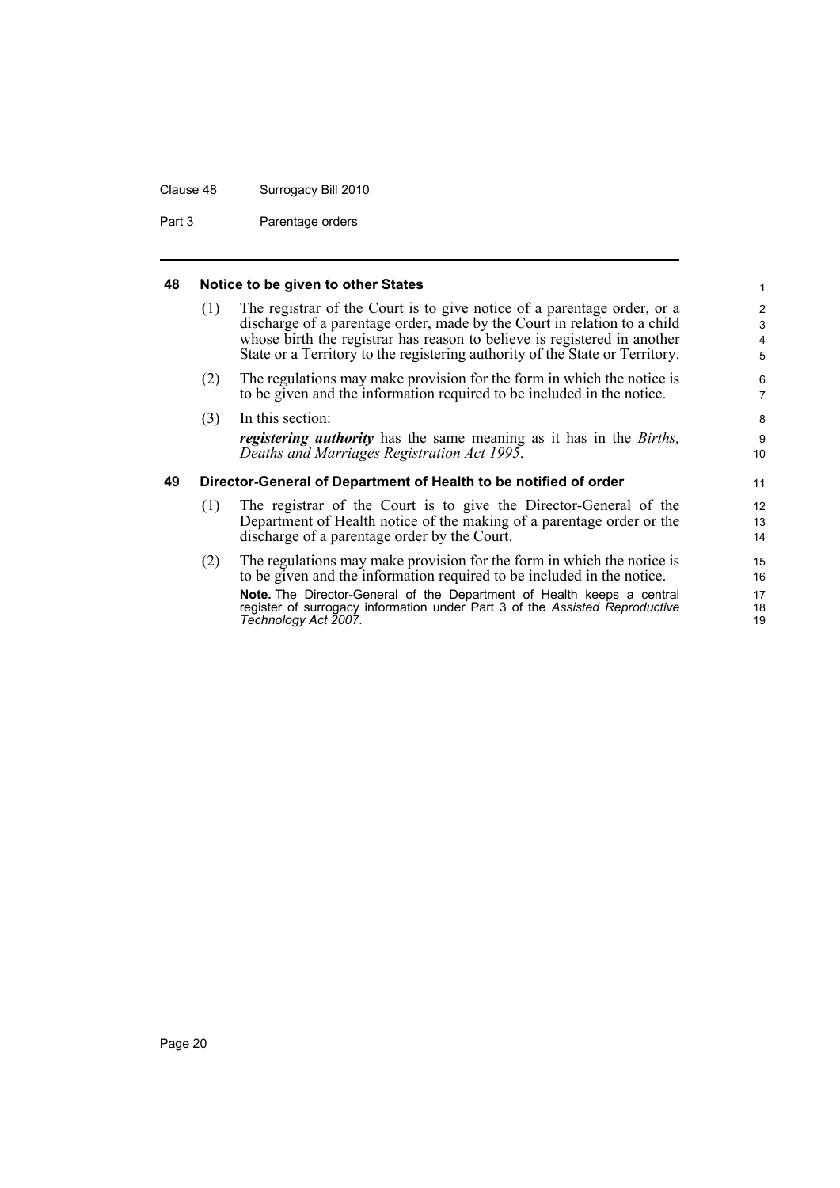### 48 Notice to be given to other States

(1) The registrar of the Court is to give notice of a parentage order, or a discharge of a parentage order, made by the Court in relation to a child whose birth the registrar has reason to believe is registered in another State or a Territory to the registering authority of the State or Territory.

(2) The regulations may make provision for the form in which the notice is to be given and the information required to be included in the notice.

(3) In this section:

***registering authority*** has the same meaning as it has in the *Births, Deaths and Marriages Registration Act 1995*.

### 49 Director-General of Department of Health to be notified of order

(1) The registrar of the Court is to give the Director-General of the Department of Health notice of the making of a parentage order or the discharge of a parentage order by the Court.

(2) The regulations may make provision for the form in which the notice is to be given and the information required to be included in the notice.

**Note.** The Director-General of the Department of Health keeps a central register of surrogacy information under Part 3 of the *Assisted Reproductive Technology Act 2007*.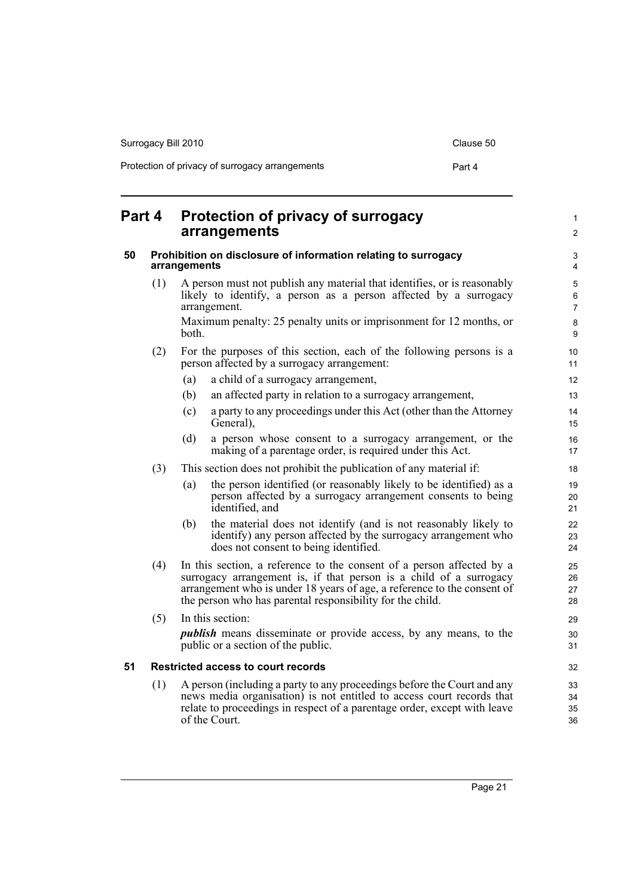# Part 4 Protection of privacy of surrogacy arrangements

## 50 Prohibition on disclosure of information relating to surrogacy arrangements

(1) A person must not publish any material that identifies, or is reasonably likely to identify, a person as a person affected by a surrogacy arrangement.

Maximum penalty: 25 penalty units or imprisonment for 12 months, or both.

(2) For the purposes of this section, each of the following persons is a person affected by a surrogacy arrangement:

- (a) a child of a surrogacy arrangement,
- (b) an affected party in relation to a surrogacy arrangement,
- (c) a party to any proceedings under this Act (other than the Attorney General),
- (d) a person whose consent to a surrogacy arrangement, or the making of a parentage order, is required under this Act.

(3) This section does not prohibit the publication of any material if:

- (a) the person identified (or reasonably likely to be identified) as a person affected by a surrogacy arrangement consents to being identified, and
- (b) the material does not identify (and is not reasonably likely to identify) any person affected by the surrogacy arrangement who does not consent to being identified.

(4) In this section, a reference to the consent of a person affected by a surrogacy arrangement is, if that person is a child of a surrogacy arrangement who is under 18 years of age, a reference to the consent of the person who has parental responsibility for the child.

(5) In this section:

***publish*** means disseminate or provide access, by any means, to the public or a section of the public.

## 51 Restricted access to court records

(1) A person (including a party to any proceedings before the Court and any news media organisation) is not entitled to access court records that relate to proceedings in respect of a parentage order, except with leave of the Court.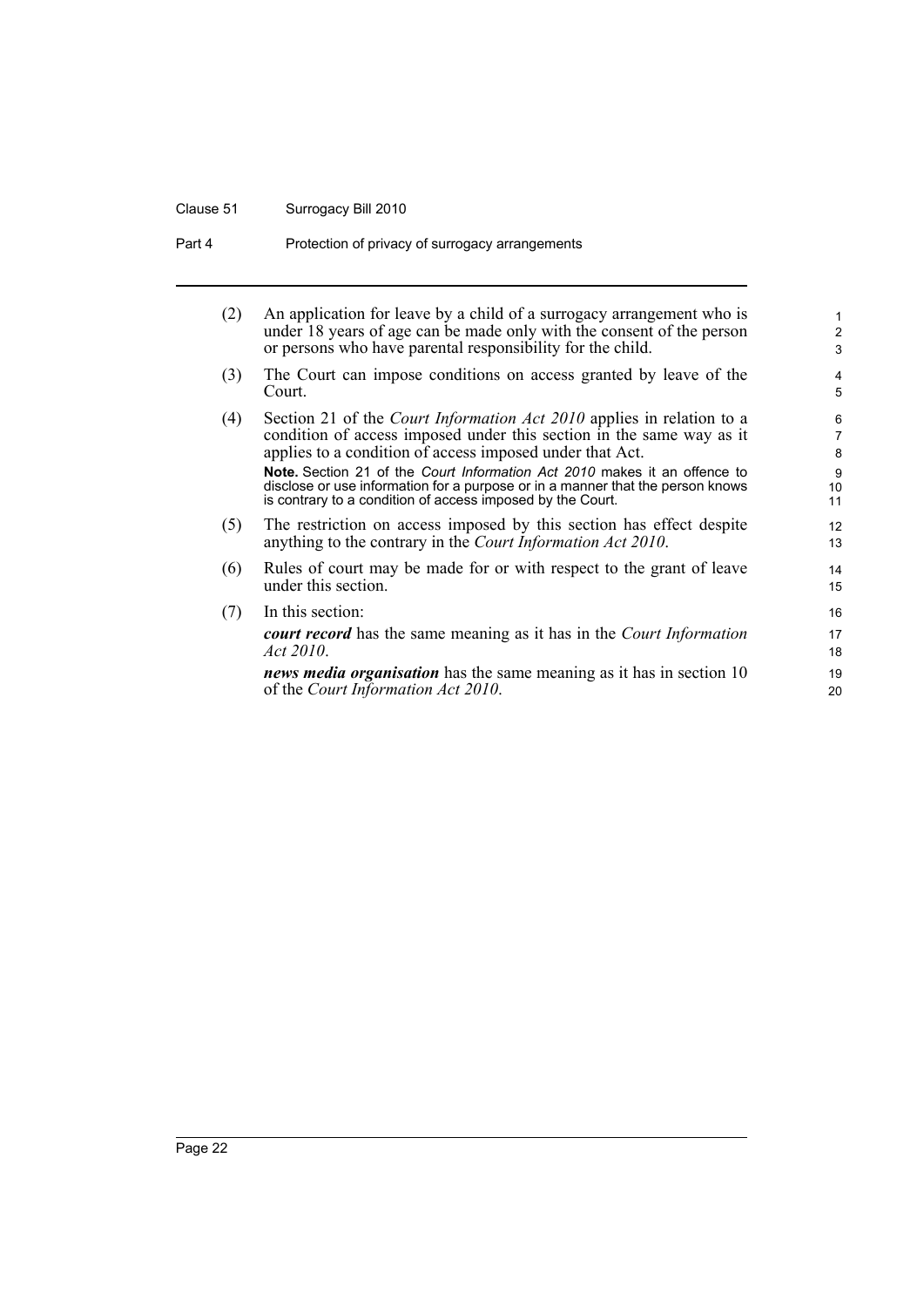(2) An application for leave by a child of a surrogacy arrangement who is under 18 years of age can be made only with the consent of the person or persons who have parental responsibility for the child.

(3) The Court can impose conditions on access granted by leave of the Court.

(4) Section 21 of the *Court Information Act 2010* applies in relation to a condition of access imposed under this section in the same way as it applies to a condition of access imposed under that Act.

**Note.** Section 21 of the *Court Information Act 2010* makes it an offence to disclose or use information for a purpose or in a manner that the person knows is contrary to a condition of access imposed by the Court.

(5) The restriction on access imposed by this section has effect despite anything to the contrary in the *Court Information Act 2010*.

(6) Rules of court may be made for or with respect to the grant of leave under this section.

(7) In this section:

***court record*** has the same meaning as it has in the *Court Information Act 2010*.

***news media organisation*** has the same meaning as it has in section 10 of the *Court Information Act 2010*.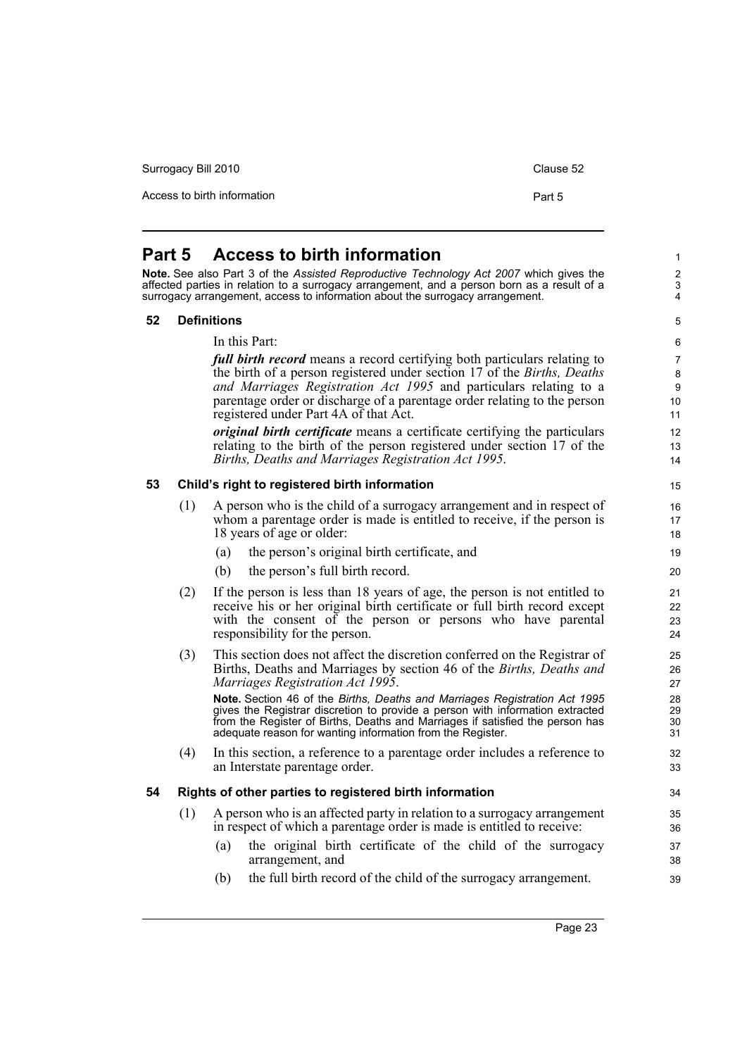# Part 5 Access to birth information

**Note.** See also Part 3 of the *Assisted Reproductive Technology Act 2007* which gives the affected parties in relation to a surrogacy arrangement, and a person born as a result of a surrogacy arrangement, access to information about the surrogacy arrangement.

## 52 Definitions

In this Part:

***full birth record*** means a record certifying both particulars relating to the birth of a person registered under section 17 of the *Births, Deaths and Marriages Registration Act 1995* and particulars relating to a parentage order or discharge of a parentage order relating to the person registered under Part 4A of that Act.

***original birth certificate*** means a certificate certifying the particulars relating to the birth of the person registered under section 17 of the *Births, Deaths and Marriages Registration Act 1995*.

## 53 Child's right to registered birth information

(1) A person who is the child of a surrogacy arrangement and in respect of whom a parentage order is made is entitled to receive, if the person is 18 years of age or older:

- (a) the person's original birth certificate, and
- (b) the person's full birth record.

(2) If the person is less than 18 years of age, the person is not entitled to receive his or her original birth certificate or full birth record except with the consent of the person or persons who have parental responsibility for the person.

(3) This section does not affect the discretion conferred on the Registrar of Births, Deaths and Marriages by section 46 of the *Births, Deaths and Marriages Registration Act 1995*.

**Note.** Section 46 of the *Births, Deaths and Marriages Registration Act 1995* gives the Registrar discretion to provide a person with information extracted from the Register of Births, Deaths and Marriages if satisfied the person has adequate reason for wanting information from the Register.

(4) In this section, a reference to a parentage order includes a reference to an Interstate parentage order.

## 54 Rights of other parties to registered birth information

(1) A person who is an affected party in relation to a surrogacy arrangement in respect of which a parentage order is made is entitled to receive:

- (a) the original birth certificate of the child of the surrogacy arrangement, and
- (b) the full birth record of the child of the surrogacy arrangement.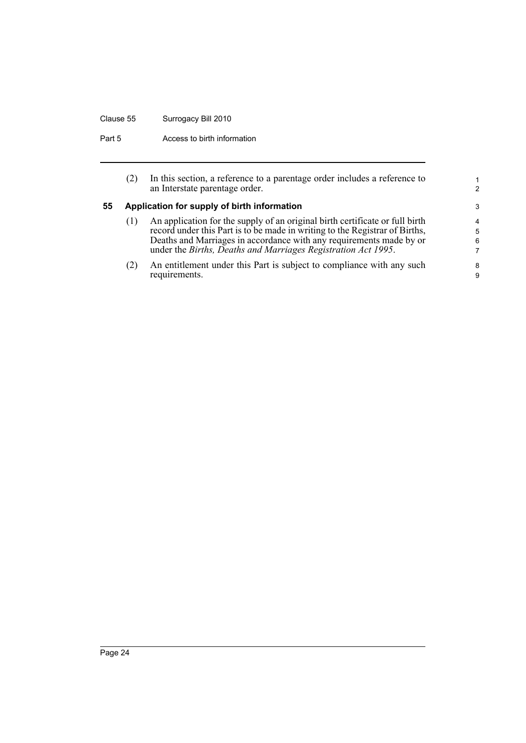(2) In this section, a reference to a parentage order includes a reference to an Interstate parentage order.

### 55 Application for supply of birth information

(1) An application for the supply of an original birth certificate or full birth record under this Part is to be made in writing to the Registrar of Births, Deaths and Marriages in accordance with any requirements made by or under the *Births, Deaths and Marriages Registration Act 1995*.

(2) An entitlement under this Part is subject to compliance with any such requirements.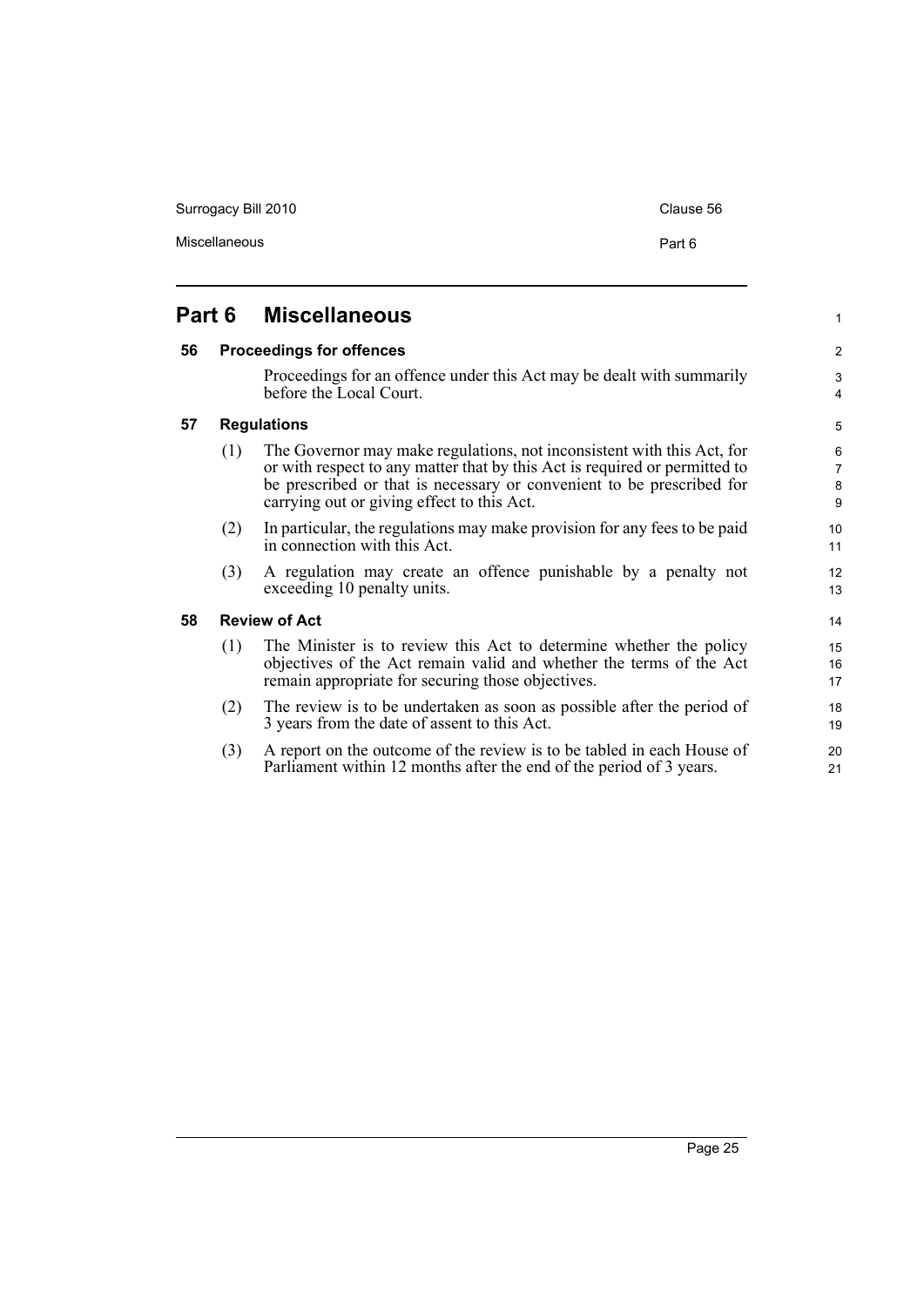# Part 6 Miscellaneous

## 56 Proceedings for offences

Proceedings for an offence under this Act may be dealt with summarily before the Local Court.

## 57 Regulations

(1) The Governor may make regulations, not inconsistent with this Act, for or with respect to any matter that by this Act is required or permitted to be prescribed or that is necessary or convenient to be prescribed for carrying out or giving effect to this Act.

(2) In particular, the regulations may make provision for any fees to be paid in connection with this Act.

(3) A regulation may create an offence punishable by a penalty not exceeding 10 penalty units.

## 58 Review of Act

(1) The Minister is to review this Act to determine whether the policy objectives of the Act remain valid and whether the terms of the Act remain appropriate for securing those objectives.

(2) The review is to be undertaken as soon as possible after the period of 3 years from the date of assent to this Act.

(3) A report on the outcome of the review is to be tabled in each House of Parliament within 12 months after the end of the period of 3 years.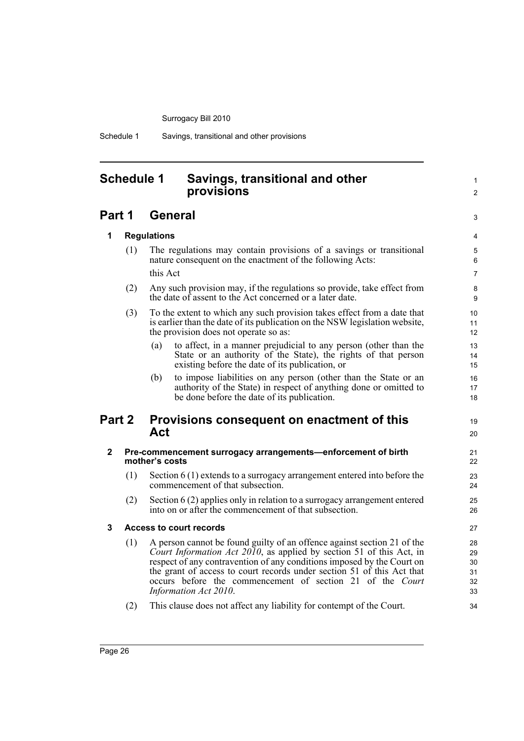# Schedule 1 Savings, transitional and other provisions

## Part 1 General

### 1 Regulations

(1) The regulations may contain provisions of a savings or transitional nature consequent on the enactment of the following Acts:

this Act

(2) Any such provision may, if the regulations so provide, take effect from the date of assent to the Act concerned or a later date.

(3) To the extent to which any such provision takes effect from a date that is earlier than the date of its publication on the NSW legislation website, the provision does not operate so as:

(a) to affect, in a manner prejudicial to any person (other than the State or an authority of the State), the rights of that person existing before the date of its publication, or

(b) to impose liabilities on any person (other than the State or an authority of the State) in respect of anything done or omitted to be done before the date of its publication.

## Part 2 Provisions consequent on enactment of this Act

### 2 Pre-commencement surrogacy arrangements—enforcement of birth mother's costs

(1) Section 6 (1) extends to a surrogacy arrangement entered into before the commencement of that subsection.

(2) Section 6 (2) applies only in relation to a surrogacy arrangement entered into on or after the commencement of that subsection.

### 3 Access to court records

(1) A person cannot be found guilty of an offence against section 21 of the *Court Information Act 2010*, as applied by section 51 of this Act, in respect of any contravention of any conditions imposed by the Court on the grant of access to court records under section 51 of this Act that occurs before the commencement of section 21 of the *Court Information Act 2010*.

(2) This clause does not affect any liability for contempt of the Court.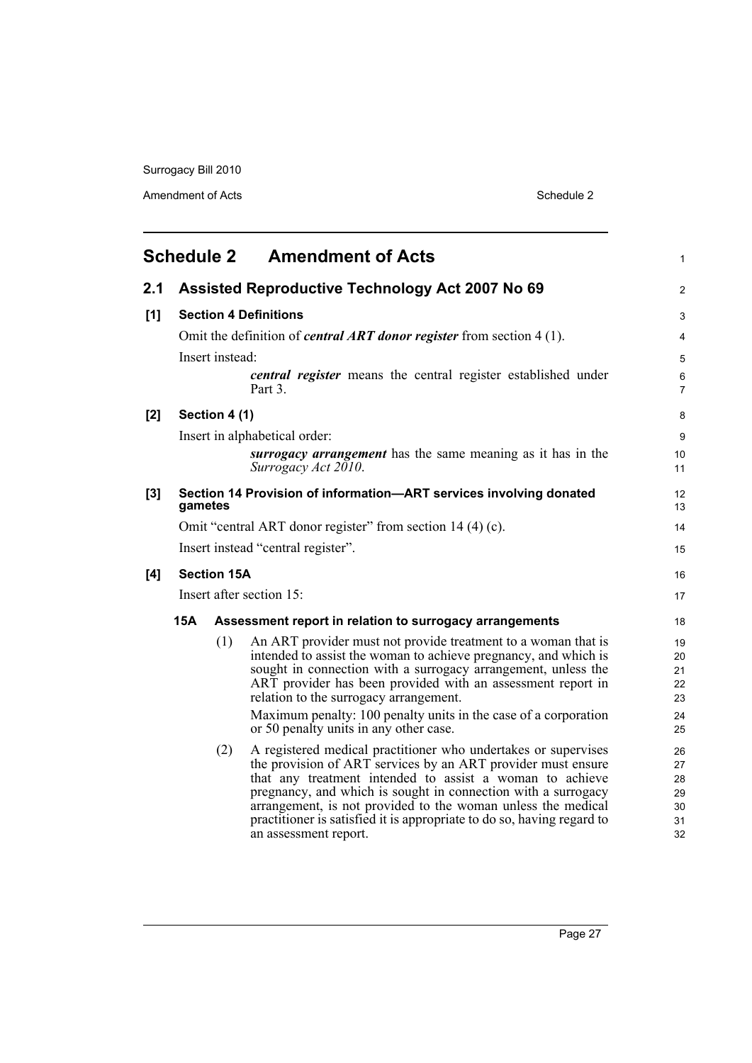# Schedule 2 Amendment of Acts

## 2.1 Assisted Reproductive Technology Act 2007 No 69

### [1] Section 4 Definitions

Omit the definition of ***central ART donor register*** from section 4 (1).

Insert instead:

> ***central register*** means the central register established under Part 3.

### [2] Section 4 (1)

Insert in alphabetical order:

> ***surrogacy arrangement*** has the same meaning as it has in the *Surrogacy Act 2010*.

### [3] Section 14 Provision of information—ART services involving donated gametes

Omit "central ART donor register" from section 14 (4) (c).

Insert instead "central register".

### [4] Section 15A

Insert after section 15:

#### 15A Assessment report in relation to surrogacy arrangements

(1) An ART provider must not provide treatment to a woman that is intended to assist the woman to achieve pregnancy, and which is sought in connection with a surrogacy arrangement, unless the ART provider has been provided with an assessment report in relation to the surrogacy arrangement.

Maximum penalty: 100 penalty units in the case of a corporation or 50 penalty units in any other case.

(2) A registered medical practitioner who undertakes or supervises the provision of ART services by an ART provider must ensure that any treatment intended to assist a woman to achieve pregnancy, and which is sought in connection with a surrogacy arrangement, is not provided to the woman unless the medical practitioner is satisfied it is appropriate to do so, having regard to an assessment report.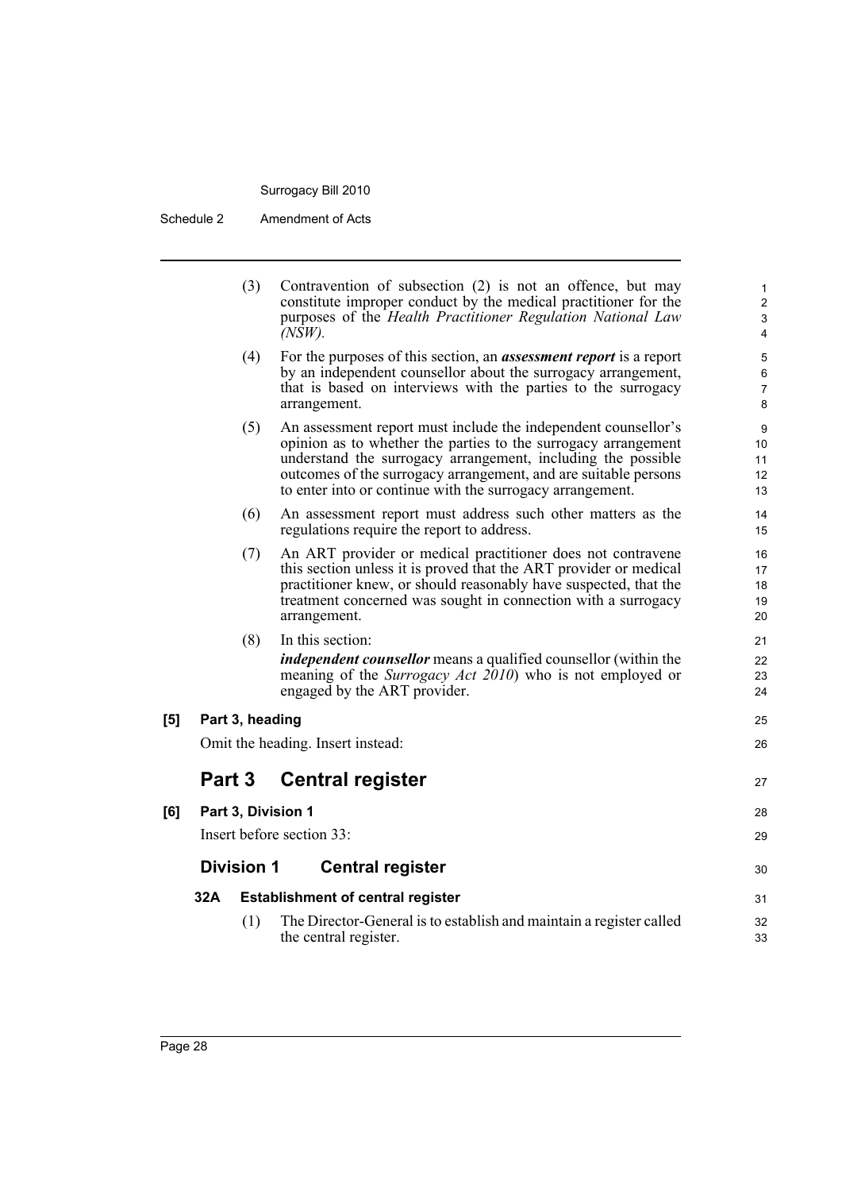(3) Contravention of subsection (2) is not an offence, but may constitute improper conduct by the medical practitioner for the purposes of the *Health Practitioner Regulation National Law (NSW)*.

(4) For the purposes of this section, an ***assessment report*** is a report by an independent counsellor about the surrogacy arrangement, that is based on interviews with the parties to the surrogacy arrangement.

(5) An assessment report must include the independent counsellor's opinion as to whether the parties to the surrogacy arrangement understand the surrogacy arrangement, including the possible outcomes of the surrogacy arrangement, and are suitable persons to enter into or continue with the surrogacy arrangement.

(6) An assessment report must address such other matters as the regulations require the report to address.

(7) An ART provider or medical practitioner does not contravene this section unless it is proved that the ART provider or medical practitioner knew, or should reasonably have suspected, that the treatment concerned was sought in connection with a surrogacy arrangement.

(8) In this section:

***independent counsellor*** means a qualified counsellor (within the meaning of the *Surrogacy Act 2010*) who is not employed or engaged by the ART provider.

**[5] Part 3, heading**

Omit the heading. Insert instead:

## Part 3 Central register

**[6] Part 3, Division 1**

Insert before section 33:

### Division 1 Central register

**32A Establishment of central register**

(1) The Director-General is to establish and maintain a register called the central register.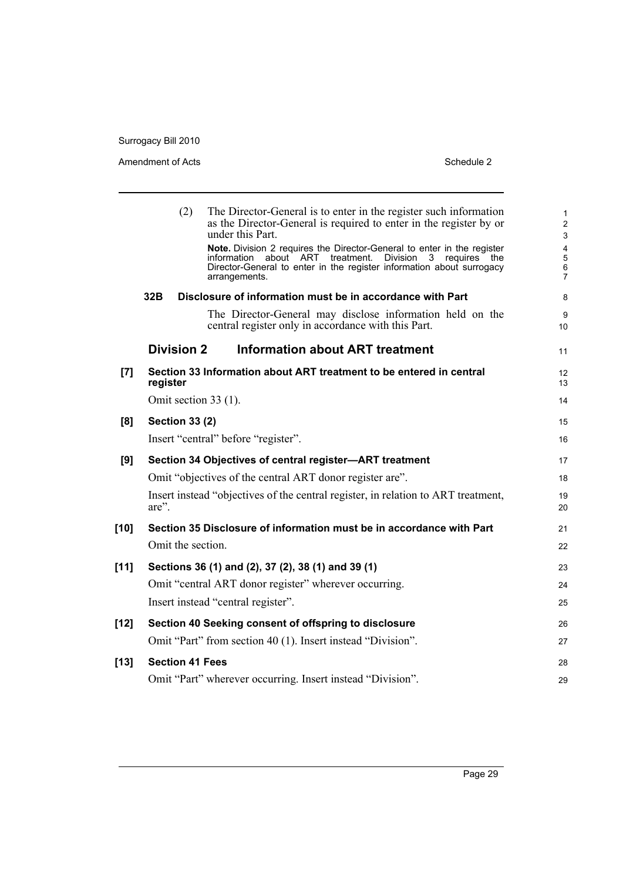(2) The Director-General is to enter in the register such information as the Director-General is required to enter in the register by or under this Part.

**Note.** Division 2 requires the Director-General to enter in the register information about ART treatment. Division 3 requires the Director-General to enter in the register information about surrogacy arrangements.

**32B Disclosure of information must be in accordance with Part**

The Director-General may disclose information held on the central register only in accordance with this Part.

## Division 2 Information about ART treatment

**[7] Section 33 Information about ART treatment to be entered in central register**

Omit section 33 (1).

**[8] Section 33 (2)**

Insert "central" before "register".

**[9] Section 34 Objectives of central register—ART treatment**

Omit "objectives of the central ART donor register are".

Insert instead "objectives of the central register, in relation to ART treatment, are".

**[10] Section 35 Disclosure of information must be in accordance with Part**

Omit the section.

**[11] Sections 36 (1) and (2), 37 (2), 38 (1) and 39 (1)**

Omit "central ART donor register" wherever occurring.

Insert instead "central register".

**[12] Section 40 Seeking consent of offspring to disclosure**

Omit "Part" from section 40 (1). Insert instead "Division".

**[13] Section 41 Fees**

Omit "Part" wherever occurring. Insert instead "Division".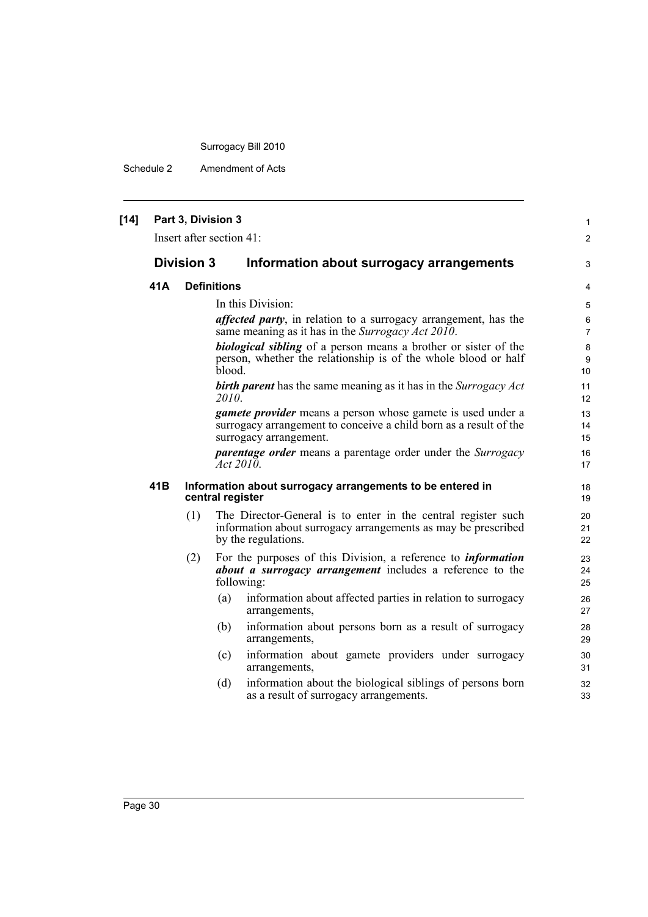**[14] Part 3, Division 3**

Insert after section 41:

## Division 3 Information about surrogacy arrangements

### 41A Definitions

In this Division:

***affected party***, in relation to a surrogacy arrangement, has the same meaning as it has in the *Surrogacy Act 2010*.

***biological sibling*** of a person means a brother or sister of the person, whether the relationship is of the whole blood or half blood.

***birth parent*** has the same meaning as it has in the *Surrogacy Act 2010*.

***gamete provider*** means a person whose gamete is used under a surrogacy arrangement to conceive a child born as a result of the surrogacy arrangement.

***parentage order*** means a parentage order under the *Surrogacy Act 2010*.

### 41B Information about surrogacy arrangements to be entered in central register

(1) The Director-General is to enter in the central register such information about surrogacy arrangements as may be prescribed by the regulations.

(2) For the purposes of this Division, a reference to ***information about a surrogacy arrangement*** includes a reference to the following:

- (a) information about affected parties in relation to surrogacy arrangements,
- (b) information about persons born as a result of surrogacy arrangements,
- (c) information about gamete providers under surrogacy arrangements,
- (d) information about the biological siblings of persons born as a result of surrogacy arrangements.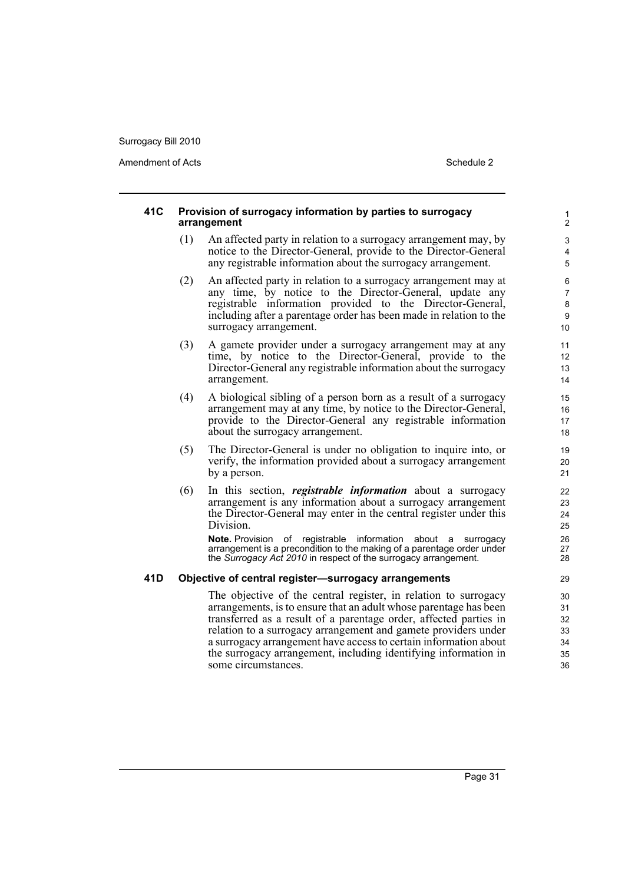### 41C Provision of surrogacy information by parties to surrogacy arrangement

(1) An affected party in relation to a surrogacy arrangement may, by notice to the Director-General, provide to the Director-General any registrable information about the surrogacy arrangement.

(2) An affected party in relation to a surrogacy arrangement may at any time, by notice to the Director-General, update any registrable information provided to the Director-General, including after a parentage order has been made in relation to the surrogacy arrangement.

(3) A gamete provider under a surrogacy arrangement may at any time, by notice to the Director-General, provide to the Director-General any registrable information about the surrogacy arrangement.

(4) A biological sibling of a person born as a result of a surrogacy arrangement may at any time, by notice to the Director-General, provide to the Director-General any registrable information about the surrogacy arrangement.

(5) The Director-General is under no obligation to inquire into, or verify, the information provided about a surrogacy arrangement by a person.

(6) In this section, ***registrable information*** about a surrogacy arrangement is any information about a surrogacy arrangement the Director-General may enter in the central register under this Division.

**Note.** Provision of registrable information about a surrogacy arrangement is a precondition to the making of a parentage order under the *Surrogacy Act 2010* in respect of the surrogacy arrangement.

### 41D Objective of central register—surrogacy arrangements

The objective of the central register, in relation to surrogacy arrangements, is to ensure that an adult whose parentage has been transferred as a result of a parentage order, affected parties in relation to a surrogacy arrangement and gamete providers under a surrogacy arrangement have access to certain information about the surrogacy arrangement, including identifying information in some circumstances.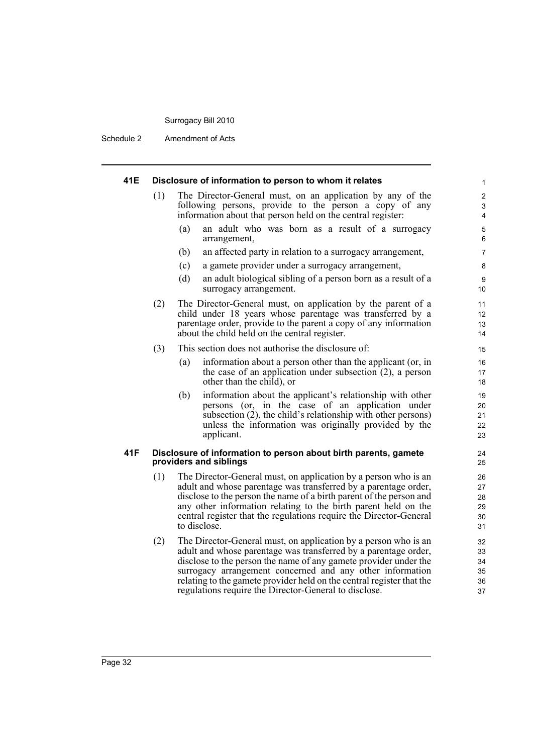### 41E Disclosure of information to person to whom it relates

(1) The Director-General must, on an application by any of the following persons, provide to the person a copy of any information about that person held on the central register:

- (a) an adult who was born as a result of a surrogacy arrangement,
- (b) an affected party in relation to a surrogacy arrangement,
- (c) a gamete provider under a surrogacy arrangement,
- (d) an adult biological sibling of a person born as a result of a surrogacy arrangement.

(2) The Director-General must, on application by the parent of a child under 18 years whose parentage was transferred by a parentage order, provide to the parent a copy of any information about the child held on the central register.

(3) This section does not authorise the disclosure of:

- (a) information about a person other than the applicant (or, in the case of an application under subsection (2), a person other than the child), or
- (b) information about the applicant's relationship with other persons (or, in the case of an application under subsection (2), the child's relationship with other persons) unless the information was originally provided by the applicant.

### 41F Disclosure of information to person about birth parents, gamete providers and siblings

(1) The Director-General must, on application by a person who is an adult and whose parentage was transferred by a parentage order, disclose to the person the name of a birth parent of the person and any other information relating to the birth parent held on the central register that the regulations require the Director-General to disclose.

(2) The Director-General must, on application by a person who is an adult and whose parentage was transferred by a parentage order, disclose to the person the name of any gamete provider under the surrogacy arrangement concerned and any other information relating to the gamete provider held on the central register that the regulations require the Director-General to disclose.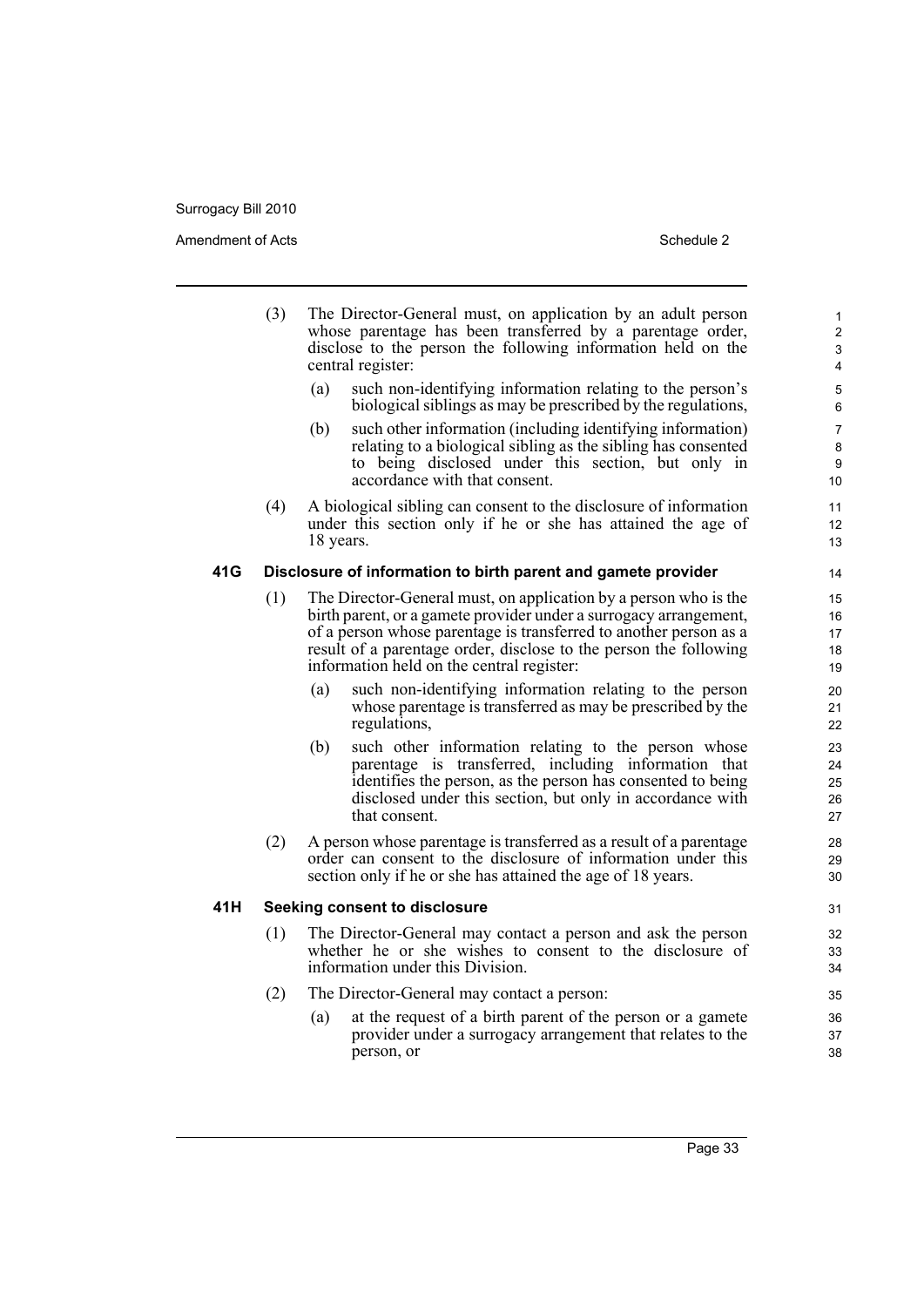(3) The Director-General must, on application by an adult person whose parentage has been transferred by a parentage order, disclose to the person the following information held on the central register:

(a) such non-identifying information relating to the person's biological siblings as may be prescribed by the regulations,

(b) such other information (including identifying information) relating to a biological sibling as the sibling has consented to being disclosed under this section, but only in accordance with that consent.

(4) A biological sibling can consent to the disclosure of information under this section only if he or she has attained the age of 18 years.

**41G Disclosure of information to birth parent and gamete provider**

(1) The Director-General must, on application by a person who is the birth parent, or a gamete provider under a surrogacy arrangement, of a person whose parentage is transferred to another person as a result of a parentage order, disclose to the person the following information held on the central register:

(a) such non-identifying information relating to the person whose parentage is transferred as may be prescribed by the regulations,

(b) such other information relating to the person whose parentage is transferred, including information that identifies the person, as the person has consented to being disclosed under this section, but only in accordance with that consent.

(2) A person whose parentage is transferred as a result of a parentage order can consent to the disclosure of information under this section only if he or she has attained the age of 18 years.

**41H Seeking consent to disclosure**

(1) The Director-General may contact a person and ask the person whether he or she wishes to consent to the disclosure of information under this Division.

(2) The Director-General may contact a person:

(a) at the request of a birth parent of the person or a gamete provider under a surrogacy arrangement that relates to the person, or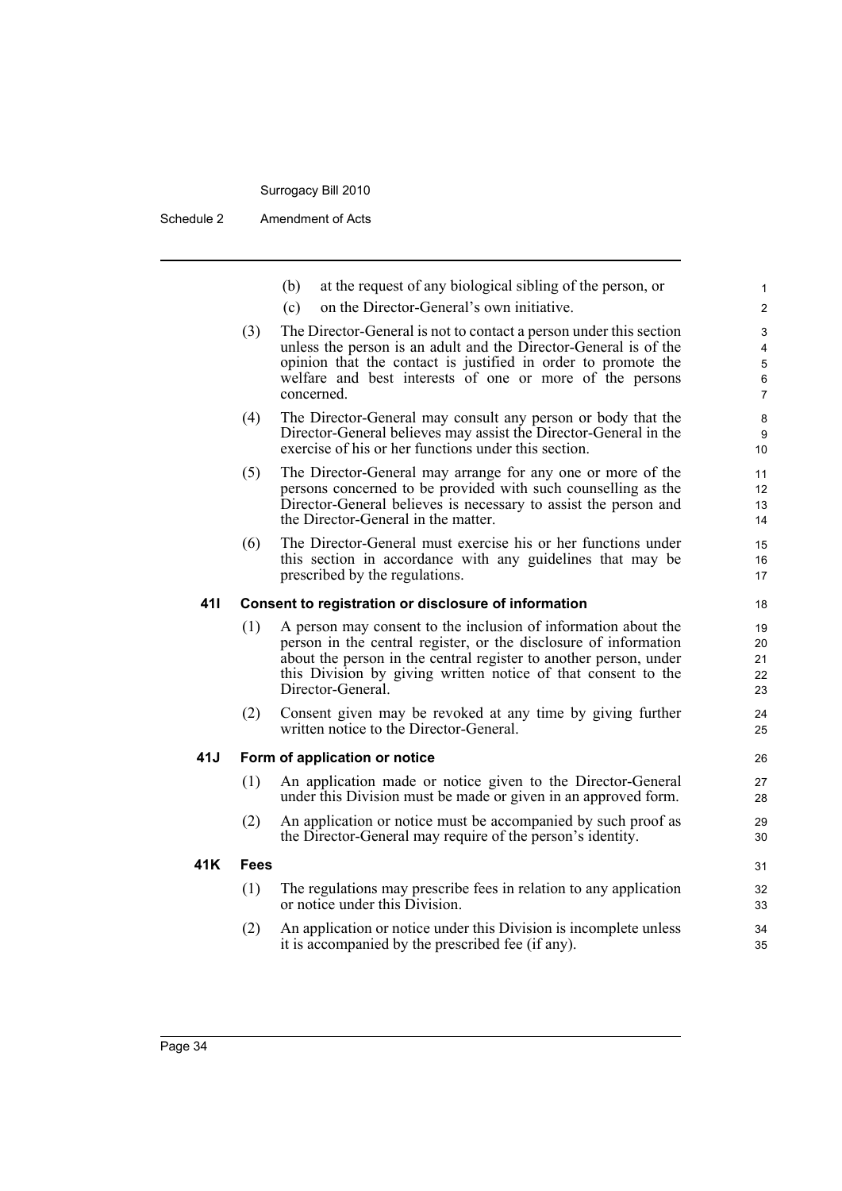(b) at the request of any biological sibling of the person, or

(c) on the Director-General's own initiative.

(3) The Director-General is not to contact a person under this section unless the person is an adult and the Director-General is of the opinion that the contact is justified in order to promote the welfare and best interests of one or more of the persons concerned.

(4) The Director-General may consult any person or body that the Director-General believes may assist the Director-General in the exercise of his or her functions under this section.

(5) The Director-General may arrange for any one or more of the persons concerned to be provided with such counselling as the Director-General believes is necessary to assist the person and the Director-General in the matter.

(6) The Director-General must exercise his or her functions under this section in accordance with any guidelines that may be prescribed by the regulations.

### 41I Consent to registration or disclosure of information

(1) A person may consent to the inclusion of information about the person in the central register, or the disclosure of information about the person in the central register to another person, under this Division by giving written notice of that consent to the Director-General.

(2) Consent given may be revoked at any time by giving further written notice to the Director-General.

### 41J Form of application or notice

(1) An application made or notice given to the Director-General under this Division must be made or given in an approved form.

(2) An application or notice must be accompanied by such proof as the Director-General may require of the person's identity.

### 41K Fees

(1) The regulations may prescribe fees in relation to any application or notice under this Division.

(2) An application or notice under this Division is incomplete unless it is accompanied by the prescribed fee (if any).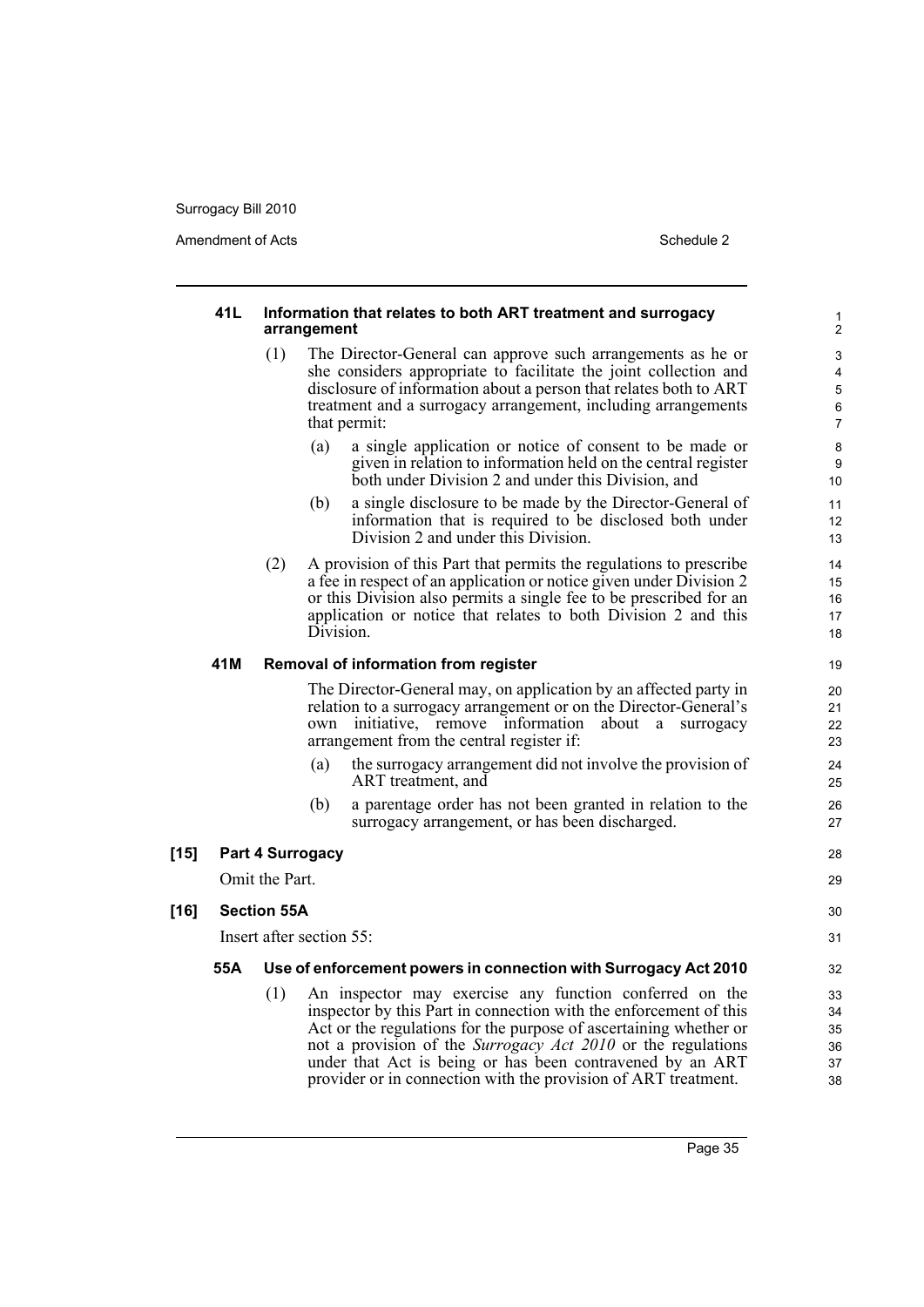#### 41L Information that relates to both ART treatment and surrogacy arrangement

(1) The Director-General can approve such arrangements as he or she considers appropriate to facilitate the joint collection and disclosure of information about a person that relates both to ART treatment and a surrogacy arrangement, including arrangements that permit:

(a) a single application or notice of consent to be made or given in relation to information held on the central register both under Division 2 and under this Division, and

(b) a single disclosure to be made by the Director-General of information that is required to be disclosed both under Division 2 and under this Division.

(2) A provision of this Part that permits the regulations to prescribe a fee in respect of an application or notice given under Division 2 or this Division also permits a single fee to be prescribed for an application or notice that relates to both Division 2 and this Division.

#### 41M Removal of information from register

The Director-General may, on application by an affected party in relation to a surrogacy arrangement or on the Director-General's own initiative, remove information about a surrogacy arrangement from the central register if:

(a) the surrogacy arrangement did not involve the provision of ART treatment, and

(b) a parentage order has not been granted in relation to the surrogacy arrangement, or has been discharged.

### [15] Part 4 Surrogacy

Omit the Part.

### [16] Section 55A

Insert after section 55:

#### 55A Use of enforcement powers in connection with Surrogacy Act 2010

(1) An inspector may exercise any function conferred on the inspector by this Part in connection with the enforcement of this Act or the regulations for the purpose of ascertaining whether or not a provision of the *Surrogacy Act 2010* or the regulations under that Act is being or has been contravened by an ART provider or in connection with the provision of ART treatment.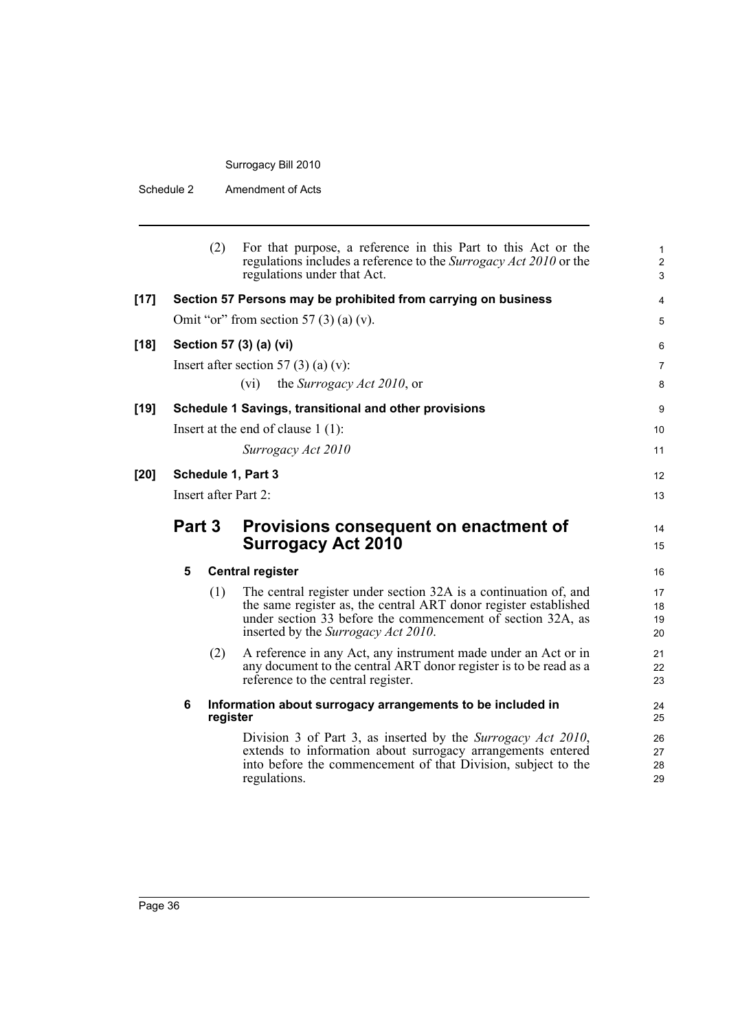(2) For that purpose, a reference in this Part to this Act or the regulations includes a reference to the *Surrogacy Act 2010* or the regulations under that Act.

**[17] Section 57 Persons may be prohibited from carrying on business**

Omit "or" from section 57 (3) (a) (v).

**[18] Section 57 (3) (a) (vi)**

Insert after section 57 (3) (a) (v):

(vi) the *Surrogacy Act 2010*, or

**[19] Schedule 1 Savings, transitional and other provisions**

Insert at the end of clause 1 (1):

*Surrogacy Act 2010*

**[20] Schedule 1, Part 3**

Insert after Part 2:

## Part 3 Provisions consequent on enactment of Surrogacy Act 2010

**5 Central register**

(1) The central register under section 32A is a continuation of, and the same register as, the central ART donor register established under section 33 before the commencement of section 32A, as inserted by the *Surrogacy Act 2010*.

(2) A reference in any Act, any instrument made under an Act or in any document to the central ART donor register is to be read as a reference to the central register.

**6 Information about surrogacy arrangements to be included in register**

Division 3 of Part 3, as inserted by the *Surrogacy Act 2010*, extends to information about surrogacy arrangements entered into before the commencement of that Division, subject to the regulations.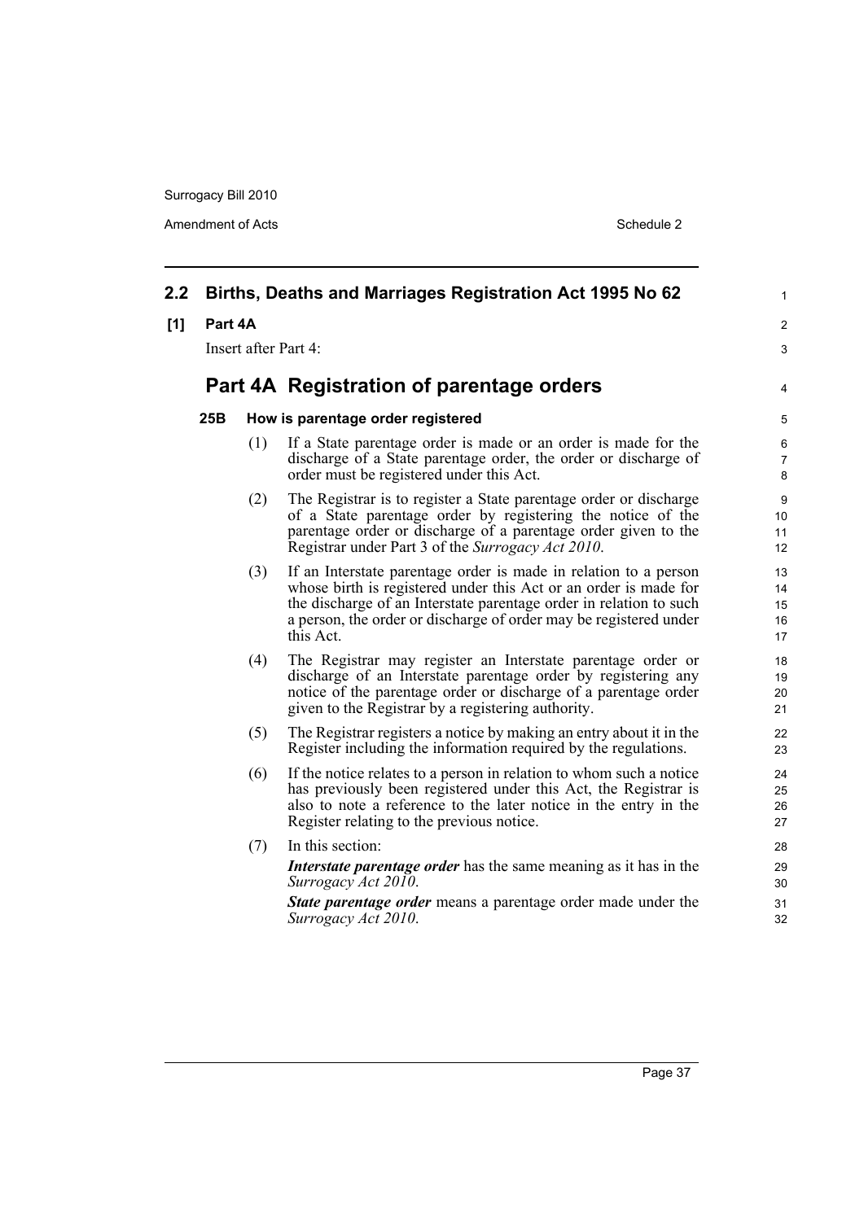## 2.2 Births, Deaths and Marriages Registration Act 1995 No 62

**[1] Part 4A**

Insert after Part 4:

# Part 4A Registration of parentage orders

### 25B How is parentage order registered

(1) If a State parentage order is made or an order is made for the discharge of a State parentage order, the order or discharge of order must be registered under this Act.

(2) The Registrar is to register a State parentage order or discharge of a State parentage order by registering the notice of the parentage order or discharge of a parentage order given to the Registrar under Part 3 of the *Surrogacy Act 2010*.

(3) If an Interstate parentage order is made in relation to a person whose birth is registered under this Act or an order is made for the discharge of an Interstate parentage order in relation to such a person, the order or discharge of order may be registered under this Act.

(4) The Registrar may register an Interstate parentage order or discharge of an Interstate parentage order by registering any notice of the parentage order or discharge of a parentage order given to the Registrar by a registering authority.

(5) The Registrar registers a notice by making an entry about it in the Register including the information required by the regulations.

(6) If the notice relates to a person in relation to whom such a notice has previously been registered under this Act, the Registrar is also to note a reference to the later notice in the entry in the Register relating to the previous notice.

(7) In this section:

***Interstate parentage order*** has the same meaning as it has in the *Surrogacy Act 2010*.

***State parentage order*** means a parentage order made under the *Surrogacy Act 2010*.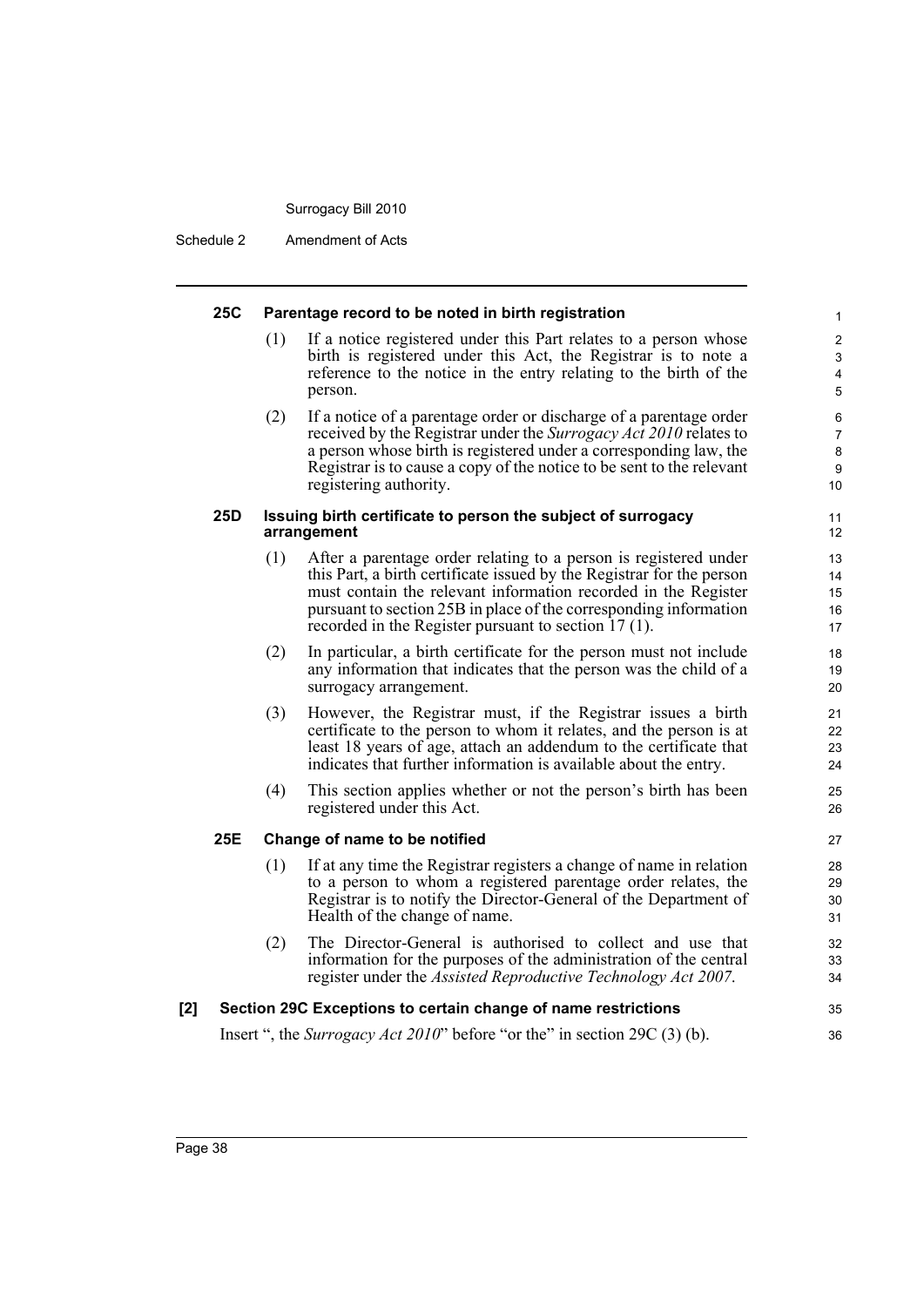#### 25C Parentage record to be noted in birth registration

(1) If a notice registered under this Part relates to a person whose birth is registered under this Act, the Registrar is to note a reference to the notice in the entry relating to the birth of the person.

(2) If a notice of a parentage order or discharge of a parentage order received by the Registrar under the *Surrogacy Act 2010* relates to a person whose birth is registered under a corresponding law, the Registrar is to cause a copy of the notice to be sent to the relevant registering authority.

#### 25D Issuing birth certificate to person the subject of surrogacy arrangement

(1) After a parentage order relating to a person is registered under this Part, a birth certificate issued by the Registrar for the person must contain the relevant information recorded in the Register pursuant to section 25B in place of the corresponding information recorded in the Register pursuant to section 17 (1).

(2) In particular, a birth certificate for the person must not include any information that indicates that the person was the child of a surrogacy arrangement.

(3) However, the Registrar must, if the Registrar issues a birth certificate to the person to whom it relates, and the person is at least 18 years of age, attach an addendum to the certificate that indicates that further information is available about the entry.

(4) This section applies whether or not the person's birth has been registered under this Act.

#### 25E Change of name to be notified

(1) If at any time the Registrar registers a change of name in relation to a person to whom a registered parentage order relates, the Registrar is to notify the Director-General of the Department of Health of the change of name.

(2) The Director-General is authorised to collect and use that information for the purposes of the administration of the central register under the *Assisted Reproductive Technology Act 2007*.

### [2] Section 29C Exceptions to certain change of name restrictions

Insert ", the *Surrogacy Act 2010*" before "or the" in section 29C (3) (b).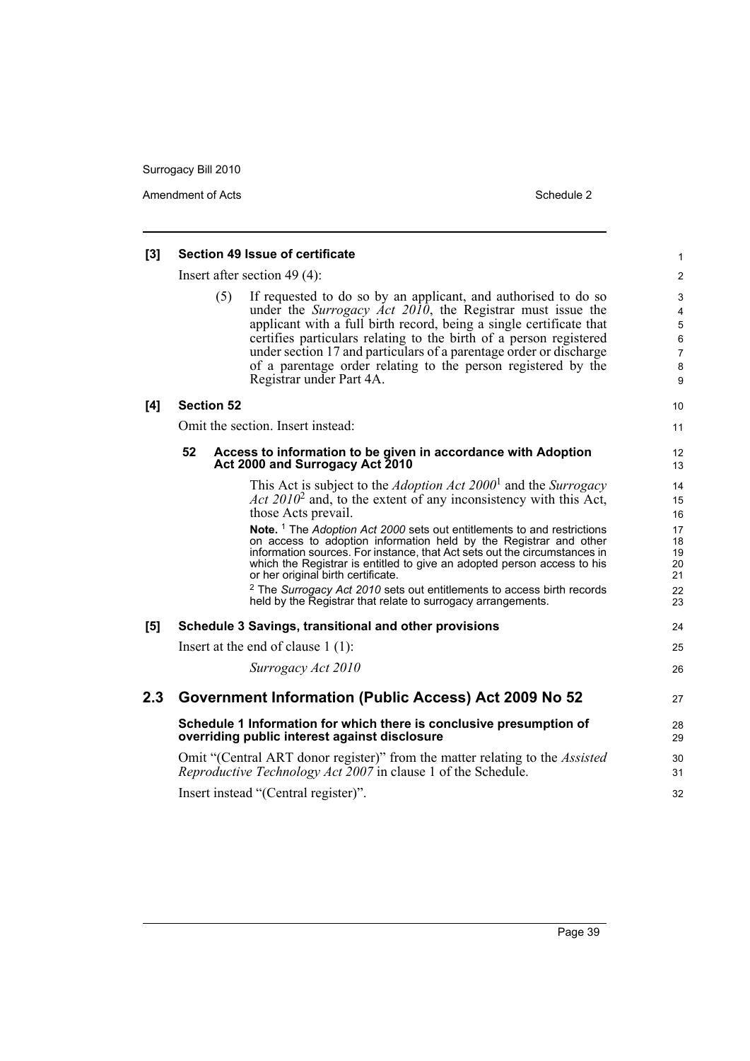**[3] Section 49 Issue of certificate**

Insert after section 49 (4):

(5) If requested to do so by an applicant, and authorised to do so under the *Surrogacy Act 2010*, the Registrar must issue the applicant with a full birth record, being a single certificate that certifies particulars relating to the birth of a person registered under section 17 and particulars of a parentage order or discharge of a parentage order relating to the person registered by the Registrar under Part 4A.

**[4] Section 52**

Omit the section. Insert instead:

**52 Access to information to be given in accordance with Adoption Act 2000 and Surrogacy Act 2010**

This Act is subject to the *Adoption Act 2000*[1] and the *Surrogacy Act 2010*[2] and, to the extent of any inconsistency with this Act, those Acts prevail.

**Note.** [1] The *Adoption Act 2000* sets out entitlements to and restrictions on access to adoption information held by the Registrar and other information sources. For instance, that Act sets out the circumstances in which the Registrar is entitled to give an adopted person access to his or her original birth certificate.

[2] The *Surrogacy Act 2010* sets out entitlements to access birth records held by the Registrar that relate to surrogacy arrangements.

**[5] Schedule 3 Savings, transitional and other provisions**

Insert at the end of clause 1 (1):

*Surrogacy Act 2010*

## 2.3 Government Information (Public Access) Act 2009 No 52

**Schedule 1 Information for which there is conclusive presumption of overriding public interest against disclosure**

Omit "(Central ART donor register)" from the matter relating to the *Assisted Reproductive Technology Act 2007* in clause 1 of the Schedule.

Insert instead "(Central register)".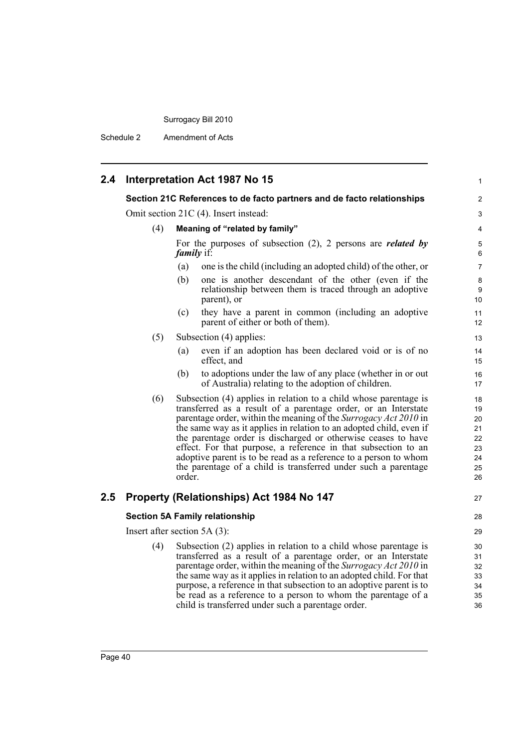## 2.4 Interpretation Act 1987 No 15

### Section 21C References to de facto partners and de facto relationships

Omit section 21C (4). Insert instead:

(4) **Meaning of "related by family"**

For the purposes of subsection (2), 2 persons are ***related by family*** if:

(a) one is the child (including an adopted child) of the other, or

(b) one is another descendant of the other (even if the relationship between them is traced through an adoptive parent), or

(c) they have a parent in common (including an adoptive parent of either or both of them).

(5) Subsection (4) applies:

(a) even if an adoption has been declared void or is of no effect, and

(b) to adoptions under the law of any place (whether in or out of Australia) relating to the adoption of children.

(6) Subsection (4) applies in relation to a child whose parentage is transferred as a result of a parentage order, or an Interstate parentage order, within the meaning of the *Surrogacy Act 2010* in the same way as it applies in relation to an adopted child, even if the parentage order is discharged or otherwise ceases to have effect. For that purpose, a reference in that subsection to an adoptive parent is to be read as a reference to a person to whom the parentage of a child is transferred under such a parentage order.

## 2.5 Property (Relationships) Act 1984 No 147

### Section 5A Family relationship

Insert after section 5A (3):

(4) Subsection (2) applies in relation to a child whose parentage is transferred as a result of a parentage order, or an Interstate parentage order, within the meaning of the *Surrogacy Act 2010* in the same way as it applies in relation to an adopted child. For that purpose, a reference in that subsection to an adoptive parent is to be read as a reference to a person to whom the parentage of a child is transferred under such a parentage order.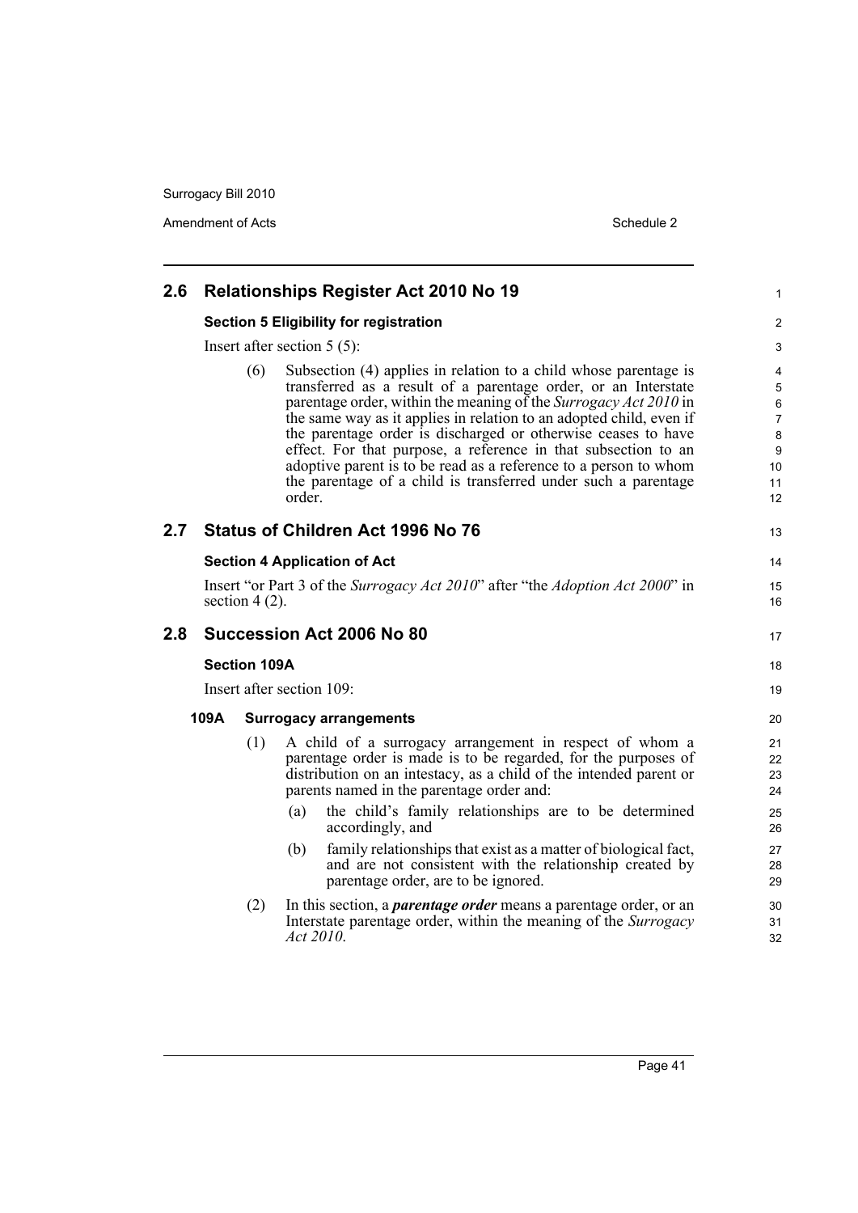## 2.6 Relationships Register Act 2010 No 19

### Section 5 Eligibility for registration

Insert after section 5 (5):

(6) Subsection (4) applies in relation to a child whose parentage is transferred as a result of a parentage order, or an Interstate parentage order, within the meaning of the *Surrogacy Act 2010* in the same way as it applies in relation to an adopted child, even if the parentage order is discharged or otherwise ceases to have effect. For that purpose, a reference in that subsection to an adoptive parent is to be read as a reference to a person to whom the parentage of a child is transferred under such a parentage order.

## 2.7 Status of Children Act 1996 No 76

### Section 4 Application of Act

Insert "or Part 3 of the *Surrogacy Act 2010*" after "the *Adoption Act 2000*" in section 4 (2).

## 2.8 Succession Act 2006 No 80

### Section 109A

Insert after section 109:

#### 109A Surrogacy arrangements

(1) A child of a surrogacy arrangement in respect of whom a parentage order is made is to be regarded, for the purposes of distribution on an intestacy, as a child of the intended parent or parents named in the parentage order and:

(a) the child's family relationships are to be determined accordingly, and

(b) family relationships that exist as a matter of biological fact, and are not consistent with the relationship created by parentage order, are to be ignored.

(2) In this section, a ***parentage order*** means a parentage order, or an Interstate parentage order, within the meaning of the *Surrogacy Act 2010*.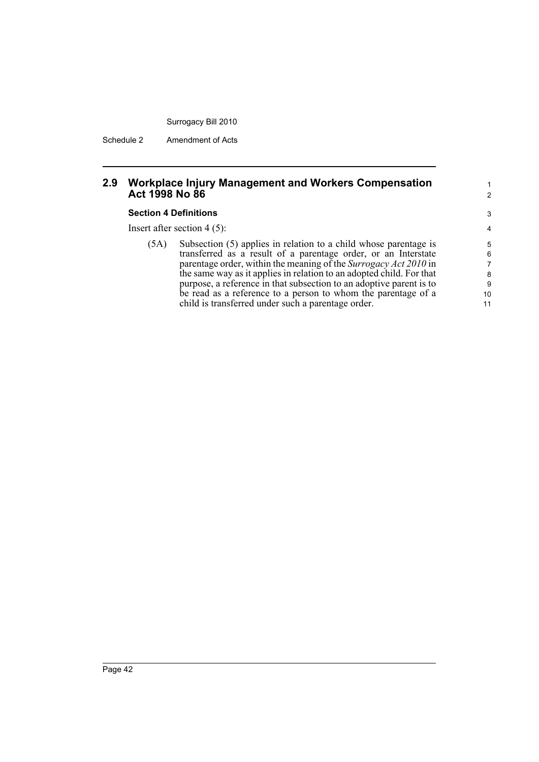## 2.9 Workplace Injury Management and Workers Compensation Act 1998 No 86

### Section 4 Definitions

Insert after section 4 (5):

(5A) Subsection (5) applies in relation to a child whose parentage is transferred as a result of a parentage order, or an Interstate parentage order, within the meaning of the *Surrogacy Act 2010* in the same way as it applies in relation to an adopted child. For that purpose, a reference in that subsection to an adoptive parent is to be read as a reference to a person to whom the parentage of a child is transferred under such a parentage order.